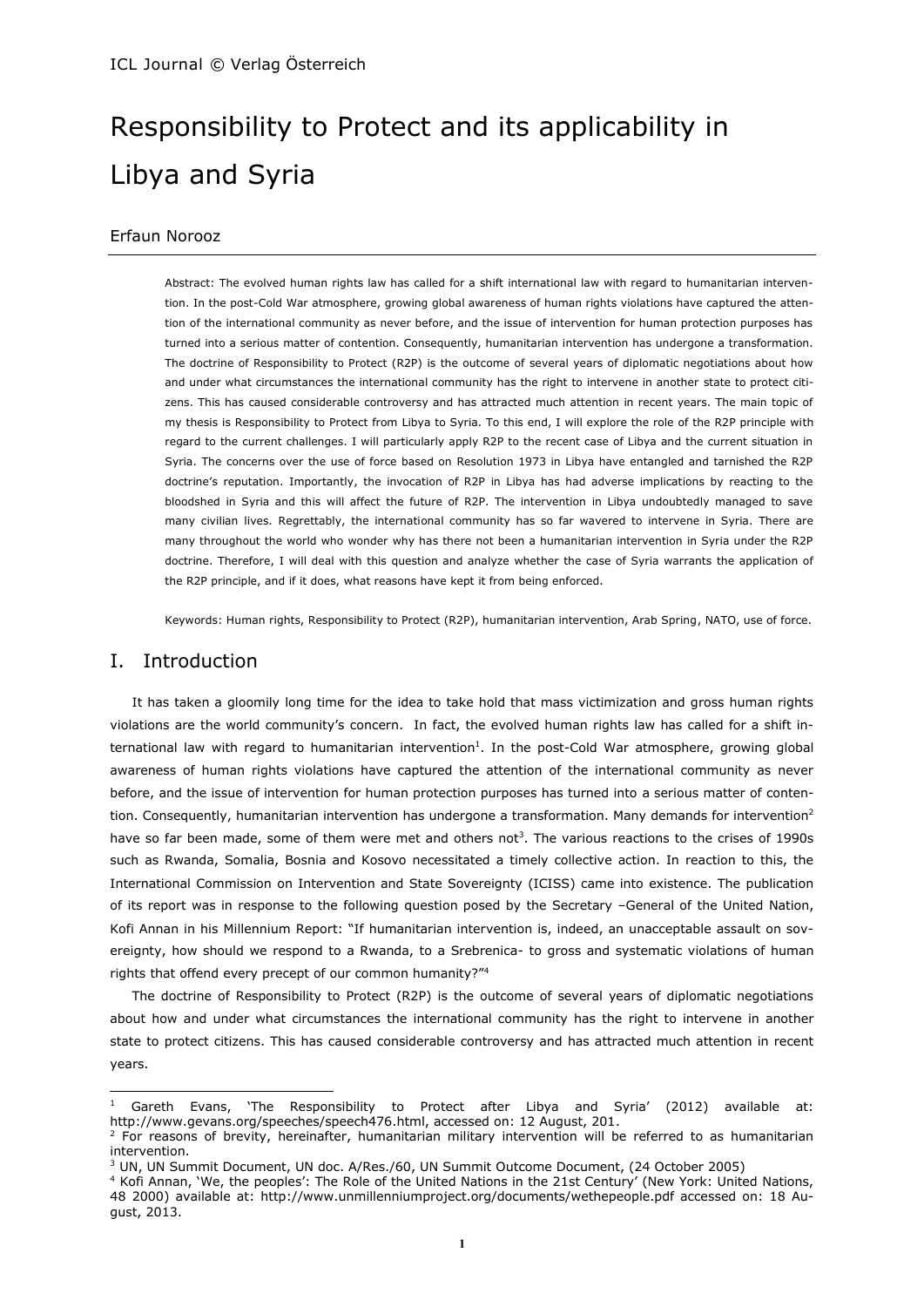# Responsibility to Protect and its applicability in Libya and Syria

Erfaun Norooz

> Abstract: The evolved human rights law has called for a shift international law with regard to humanitarian intervention. In the post-Cold War atmosphere, growing global awareness of human rights violations have captured the attention of the international community as never before, and the issue of intervention for human protection purposes has turned into a serious matter of contention. Consequently, humanitarian intervention has undergone a transformation. The doctrine of Responsibility to Protect (R2P) is the outcome of several years of diplomatic negotiations about how and under what circumstances the international community has the right to intervene in another state to protect citizens. This has caused considerable controversy and has attracted much attention in recent years. The main topic of my thesis is Responsibility to Protect from Libya to Syria. To this end, I will explore the role of the R2P principle with regard to the current challenges. I will particularly apply R2P to the recent case of Libya and the current situation in Syria. The concerns over the use of force based on Resolution 1973 in Libya have entangled and tarnished the R2P doctrine's reputation. Importantly, the invocation of R2P in Libya has had adverse implications by reacting to the bloodshed in Syria and this will affect the future of R2P. The intervention in Libya undoubtedly managed to save many civilian lives. Regrettably, the international community has so far wavered to intervene in Syria. There are many throughout the world who wonder why has there not been a humanitarian intervention in Syria under the R2P doctrine. Therefore, I will deal with this question and analyze whether the case of Syria warrants the application of the R2P principle, and if it does, what reasons have kept it from being enforced.
>
> Keywords: Human rights, Responsibility to Protect (R2P), humanitarian intervention, Arab Spring, NATO, use of force.

## I. Introduction

It has taken a gloomily long time for the idea to take hold that mass victimization and gross human rights violations are the world community's concern. In fact, the evolved human rights law has called for a shift international law with regard to humanitarian intervention[1]. In the post-Cold War atmosphere, growing global awareness of human rights violations have captured the attention of the international community as never before, and the issue of intervention for human protection purposes has turned into a serious matter of contention. Consequently, humanitarian intervention has undergone a transformation. Many demands for intervention[2] have so far been made, some of them were met and others not[3]. The various reactions to the crises of 1990s such as Rwanda, Somalia, Bosnia and Kosovo necessitated a timely collective action. In reaction to this, the International Commission on Intervention and State Sovereignty (ICISS) came into existence. The publication of its report was in response to the following question posed by the Secretary –General of the United Nation, Kofi Annan in his Millennium Report: "If humanitarian intervention is, indeed, an unacceptable assault on sovereignty, how should we respond to a Rwanda, to a Srebrenica- to gross and systematic violations of human rights that offend every precept of our common humanity?"[4]

The doctrine of Responsibility to Protect (R2P) is the outcome of several years of diplomatic negotiations about how and under what circumstances the international community has the right to intervene in another state to protect citizens. This has caused considerable controversy and has attracted much attention in recent years.

---

[1] Gareth Evans, 'The Responsibility to Protect after Libya and Syria' (2012) available at: http://www.gevans.org/speeches/speech476.html, accessed on: 12 August, 201.

[2] For reasons of brevity, hereinafter, humanitarian military intervention will be referred to as humanitarian intervention.

[3] UN, UN Summit Document, UN doc. A/Res./60, UN Summit Outcome Document, (24 October 2005)

[4] Kofi Annan, 'We, the peoples': The Role of the United Nations in the 21st Century' (New York: United Nations, 48 2000) available at: http://www.unmillenniumproject.org/documents/wethepeople.pdf accessed on: 18 August, 2013.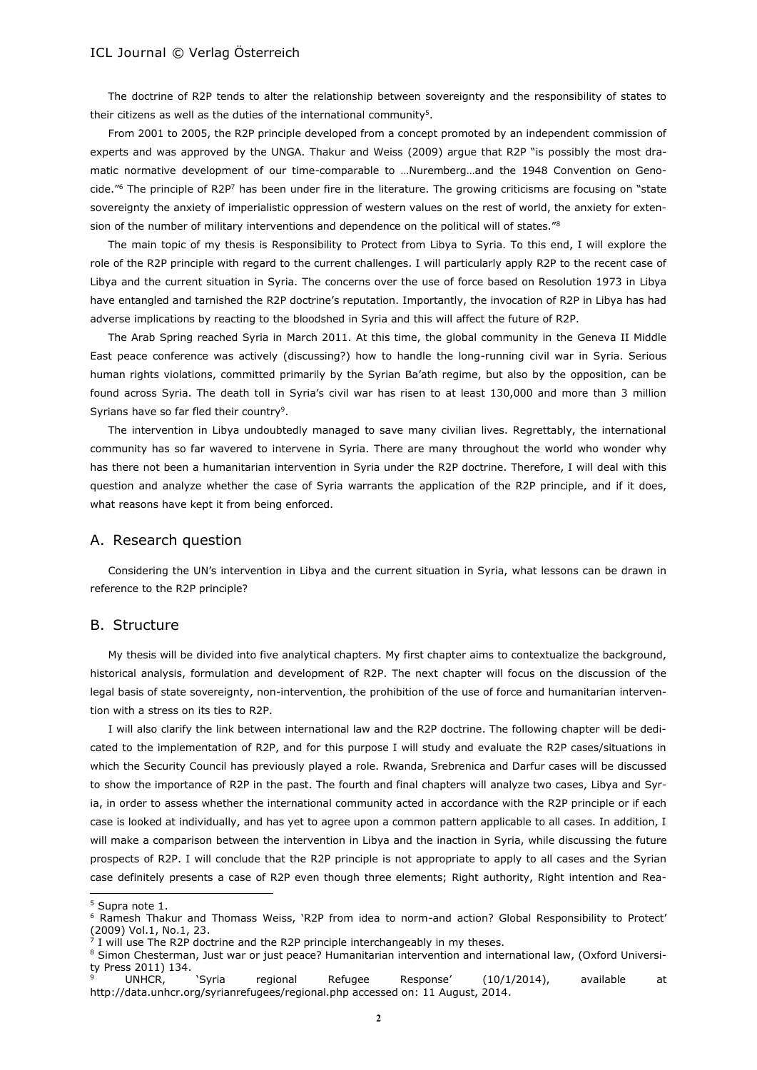The doctrine of R2P tends to alter the relationship between sovereignty and the responsibility of states to their citizens as well as the duties of the international community[5].

From 2001 to 2005, the R2P principle developed from a concept promoted by an independent commission of experts and was approved by the UNGA. Thakur and Weiss (2009) argue that R2P "is possibly the most dramatic normative development of our time-comparable to …Nuremberg…and the 1948 Convention on Genocide."[6] The principle of R2P[7] has been under fire in the literature. The growing criticisms are focusing on "state sovereignty the anxiety of imperialistic oppression of western values on the rest of world, the anxiety for extension of the number of military interventions and dependence on the political will of states."[8]

The main topic of my thesis is Responsibility to Protect from Libya to Syria. To this end, I will explore the role of the R2P principle with regard to the current challenges. I will particularly apply R2P to the recent case of Libya and the current situation in Syria. The concerns over the use of force based on Resolution 1973 in Libya have entangled and tarnished the R2P doctrine's reputation. Importantly, the invocation of R2P in Libya has had adverse implications by reacting to the bloodshed in Syria and this will affect the future of R2P.

The Arab Spring reached Syria in March 2011. At this time, the global community in the Geneva II Middle East peace conference was actively (discussing?) how to handle the long-running civil war in Syria. Serious human rights violations, committed primarily by the Syrian Ba'ath regime, but also by the opposition, can be found across Syria. The death toll in Syria's civil war has risen to at least 130,000 and more than 3 million Syrians have so far fled their country[9].

The intervention in Libya undoubtedly managed to save many civilian lives. Regrettably, the international community has so far wavered to intervene in Syria. There are many throughout the world who wonder why has there not been a humanitarian intervention in Syria under the R2P doctrine. Therefore, I will deal with this question and analyze whether the case of Syria warrants the application of the R2P principle, and if it does, what reasons have kept it from being enforced.

## A. Research question

Considering the UN's intervention in Libya and the current situation in Syria, what lessons can be drawn in reference to the R2P principle?

## B. Structure

My thesis will be divided into five analytical chapters. My first chapter aims to contextualize the background, historical analysis, formulation and development of R2P. The next chapter will focus on the discussion of the legal basis of state sovereignty, non-intervention, the prohibition of the use of force and humanitarian intervention with a stress on its ties to R2P.

I will also clarify the link between international law and the R2P doctrine. The following chapter will be dedicated to the implementation of R2P, and for this purpose I will study and evaluate the R2P cases/situations in which the Security Council has previously played a role. Rwanda, Srebrenica and Darfur cases will be discussed to show the importance of R2P in the past. The fourth and final chapters will analyze two cases, Libya and Syria, in order to assess whether the international community acted in accordance with the R2P principle or if each case is looked at individually, and has yet to agree upon a common pattern applicable to all cases. In addition, I will make a comparison between the intervention in Libya and the inaction in Syria, while discussing the future prospects of R2P. I will conclude that the R2P principle is not appropriate to apply to all cases and the Syrian case definitely presents a case of R2P even though three elements; Right authority, Right intention and Rea-

---

[5] Supra note 1.

[6] Ramesh Thakur and Thomass Weiss, 'R2P from idea to norm-and action? Global Responsibility to Protect' (2009) Vol.1, No.1, 23.

[7] I will use The R2P doctrine and the R2P principle interchangeably in my theses.

[8] Simon Chesterman, Just war or just peace? Humanitarian intervention and international law, (Oxford University Press 2011) 134.

[9] UNHCR, 'Syria regional Refugee Response' (10/1/2014), available at http://data.unhcr.org/syrianrefugees/regional.php accessed on: 11 August, 2014.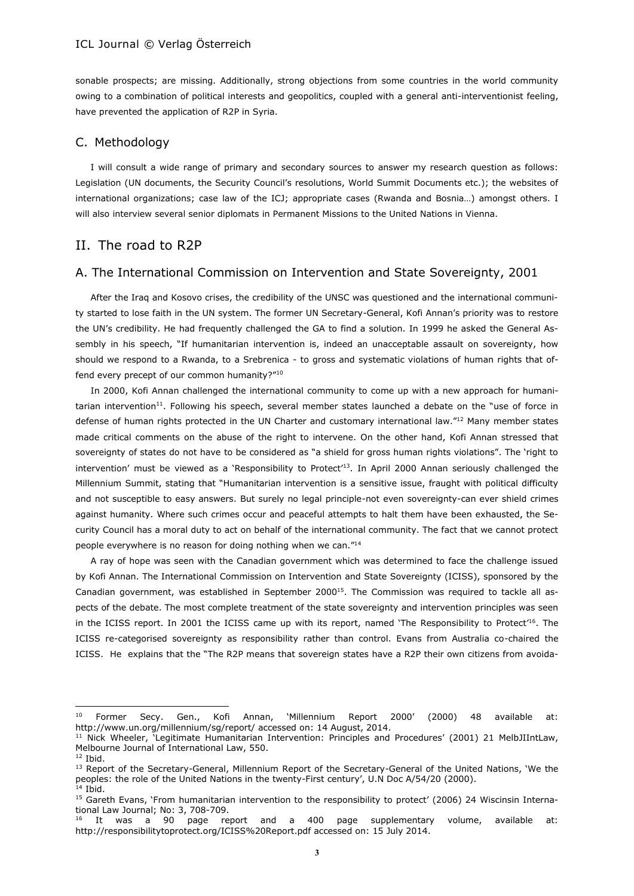sonable prospects; are missing. Additionally, strong objections from some countries in the world community owing to a combination of political interests and geopolitics, coupled with a general anti-interventionist feeling, have prevented the application of R2P in Syria.

## C. Methodology

I will consult a wide range of primary and secondary sources to answer my research question as follows: Legislation (UN documents, the Security Council's resolutions, World Summit Documents etc.); the websites of international organizations; case law of the ICJ; appropriate cases (Rwanda and Bosnia…) amongst others. I will also interview several senior diplomats in Permanent Missions to the United Nations in Vienna.

# II. The road to R2P

## A. The International Commission on Intervention and State Sovereignty, 2001

After the Iraq and Kosovo crises, the credibility of the UNSC was questioned and the international community started to lose faith in the UN system. The former UN Secretary-General, Kofi Annan's priority was to restore the UN's credibility. He had frequently challenged the GA to find a solution. In 1999 he asked the General Assembly in his speech, "If humanitarian intervention is, indeed an unacceptable assault on sovereignty, how should we respond to a Rwanda, to a Srebrenica - to gross and systematic violations of human rights that offend every precept of our common humanity?"[10]

In 2000, Kofi Annan challenged the international community to come up with a new approach for humanitarian intervention[11]. Following his speech, several member states launched a debate on the "use of force in defense of human rights protected in the UN Charter and customary international law."[12] Many member states made critical comments on the abuse of the right to intervene. On the other hand, Kofi Annan stressed that sovereignty of states do not have to be considered as "a shield for gross human rights violations". The 'right to intervention' must be viewed as a 'Responsibility to Protect'[13]. In April 2000 Annan seriously challenged the Millennium Summit, stating that "Humanitarian intervention is a sensitive issue, fraught with political difficulty and not susceptible to easy answers. But surely no legal principle-not even sovereignty-can ever shield crimes against humanity. Where such crimes occur and peaceful attempts to halt them have been exhausted, the Security Council has a moral duty to act on behalf of the international community. The fact that we cannot protect people everywhere is no reason for doing nothing when we can."[14]

A ray of hope was seen with the Canadian government which was determined to face the challenge issued by Kofi Annan. The International Commission on Intervention and State Sovereignty (ICISS), sponsored by the Canadian government, was established in September 2000[15]. The Commission was required to tackle all aspects of the debate. The most complete treatment of the state sovereignty and intervention principles was seen in the ICISS report. In 2001 the ICISS came up with its report, named 'The Responsibility to Protect'[16]. The ICISS re-categorised sovereignty as responsibility rather than control. Evans from Australia co-chaired the ICISS. He explains that the "The R2P means that sovereign states have a R2P their own citizens from avoida-

---

[10] Former Secy. Gen., Kofi Annan, 'Millennium Report 2000' (2000) 48 available at: http://www.un.org/millennium/sg/report/ accessed on: 14 August, 2014.

[11] Nick Wheeler, 'Legitimate Humanitarian Intervention: Principles and Procedures' (2001) 21 MelbJIIntLaw, Melbourne Journal of International Law, 550.

[12] Ibid.

[13] Report of the Secretary-General, Millennium Report of the Secretary-General of the United Nations, 'We the peoples: the role of the United Nations in the twenty-First century', U.N Doc A/54/20 (2000).

[14] Ibid.

[15] Gareth Evans, 'From humanitarian intervention to the responsibility to protect' (2006) 24 Wiscinsin International Law Journal; No: 3, 708-709.

[16] It was a 90 page report and a 400 page supplementary volume, available at: http://responsibilitytoprotect.org/ICISS%20Report.pdf accessed on: 15 July 2014.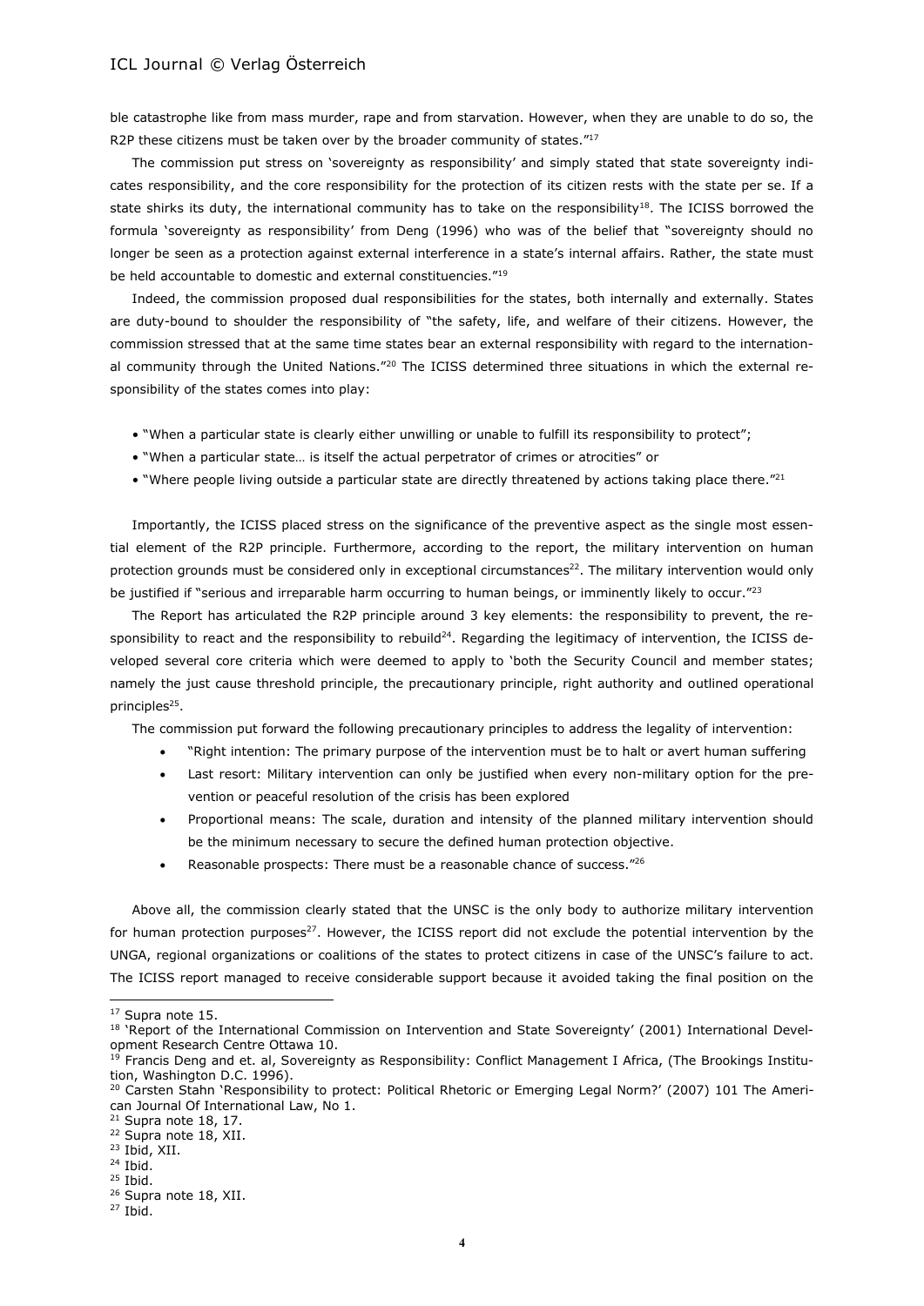ble catastrophe like from mass murder, rape and from starvation. However, when they are unable to do so, the R2P these citizens must be taken over by the broader community of states."[17]

The commission put stress on 'sovereignty as responsibility' and simply stated that state sovereignty indicates responsibility, and the core responsibility for the protection of its citizen rests with the state per se. If a state shirks its duty, the international community has to take on the responsibility[18]. The ICISS borrowed the formula 'sovereignty as responsibility' from Deng (1996) who was of the belief that "sovereignty should no longer be seen as a protection against external interference in a state's internal affairs. Rather, the state must be held accountable to domestic and external constituencies."[19]

Indeed, the commission proposed dual responsibilities for the states, both internally and externally. States are duty-bound to shoulder the responsibility of "the safety, life, and welfare of their citizens. However, the commission stressed that at the same time states bear an external responsibility with regard to the international community through the United Nations."[20] The ICISS determined three situations in which the external responsibility of the states comes into play:

- "When a particular state is clearly either unwilling or unable to fulfill its responsibility to protect";
- "When a particular state… is itself the actual perpetrator of crimes or atrocities" or
- "Where people living outside a particular state are directly threatened by actions taking place there."[21]

Importantly, the ICISS placed stress on the significance of the preventive aspect as the single most essential element of the R2P principle. Furthermore, according to the report, the military intervention on human protection grounds must be considered only in exceptional circumstances[22]. The military intervention would only be justified if "serious and irreparable harm occurring to human beings, or imminently likely to occur."[23]

The Report has articulated the R2P principle around 3 key elements: the responsibility to prevent, the responsibility to react and the responsibility to rebuild[24]. Regarding the legitimacy of intervention, the ICISS developed several core criteria which were deemed to apply to 'both the Security Council and member states; namely the just cause threshold principle, the precautionary principle, right authority and outlined operational principles[25].

The commission put forward the following precautionary principles to address the legality of intervention:

- "Right intention: The primary purpose of the intervention must be to halt or avert human suffering
- Last resort: Military intervention can only be justified when every non-military option for the prevention or peaceful resolution of the crisis has been explored
- Proportional means: The scale, duration and intensity of the planned military intervention should be the minimum necessary to secure the defined human protection objective.
- Reasonable prospects: There must be a reasonable chance of success."[26]

Above all, the commission clearly stated that the UNSC is the only body to authorize military intervention for human protection purposes[27]. However, the ICISS report did not exclude the potential intervention by the UNGA, regional organizations or coalitions of the states to protect citizens in case of the UNSC's failure to act. The ICISS report managed to receive considerable support because it avoided taking the final position on the

---

[17] Supra note 15.

[18] 'Report of the International Commission on Intervention and State Sovereignty' (2001) International Development Research Centre Ottawa 10.

[19] Francis Deng and et. al, Sovereignty as Responsibility: Conflict Management I Africa, (The Brookings Institution, Washington D.C. 1996).

[20] Carsten Stahn 'Responsibility to protect: Political Rhetoric or Emerging Legal Norm?' (2007) 101 The American Journal Of International Law, No 1.

[21] Supra note 18, 17.

[22] Supra note 18, XII.

[23] Ibid, XII.

[24] Ibid.

[25] Ibid.

[26] Supra note 18, XII.

[27] Ibid.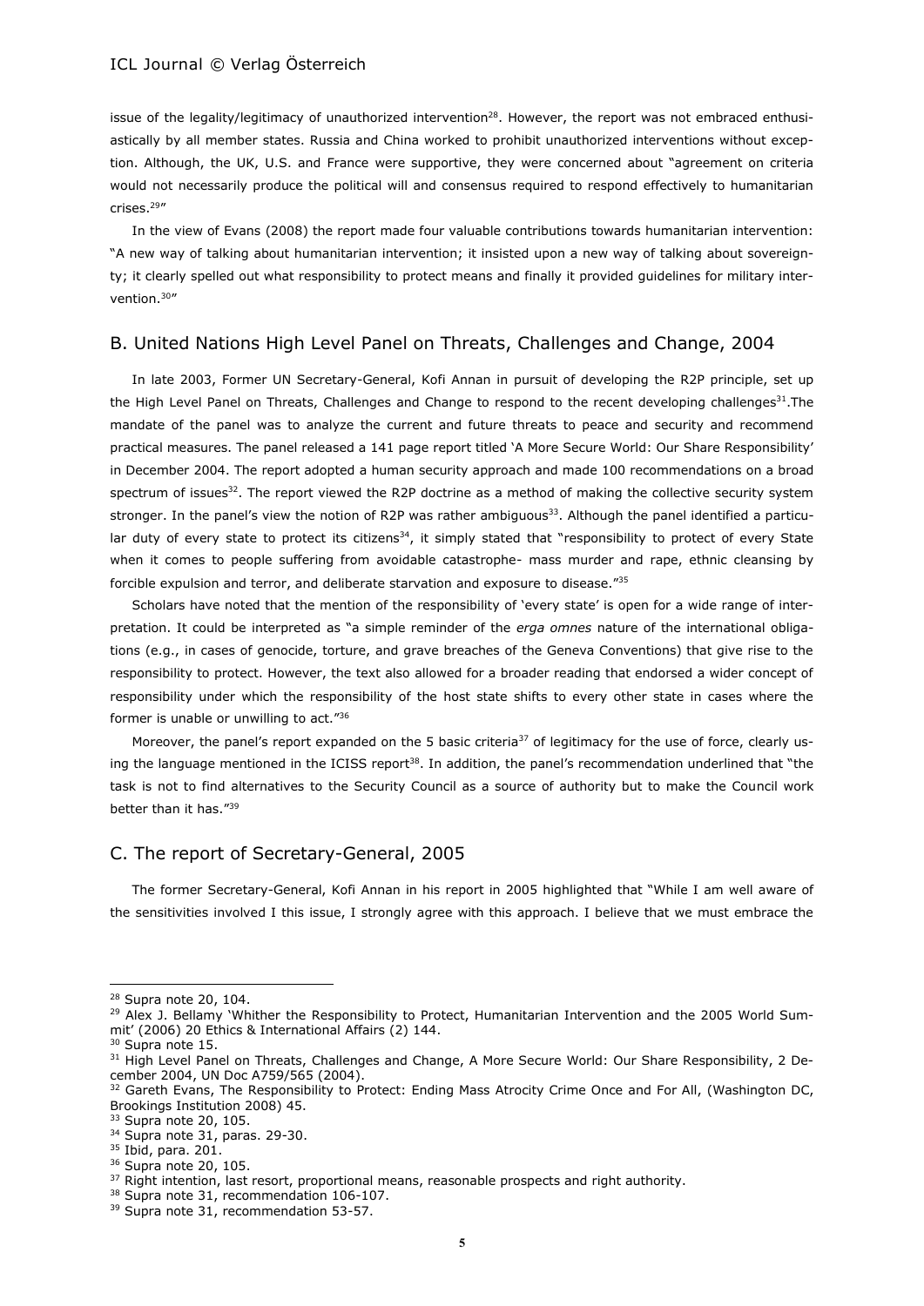issue of the legality/legitimacy of unauthorized intervention[28]. However, the report was not embraced enthusiastically by all member states. Russia and China worked to prohibit unauthorized interventions without exception. Although, the UK, U.S. and France were supportive, they were concerned about "agreement on criteria would not necessarily produce the political will and consensus required to respond effectively to humanitarian crises.[29]"

In the view of Evans (2008) the report made four valuable contributions towards humanitarian intervention: "A new way of talking about humanitarian intervention; it insisted upon a new way of talking about sovereignty; it clearly spelled out what responsibility to protect means and finally it provided guidelines for military intervention.[30]"

## B. United Nations High Level Panel on Threats, Challenges and Change, 2004

In late 2003, Former UN Secretary-General, Kofi Annan in pursuit of developing the R2P principle, set up the High Level Panel on Threats, Challenges and Change to respond to the recent developing challenges[31].The mandate of the panel was to analyze the current and future threats to peace and security and recommend practical measures. The panel released a 141 page report titled 'A More Secure World: Our Share Responsibility' in December 2004. The report adopted a human security approach and made 100 recommendations on a broad spectrum of issues[32]. The report viewed the R2P doctrine as a method of making the collective security system stronger. In the panel's view the notion of R2P was rather ambiguous[33]. Although the panel identified a particular duty of every state to protect its citizens[34], it simply stated that "responsibility to protect of every State when it comes to people suffering from avoidable catastrophe- mass murder and rape, ethnic cleansing by forcible expulsion and terror, and deliberate starvation and exposure to disease."[35]

Scholars have noted that the mention of the responsibility of 'every state' is open for a wide range of interpretation. It could be interpreted as "a simple reminder of the *erga omnes* nature of the international obligations (e.g., in cases of genocide, torture, and grave breaches of the Geneva Conventions) that give rise to the responsibility to protect. However, the text also allowed for a broader reading that endorsed a wider concept of responsibility under which the responsibility of the host state shifts to every other state in cases where the former is unable or unwilling to act."[36]

Moreover, the panel's report expanded on the 5 basic criteria[37] of legitimacy for the use of force, clearly using the language mentioned in the ICISS report[38]. In addition, the panel's recommendation underlined that "the task is not to find alternatives to the Security Council as a source of authority but to make the Council work better than it has."[39]

## C. The report of Secretary-General, 2005

The former Secretary-General, Kofi Annan in his report in 2005 highlighted that "While I am well aware of the sensitivities involved I this issue, I strongly agree with this approach. I believe that we must embrace the

---

[28] Supra note 20, 104.

[29] Alex J. Bellamy 'Whither the Responsibility to Protect, Humanitarian Intervention and the 2005 World Summit' (2006) 20 Ethics & International Affairs (2) 144.

[30] Supra note 15.

[31] High Level Panel on Threats, Challenges and Change, A More Secure World: Our Share Responsibility, 2 December 2004, UN Doc A759/565 (2004).

[32] Gareth Evans, The Responsibility to Protect: Ending Mass Atrocity Crime Once and For All, (Washington DC, Brookings Institution 2008) 45.

[33] Supra note 20, 105.

[34] Supra note 31, paras. 29-30.

[35] Ibid, para. 201.

[36] Supra note 20, 105.

[37] Right intention, last resort, proportional means, reasonable prospects and right authority.

[38] Supra note 31, recommendation 106-107.

[39] Supra note 31, recommendation 53-57.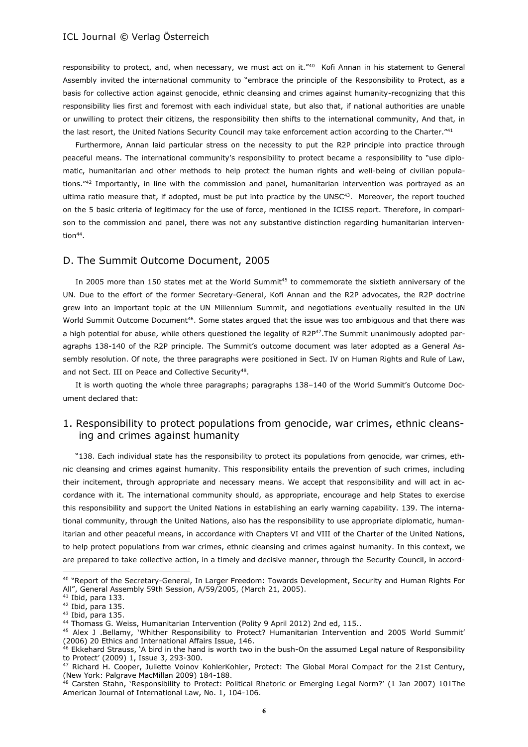responsibility to protect, and, when necessary, we must act on it."[40] Kofi Annan in his statement to General Assembly invited the international community to "embrace the principle of the Responsibility to Protect, as a basis for collective action against genocide, ethnic cleansing and crimes against humanity-recognizing that this responsibility lies first and foremost with each individual state, but also that, if national authorities are unable or unwilling to protect their citizens, the responsibility then shifts to the international community, And that, in the last resort, the United Nations Security Council may take enforcement action according to the Charter."[41]

Furthermore, Annan laid particular stress on the necessity to put the R2P principle into practice through peaceful means. The international community's responsibility to protect became a responsibility to "use diplomatic, humanitarian and other methods to help protect the human rights and well-being of civilian populations."[42] Importantly, in line with the commission and panel, humanitarian intervention was portrayed as an ultima ratio measure that, if adopted, must be put into practice by the UNSC[43]. Moreover, the report touched on the 5 basic criteria of legitimacy for the use of force, mentioned in the ICISS report. Therefore, in comparison to the commission and panel, there was not any substantive distinction regarding humanitarian intervention[44].

## D. The Summit Outcome Document, 2005

In 2005 more than 150 states met at the World Summit[45] to commemorate the sixtieth anniversary of the UN. Due to the effort of the former Secretary-General, Kofi Annan and the R2P advocates, the R2P doctrine grew into an important topic at the UN Millennium Summit, and negotiations eventually resulted in the UN World Summit Outcome Document[46]. Some states argued that the issue was too ambiguous and that there was a high potential for abuse, while others questioned the legality of R2P[47].The Summit unanimously adopted paragraphs 138-140 of the R2P principle. The Summit's outcome document was later adopted as a General Assembly resolution. Of note, the three paragraphs were positioned in Sect. IV on Human Rights and Rule of Law, and not Sect. III on Peace and Collective Security[48].

It is worth quoting the whole three paragraphs; paragraphs 138–140 of the World Summit's Outcome Document declared that:

## 1. Responsibility to protect populations from genocide, war crimes, ethnic cleansing and crimes against humanity

"138. Each individual state has the responsibility to protect its populations from genocide, war crimes, ethnic cleansing and crimes against humanity. This responsibility entails the prevention of such crimes, including their incitement, through appropriate and necessary means. We accept that responsibility and will act in accordance with it. The international community should, as appropriate, encourage and help States to exercise this responsibility and support the United Nations in establishing an early warning capability. 139. The international community, through the United Nations, also has the responsibility to use appropriate diplomatic, humanitarian and other peaceful means, in accordance with Chapters VI and VIII of the Charter of the United Nations, to help protect populations from war crimes, ethnic cleansing and crimes against humanity. In this context, we are prepared to take collective action, in a timely and decisive manner, through the Security Council, in accord-

---

[40] "Report of the Secretary-General, In Larger Freedom: Towards Development, Security and Human Rights For All", General Assembly 59th Session, A/59/2005, (March 21, 2005).

[41] Ibid, para 133.

[42] Ibid, para 135.

[43] Ibid, para 135.

[44] Thomass G. Weiss, Humanitarian Intervention (Polity 9 April 2012) 2nd ed, 115..

[45] Alex J .Bellamy, 'Whither Responsibility to Protect? Humanitarian Intervention and 2005 World Summit' (2006) 20 Ethics and International Affairs Issue, 146.

[46] Ekkehard Strauss, 'A bird in the hand is worth two in the bush-On the assumed Legal nature of Responsibility to Protect' (2009) 1, Issue 3, 293-300.

[47] Richard H. Cooper, Juliette Voinov KohlerKohler, Protect: The Global Moral Compact for the 21st Century, (New York: Palgrave MacMillan 2009) 184-188.

[48] Carsten Stahn, 'Responsibility to Protect: Political Rhetoric or Emerging Legal Norm?' (1 Jan 2007) 101The American Journal of International Law, No. 1, 104-106.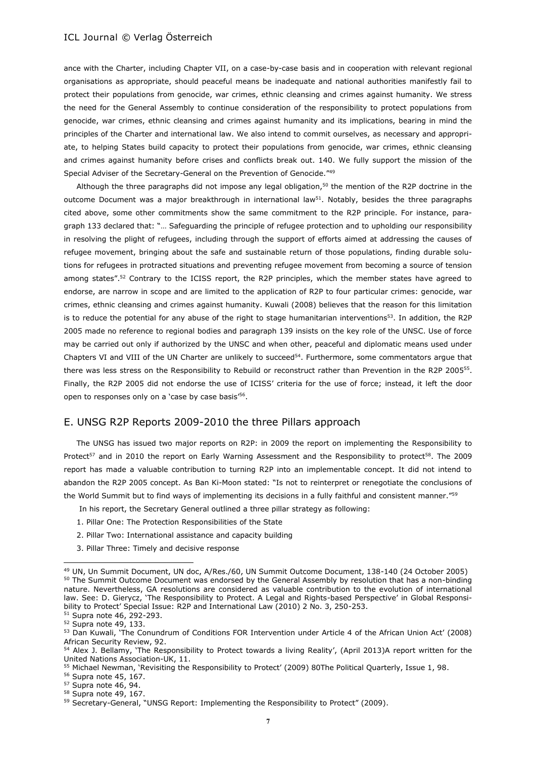ance with the Charter, including Chapter VII, on a case-by-case basis and in cooperation with relevant regional organisations as appropriate, should peaceful means be inadequate and national authorities manifestly fail to protect their populations from genocide, war crimes, ethnic cleansing and crimes against humanity. We stress the need for the General Assembly to continue consideration of the responsibility to protect populations from genocide, war crimes, ethnic cleansing and crimes against humanity and its implications, bearing in mind the principles of the Charter and international law. We also intend to commit ourselves, as necessary and appropriate, to helping States build capacity to protect their populations from genocide, war crimes, ethnic cleansing and crimes against humanity before crises and conflicts break out. 140. We fully support the mission of the Special Adviser of the Secretary-General on the Prevention of Genocide."[49]

Although the three paragraphs did not impose any legal obligation,[50] the mention of the R2P doctrine in the outcome Document was a major breakthrough in international law[51]. Notably, besides the three paragraphs cited above, some other commitments show the same commitment to the R2P principle. For instance, paragraph 133 declared that: "… Safeguarding the principle of refugee protection and to upholding our responsibility in resolving the plight of refugees, including through the support of efforts aimed at addressing the causes of refugee movement, bringing about the safe and sustainable return of those populations, finding durable solutions for refugees in protracted situations and preventing refugee movement from becoming a source of tension among states".[52] Contrary to the ICISS report, the R2P principles, which the member states have agreed to endorse, are narrow in scope and are limited to the application of R2P to four particular crimes: genocide, war crimes, ethnic cleansing and crimes against humanity. Kuwali (2008) believes that the reason for this limitation is to reduce the potential for any abuse of the right to stage humanitarian interventions[53]. In addition, the R2P 2005 made no reference to regional bodies and paragraph 139 insists on the key role of the UNSC. Use of force may be carried out only if authorized by the UNSC and when other, peaceful and diplomatic means used under Chapters VI and VIII of the UN Charter are unlikely to succeed[54]. Furthermore, some commentators argue that there was less stress on the Responsibility to Rebuild or reconstruct rather than Prevention in the R2P 2005[55]. Finally, the R2P 2005 did not endorse the use of ICISS' criteria for the use of force; instead, it left the door open to responses only on a 'case by case basis'[56].

## E. UNSG R2P Reports 2009-2010 the three Pillars approach

The UNSG has issued two major reports on R2P: in 2009 the report on implementing the Responsibility to Protect[57] and in 2010 the report on Early Warning Assessment and the Responsibility to protect[58]. The 2009 report has made a valuable contribution to turning R2P into an implementable concept. It did not intend to abandon the R2P 2005 concept. As Ban Ki-Moon stated: "Is not to reinterpret or renegotiate the conclusions of the World Summit but to find ways of implementing its decisions in a fully faithful and consistent manner."[59]

In his report, the Secretary General outlined a three pillar strategy as following:

1. Pillar One: The Protection Responsibilities of the State
2. Pillar Two: International assistance and capacity building
3. Pillar Three: Timely and decisive response

---

[49] UN, Un Summit Document, UN doc, A/Res./60, UN Summit Outcome Document, 138-140 (24 October 2005)

[50] The Summit Outcome Document was endorsed by the General Assembly by resolution that has a non-binding nature. Nevertheless, GA resolutions are considered as valuable contribution to the evolution of international law. See: D. Gierycz, 'The Responsibility to Protect. A Legal and Rights-based Perspective' in Global Responsibility to Protect' Special Issue: R2P and International Law (2010) 2 No. 3, 250-253.

[51] Supra note 46, 292-293.

[52] Supra note 49, 133.

[53] Dan Kuwali, 'The Conundrum of Conditions FOR Intervention under Article 4 of the African Union Act' (2008) African Security Review, 92.

[54] Alex J. Bellamy, 'The Responsibility to Protect towards a living Reality', (April 2013)A report written for the United Nations Association-UK, 11.

[55] Michael Newman, 'Revisiting the Responsibility to Protect' (2009) 80The Political Quarterly, Issue 1, 98.

[56] Supra note 45, 167.

[57] Supra note 46, 94.

[58] Supra note 49, 167.

[59] Secretary-General, "UNSG Report: Implementing the Responsibility to Protect" (2009).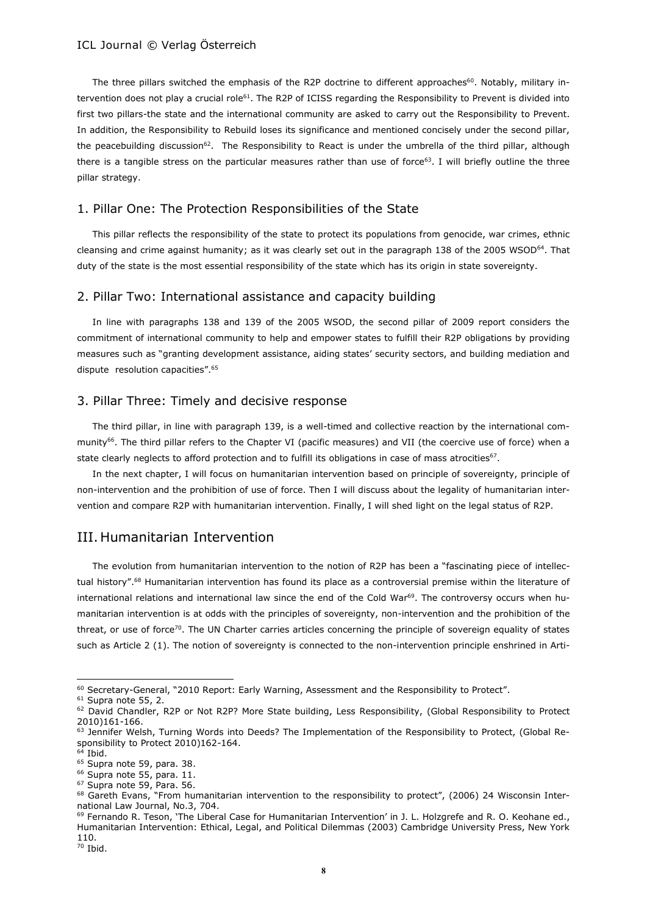The three pillars switched the emphasis of the R2P doctrine to different approaches[60]. Notably, military intervention does not play a crucial role[61]. The R2P of ICISS regarding the Responsibility to Prevent is divided into first two pillars-the state and the international community are asked to carry out the Responsibility to Prevent. In addition, the Responsibility to Rebuild loses its significance and mentioned concisely under the second pillar, the peacebuilding discussion[62]. The Responsibility to React is under the umbrella of the third pillar, although there is a tangible stress on the particular measures rather than use of force[63]. I will briefly outline the three pillar strategy.

## 1. Pillar One: The Protection Responsibilities of the State

This pillar reflects the responsibility of the state to protect its populations from genocide, war crimes, ethnic cleansing and crime against humanity; as it was clearly set out in the paragraph 138 of the 2005 WSOD[64]. That duty of the state is the most essential responsibility of the state which has its origin in state sovereignty.

## 2. Pillar Two: International assistance and capacity building

In line with paragraphs 138 and 139 of the 2005 WSOD, the second pillar of 2009 report considers the commitment of international community to help and empower states to fulfill their R2P obligations by providing measures such as "granting development assistance, aiding states' security sectors, and building mediation and dispute resolution capacities".[65]

## 3. Pillar Three: Timely and decisive response

The third pillar, in line with paragraph 139, is a well-timed and collective reaction by the international community[66]. The third pillar refers to the Chapter VI (pacific measures) and VII (the coercive use of force) when a state clearly neglects to afford protection and to fulfill its obligations in case of mass atrocities[67].

In the next chapter, I will focus on humanitarian intervention based on principle of sovereignty, principle of non-intervention and the prohibition of use of force. Then I will discuss about the legality of humanitarian intervention and compare R2P with humanitarian intervention. Finally, I will shed light on the legal status of R2P.

# III. Humanitarian Intervention

The evolution from humanitarian intervention to the notion of R2P has been a "fascinating piece of intellectual history".[68] Humanitarian intervention has found its place as a controversial premise within the literature of international relations and international law since the end of the Cold War[69]. The controversy occurs when humanitarian intervention is at odds with the principles of sovereignty, non-intervention and the prohibition of the threat, or use of force[70]. The UN Charter carries articles concerning the principle of sovereign equality of states such as Article 2 (1). The notion of sovereignty is connected to the non-intervention principle enshrined in Arti-

---

[60] Secretary-General, "2010 Report: Early Warning, Assessment and the Responsibility to Protect".

[61] Supra note 55, 2.

[62] David Chandler, R2P or Not R2P? More State building, Less Responsibility, (Global Responsibility to Protect 2010)161-166.

[63] Jennifer Welsh, Turning Words into Deeds? The Implementation of the Responsibility to Protect, (Global Responsibility to Protect 2010)162-164.

[64] Ibid.

[65] Supra note 59, para. 38.

[66] Supra note 55, para. 11.

[67] Supra note 59, Para. 56.

[68] Gareth Evans, "From humanitarian intervention to the responsibility to protect", (2006) 24 Wisconsin International Law Journal, No.3, 704.

[69] Fernando R. Teson, 'The Liberal Case for Humanitarian Intervention' in J. L. Holzgrefe and R. O. Keohane ed., Humanitarian Intervention: Ethical, Legal, and Political Dilemmas (2003) Cambridge University Press, New York 110.

[70] Ibid.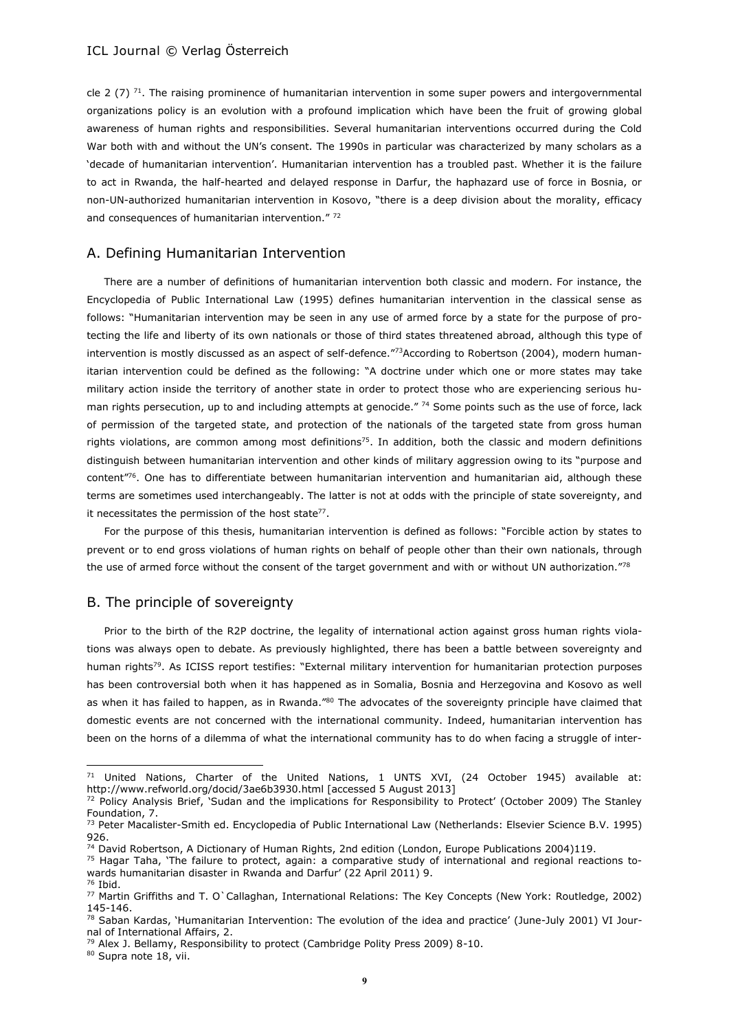cle 2 (7) [71]. The raising prominence of humanitarian intervention in some super powers and intergovernmental organizations policy is an evolution with a profound implication which have been the fruit of growing global awareness of human rights and responsibilities. Several humanitarian interventions occurred during the Cold War both with and without the UN's consent. The 1990s in particular was characterized by many scholars as a 'decade of humanitarian intervention'. Humanitarian intervention has a troubled past. Whether it is the failure to act in Rwanda, the half-hearted and delayed response in Darfur, the haphazard use of force in Bosnia, or non-UN-authorized humanitarian intervention in Kosovo, "there is a deep division about the morality, efficacy and consequences of humanitarian intervention." [72]

## A. Defining Humanitarian Intervention

There are a number of definitions of humanitarian intervention both classic and modern. For instance, the Encyclopedia of Public International Law (1995) defines humanitarian intervention in the classical sense as follows: "Humanitarian intervention may be seen in any use of armed force by a state for the purpose of protecting the life and liberty of its own nationals or those of third states threatened abroad, although this type of intervention is mostly discussed as an aspect of self-defence."[73]According to Robertson (2004), modern humanitarian intervention could be defined as the following: "A doctrine under which one or more states may take military action inside the territory of another state in order to protect those who are experiencing serious human rights persecution, up to and including attempts at genocide." [74] Some points such as the use of force, lack of permission of the targeted state, and protection of the nationals of the targeted state from gross human rights violations, are common among most definitions[75]. In addition, both the classic and modern definitions distinguish between humanitarian intervention and other kinds of military aggression owing to its "purpose and content"[76]. One has to differentiate between humanitarian intervention and humanitarian aid, although these terms are sometimes used interchangeably. The latter is not at odds with the principle of state sovereignty, and it necessitates the permission of the host state[77].

For the purpose of this thesis, humanitarian intervention is defined as follows: "Forcible action by states to prevent or to end gross violations of human rights on behalf of people other than their own nationals, through the use of armed force without the consent of the target government and with or without UN authorization."[78]

## B. The principle of sovereignty

Prior to the birth of the R2P doctrine, the legality of international action against gross human rights violations was always open to debate. As previously highlighted, there has been a battle between sovereignty and human rights[79]. As ICISS report testifies: "External military intervention for humanitarian protection purposes has been controversial both when it has happened as in Somalia, Bosnia and Herzegovina and Kosovo as well as when it has failed to happen, as in Rwanda."[80] The advocates of the sovereignty principle have claimed that domestic events are not concerned with the international community. Indeed, humanitarian intervention has been on the horns of a dilemma of what the international community has to do when facing a struggle of inter-

---

[71] United Nations, Charter of the United Nations, 1 UNTS XVI, (24 October 1945) available at: http://www.refworld.org/docid/3ae6b3930.html [accessed 5 August 2013]

[72] Policy Analysis Brief, 'Sudan and the implications for Responsibility to Protect' (October 2009) The Stanley Foundation, 7.

[73] Peter Macalister-Smith ed. Encyclopedia of Public International Law (Netherlands: Elsevier Science B.V. 1995) 926.

[74] David Robertson, A Dictionary of Human Rights, 2nd edition (London, Europe Publications 2004)119.

[75] Hagar Taha, 'The failure to protect, again: a comparative study of international and regional reactions towards humanitarian disaster in Rwanda and Darfur' (22 April 2011) 9.

[76] Ibid.

[77] Martin Griffiths and T. O`Callaghan, International Relations: The Key Concepts (New York: Routledge, 2002) 145-146.

[78] Saban Kardas, 'Humanitarian Intervention: The evolution of the idea and practice' (June-July 2001) VI Journal of International Affairs, 2.

[79] Alex J. Bellamy, Responsibility to protect (Cambridge Polity Press 2009) 8-10.

[80] Supra note 18, vii.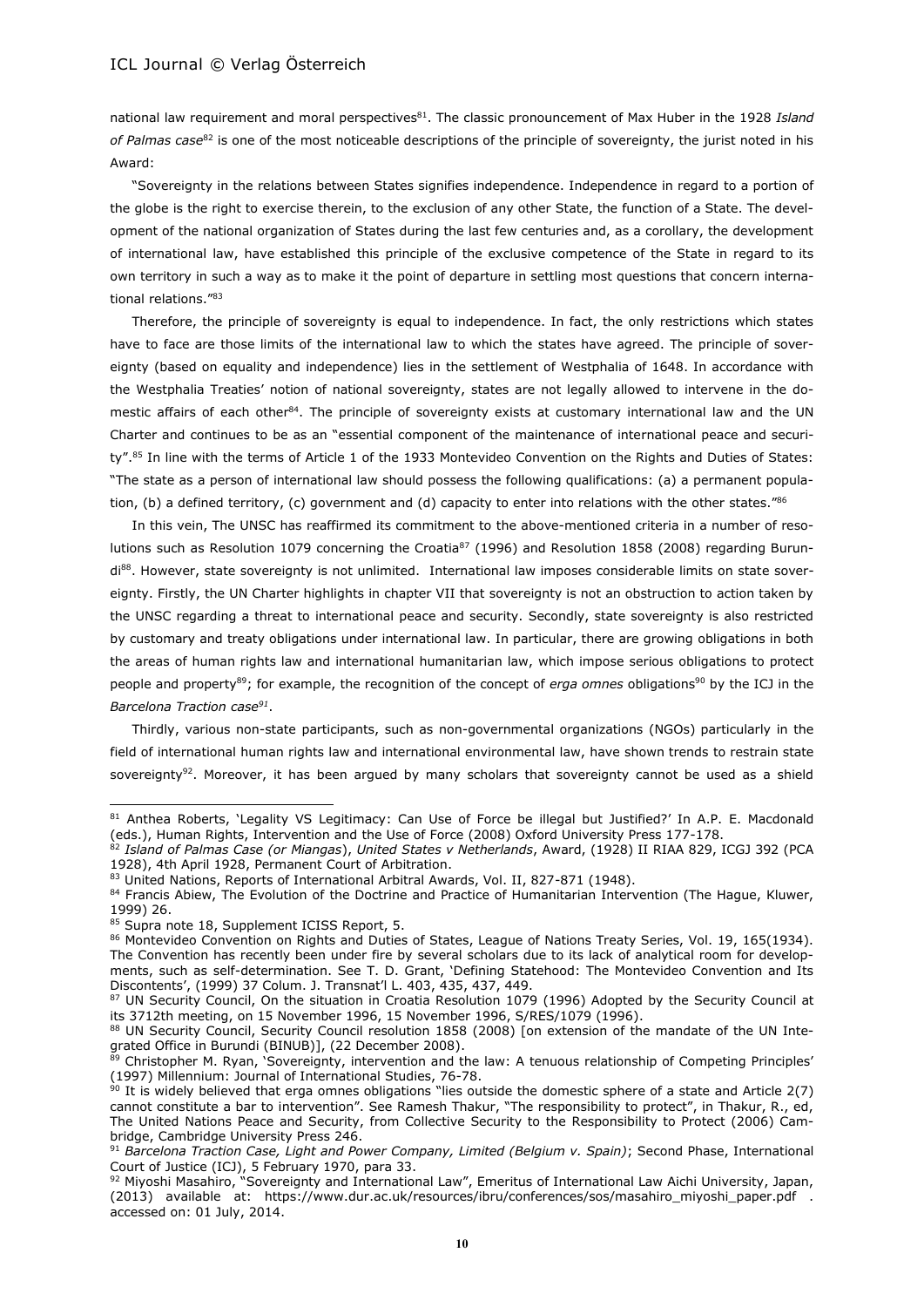national law requirement and moral perspectives[81]. The classic pronouncement of Max Huber in the 1928 *Island of Palmas case*[82] is one of the most noticeable descriptions of the principle of sovereignty, the jurist noted in his Award:

"Sovereignty in the relations between States signifies independence. Independence in regard to a portion of the globe is the right to exercise therein, to the exclusion of any other State, the function of a State. The development of the national organization of States during the last few centuries and, as a corollary, the development of international law, have established this principle of the exclusive competence of the State in regard to its own territory in such a way as to make it the point of departure in settling most questions that concern international relations."[83]

Therefore, the principle of sovereignty is equal to independence. In fact, the only restrictions which states have to face are those limits of the international law to which the states have agreed. The principle of sovereignty (based on equality and independence) lies in the settlement of Westphalia of 1648. In accordance with the Westphalia Treaties' notion of national sovereignty, states are not legally allowed to intervene in the domestic affairs of each other[84]. The principle of sovereignty exists at customary international law and the UN Charter and continues to be as an "essential component of the maintenance of international peace and security".[85] In line with the terms of Article 1 of the 1933 Montevideo Convention on the Rights and Duties of States: "The state as a person of international law should possess the following qualifications: (a) a permanent population, (b) a defined territory, (c) government and (d) capacity to enter into relations with the other states."[86]

In this vein, The UNSC has reaffirmed its commitment to the above-mentioned criteria in a number of resolutions such as Resolution 1079 concerning the Croatia[87] (1996) and Resolution 1858 (2008) regarding Burundi[88]. However, state sovereignty is not unlimited. International law imposes considerable limits on state sovereignty. Firstly, the UN Charter highlights in chapter VII that sovereignty is not an obstruction to action taken by the UNSC regarding a threat to international peace and security. Secondly, state sovereignty is also restricted by customary and treaty obligations under international law. In particular, there are growing obligations in both the areas of human rights law and international humanitarian law, which impose serious obligations to protect people and property[89]; for example, the recognition of the concept of *erga omnes* obligations[90] by the ICJ in the *Barcelona Traction case*[91].

Thirdly, various non-state participants, such as non-governmental organizations (NGOs) particularly in the field of international human rights law and international environmental law, have shown trends to restrain state sovereignty[92]. Moreover, it has been argued by many scholars that sovereignty cannot be used as a shield

---

[81] Anthea Roberts, 'Legality VS Legitimacy: Can Use of Force be illegal but Justified?' In A.P. E. Macdonald (eds.), Human Rights, Intervention and the Use of Force (2008) Oxford University Press 177-178.

[82] *Island of Palmas Case (or Miangas)*, *United States v Netherlands*, Award, (1928) II RIAA 829, ICGJ 392 (PCA 1928), 4th April 1928, Permanent Court of Arbitration.

[83] United Nations, Reports of International Arbitral Awards, Vol. II, 827-871 (1948).

[84] Francis Abiew, The Evolution of the Doctrine and Practice of Humanitarian Intervention (The Hague, Kluwer, 1999) 26.

[85] Supra note 18, Supplement ICISS Report, 5.

[86] Montevideo Convention on Rights and Duties of States, League of Nations Treaty Series, Vol. 19, 165(1934). The Convention has recently been under fire by several scholars due to its lack of analytical room for developments, such as self-determination. See T. D. Grant, 'Defining Statehood: The Montevideo Convention and Its Discontents', (1999) 37 Colum. J. Transnat'l L. 403, 435, 437, 449.

[87] UN Security Council, On the situation in Croatia Resolution 1079 (1996) Adopted by the Security Council at its 3712th meeting, on 15 November 1996, 15 November 1996, S/RES/1079 (1996).

[88] UN Security Council, Security Council resolution 1858 (2008) [on extension of the mandate of the UN Integrated Office in Burundi (BINUB)], (22 December 2008).

[89] Christopher M. Ryan, 'Sovereignty, intervention and the law: A tenuous relationship of Competing Principles' (1997) Millennium: Journal of International Studies, 76-78.

[90] It is widely believed that erga omnes obligations "lies outside the domestic sphere of a state and Article 2(7) cannot constitute a bar to intervention". See Ramesh Thakur, "The responsibility to protect", in Thakur, R., ed, The United Nations Peace and Security, from Collective Security to the Responsibility to Protect (2006) Cambridge, Cambridge University Press 246.

[91] *Barcelona Traction Case, Light and Power Company, Limited (Belgium v. Spain)*; Second Phase, International Court of Justice (ICJ), 5 February 1970, para 33.

[92] Miyoshi Masahiro, "Sovereignty and International Law", Emeritus of International Law Aichi University, Japan, (2013) available at: https://www.dur.ac.uk/resources/ibru/conferences/sos/masahiro_miyoshi_paper.pdf . accessed on: 01 July, 2014.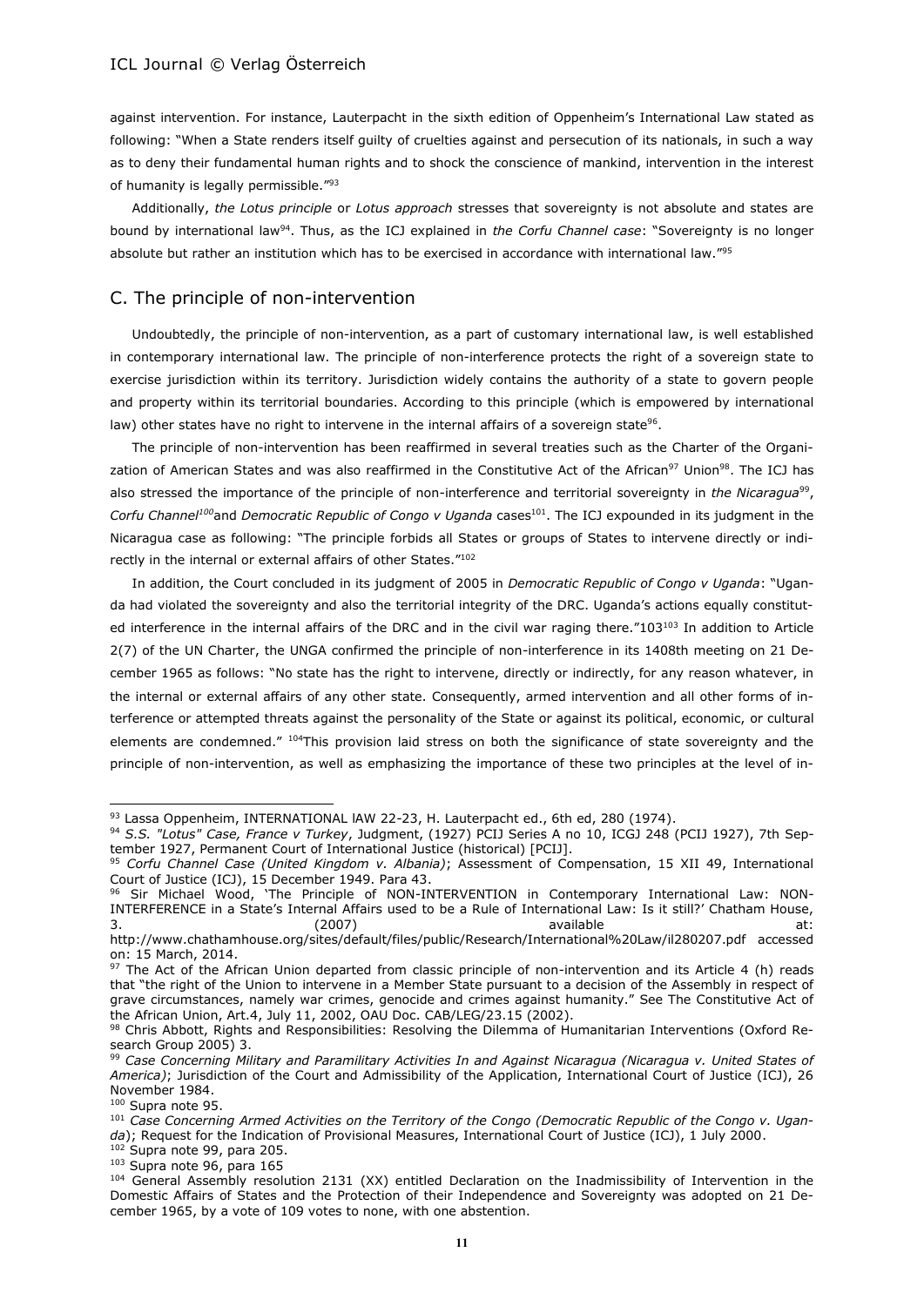against intervention. For instance, Lauterpacht in the sixth edition of Oppenheim's International Law stated as following: "When a State renders itself guilty of cruelties against and persecution of its nationals, in such a way as to deny their fundamental human rights and to shock the conscience of mankind, intervention in the interest of humanity is legally permissible."[93]

Additionally, *the Lotus principle* or *Lotus approach* stresses that sovereignty is not absolute and states are bound by international law[94]. Thus, as the ICJ explained in *the Corfu Channel case*: "Sovereignty is no longer absolute but rather an institution which has to be exercised in accordance with international law."[95]

## C. The principle of non-intervention

Undoubtedly, the principle of non-intervention, as a part of customary international law, is well established in contemporary international law. The principle of non-interference protects the right of a sovereign state to exercise jurisdiction within its territory. Jurisdiction widely contains the authority of a state to govern people and property within its territorial boundaries. According to this principle (which is empowered by international law) other states have no right to intervene in the internal affairs of a sovereign state[96].

The principle of non-intervention has been reaffirmed in several treaties such as the Charter of the Organization of American States and was also reaffirmed in the Constitutive Act of the African[97] Union[98]. The ICJ has also stressed the importance of the principle of non-interference and territorial sovereignty in *the Nicaragua*[99], *Corfu Channel*[100] and *Democratic Republic of Congo v Uganda* cases[101]. The ICJ expounded in its judgment in the Nicaragua case as following: "The principle forbids all States or groups of States to intervene directly or indirectly in the internal or external affairs of other States."[102]

In addition, the Court concluded in its judgment of 2005 in *Democratic Republic of Congo v Uganda*: "Uganda had violated the sovereignty and also the territorial integrity of the DRC. Uganda's actions equally constituted interference in the internal affairs of the DRC and in the civil war raging there."103[103] In addition to Article 2(7) of the UN Charter, the UNGA confirmed the principle of non-interference in its 1408th meeting on 21 December 1965 as follows: "No state has the right to intervene, directly or indirectly, for any reason whatever, in the internal or external affairs of any other state. Consequently, armed intervention and all other forms of interference or attempted threats against the personality of the State or against its political, economic, or cultural elements are condemned." [104]This provision laid stress on both the significance of state sovereignty and the principle of non-intervention, as well as emphasizing the importance of these two principles at the level of in-

---

[93] Lassa Oppenheim, INTERNATIONAL lAW 22-23, H. Lauterpacht ed., 6th ed, 280 (1974).

[94] *S.S. "Lotus" Case, France v Turkey*, Judgment, (1927) PCIJ Series A no 10, ICGJ 248 (PCIJ 1927), 7th September 1927, Permanent Court of International Justice (historical) [PCIJ].

[95] *Corfu Channel Case (United Kingdom v. Albania)*; Assessment of Compensation, 15 XII 49, International Court of Justice (ICJ), 15 December 1949. Para 43.

[96] Sir Michael Wood, 'The Principle of NON-INTERVENTION in Contemporary International Law: NON-INTERFERENCE in a State's Internal Affairs used to be a Rule of International Law: Is it still?' Chatham House, 3. (2007) available at: http://www.chathamhouse.org/sites/default/files/public/Research/International%20Law/il280207.pdf accessed on: 15 March, 2014.

[97] The Act of the African Union departed from classic principle of non-intervention and its Article 4 (h) reads that "the right of the Union to intervene in a Member State pursuant to a decision of the Assembly in respect of grave circumstances, namely war crimes, genocide and crimes against humanity." See The Constitutive Act of the African Union, Art.4, July 11, 2002, OAU Doc. CAB/LEG/23.15 (2002).

[98] Chris Abbott, Rights and Responsibilities: Resolving the Dilemma of Humanitarian Interventions (Oxford Research Group 2005) 3.

[99] *Case Concerning Military and Paramilitary Activities In and Against Nicaragua (Nicaragua v. United States of America)*; Jurisdiction of the Court and Admissibility of the Application, International Court of Justice (ICJ), 26 November 1984.

[100] Supra note 95.

[101] *Case Concerning Armed Activities on the Territory of the Congo (Democratic Republic of the Congo v. Uganda*); Request for the Indication of Provisional Measures, International Court of Justice (ICJ), 1 July 2000.

[102] Supra note 99, para 205.

[103] Supra note 96, para 165

[104] General Assembly resolution 2131 (XX) entitled Declaration on the Inadmissibility of Intervention in the Domestic Affairs of States and the Protection of their Independence and Sovereignty was adopted on 21 December 1965, by a vote of 109 votes to none, with one abstention.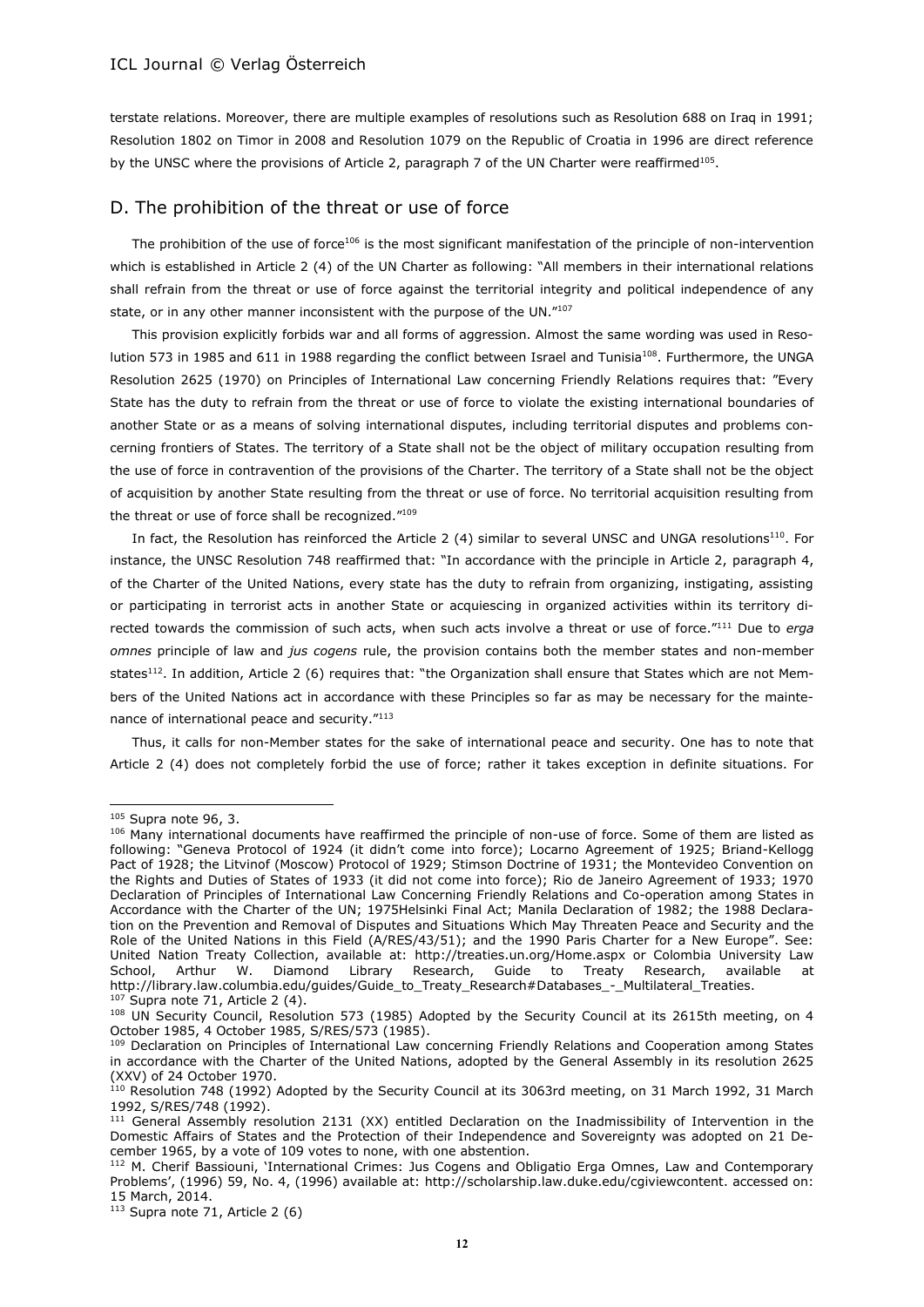terstate relations. Moreover, there are multiple examples of resolutions such as Resolution 688 on Iraq in 1991; Resolution 1802 on Timor in 2008 and Resolution 1079 on the Republic of Croatia in 1996 are direct reference by the UNSC where the provisions of Article 2, paragraph 7 of the UN Charter were reaffirmed[105].

## D. The prohibition of the threat or use of force

The prohibition of the use of force[106] is the most significant manifestation of the principle of non-intervention which is established in Article 2 (4) of the UN Charter as following: "All members in their international relations shall refrain from the threat or use of force against the territorial integrity and political independence of any state, or in any other manner inconsistent with the purpose of the UN."[107]

This provision explicitly forbids war and all forms of aggression. Almost the same wording was used in Resolution 573 in 1985 and 611 in 1988 regarding the conflict between Israel and Tunisia[108]. Furthermore, the UNGA Resolution 2625 (1970) on Principles of International Law concerning Friendly Relations requires that: "Every State has the duty to refrain from the threat or use of force to violate the existing international boundaries of another State or as a means of solving international disputes, including territorial disputes and problems concerning frontiers of States. The territory of a State shall not be the object of military occupation resulting from the use of force in contravention of the provisions of the Charter. The territory of a State shall not be the object of acquisition by another State resulting from the threat or use of force. No territorial acquisition resulting from the threat or use of force shall be recognized."[109]

In fact, the Resolution has reinforced the Article 2 (4) similar to several UNSC and UNGA resolutions[110]. For instance, the UNSC Resolution 748 reaffirmed that: "In accordance with the principle in Article 2, paragraph 4, of the Charter of the United Nations, every state has the duty to refrain from organizing, instigating, assisting or participating in terrorist acts in another State or acquiescing in organized activities within its territory directed towards the commission of such acts, when such acts involve a threat or use of force."[111] Due to *erga omnes* principle of law and *jus cogens* rule, the provision contains both the member states and non-member states[112]. In addition, Article 2 (6) requires that: "the Organization shall ensure that States which are not Members of the United Nations act in accordance with these Principles so far as may be necessary for the maintenance of international peace and security."[113]

Thus, it calls for non-Member states for the sake of international peace and security. One has to note that Article 2 (4) does not completely forbid the use of force; rather it takes exception in definite situations. For

---

[105] Supra note 96, 3.

[106] Many international documents have reaffirmed the principle of non-use of force. Some of them are listed as following: "Geneva Protocol of 1924 (it didn't come into force); Locarno Agreement of 1925; Briand-Kellogg Pact of 1928; the Litvinof (Moscow) Protocol of 1929; Stimson Doctrine of 1931; the Montevideo Convention on the Rights and Duties of States of 1933 (it did not come into force); Rio de Janeiro Agreement of 1933; 1970 Declaration of Principles of International Law Concerning Friendly Relations and Co-operation among States in Accordance with the Charter of the UN; 1975Helsinki Final Act; Manila Declaration of 1982; the 1988 Declaration on the Prevention and Removal of Disputes and Situations Which May Threaten Peace and Security and the Role of the United Nations in this Field (A/RES/43/51); and the 1990 Paris Charter for a New Europe". See: United Nation Treaty Collection, available at: http://treaties.un.org/Home.aspx or Colombia University Law School, Arthur W. Diamond Library Research, Guide to Treaty Research, available at http://library.law.columbia.edu/guides/Guide_to_Treaty_Research#Databases_-_Multilateral_Treaties.

[107] Supra note 71, Article 2 (4).

[108] UN Security Council, Resolution 573 (1985) Adopted by the Security Council at its 2615th meeting, on 4 October 1985, 4 October 1985, S/RES/573 (1985).

[109] Declaration on Principles of International Law concerning Friendly Relations and Cooperation among States in accordance with the Charter of the United Nations, adopted by the General Assembly in its resolution 2625 (XXV) of 24 October 1970.

[110] Resolution 748 (1992) Adopted by the Security Council at its 3063rd meeting, on 31 March 1992, 31 March 1992, S/RES/748 (1992).

[111] General Assembly resolution 2131 (XX) entitled Declaration on the Inadmissibility of Intervention in the Domestic Affairs of States and the Protection of their Independence and Sovereignty was adopted on 21 December 1965, by a vote of 109 votes to none, with one abstention.

[112] M. Cherif Bassiouni, 'International Crimes: Jus Cogens and Obligatio Erga Omnes, Law and Contemporary Problems', (1996) 59, No. 4, (1996) available at: http://scholarship.law.duke.edu/cgiviewcontent. accessed on: 15 March, 2014.

[113] Supra note 71, Article 2 (6)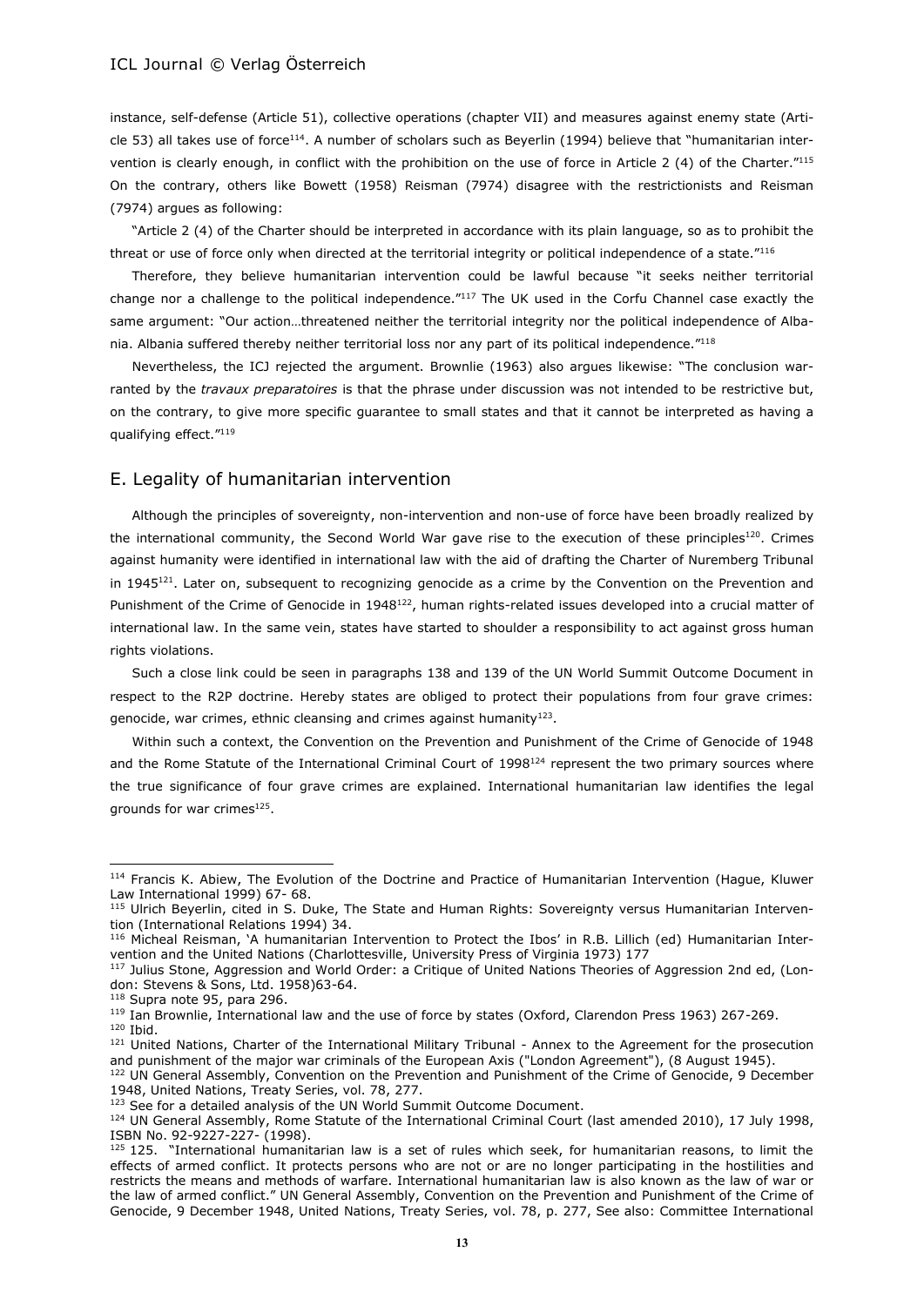instance, self-defense (Article 51), collective operations (chapter VII) and measures against enemy state (Article 53) all takes use of force[114]. A number of scholars such as Beyerlin (1994) believe that "humanitarian intervention is clearly enough, in conflict with the prohibition on the use of force in Article 2 (4) of the Charter."[115] On the contrary, others like Bowett (1958) Reisman (7974) disagree with the restrictionists and Reisman (7974) argues as following:

"Article 2 (4) of the Charter should be interpreted in accordance with its plain language, so as to prohibit the threat or use of force only when directed at the territorial integrity or political independence of a state."[116]

Therefore, they believe humanitarian intervention could be lawful because "it seeks neither territorial change nor a challenge to the political independence."[117] The UK used in the Corfu Channel case exactly the same argument: "Our action…threatened neither the territorial integrity nor the political independence of Albania. Albania suffered thereby neither territorial loss nor any part of its political independence."[118]

Nevertheless, the ICJ rejected the argument. Brownlie (1963) also argues likewise: "The conclusion warranted by the *travaux preparatoires* is that the phrase under discussion was not intended to be restrictive but, on the contrary, to give more specific guarantee to small states and that it cannot be interpreted as having a qualifying effect."[119]

## E. Legality of humanitarian intervention

Although the principles of sovereignty, non-intervention and non-use of force have been broadly realized by the international community, the Second World War gave rise to the execution of these principles[120]. Crimes against humanity were identified in international law with the aid of drafting the Charter of Nuremberg Tribunal in 1945[121]. Later on, subsequent to recognizing genocide as a crime by the Convention on the Prevention and Punishment of the Crime of Genocide in 1948[122], human rights-related issues developed into a crucial matter of international law. In the same vein, states have started to shoulder a responsibility to act against gross human rights violations.

Such a close link could be seen in paragraphs 138 and 139 of the UN World Summit Outcome Document in respect to the R2P doctrine. Hereby states are obliged to protect their populations from four grave crimes: genocide, war crimes, ethnic cleansing and crimes against humanity[123].

Within such a context, the Convention on the Prevention and Punishment of the Crime of Genocide of 1948 and the Rome Statute of the International Criminal Court of 1998[124] represent the two primary sources where the true significance of four grave crimes are explained. International humanitarian law identifies the legal grounds for war crimes[125].

---

[114] Francis K. Abiew, The Evolution of the Doctrine and Practice of Humanitarian Intervention (Hague, Kluwer Law International 1999) 67- 68.

[115] Ulrich Beyerlin, cited in S. Duke, The State and Human Rights: Sovereignty versus Humanitarian Intervention (International Relations 1994) 34.

[116] Micheal Reisman, 'A humanitarian Intervention to Protect the Ibos' in R.B. Lillich (ed) Humanitarian Intervention and the United Nations (Charlottesville, University Press of Virginia 1973) 177

[117] Julius Stone, Aggression and World Order: a Critique of United Nations Theories of Aggression 2nd ed, (London: Stevens & Sons, Ltd. 1958)63-64.

[118] Supra note 95, para 296.

[119] Ian Brownlie, International law and the use of force by states (Oxford, Clarendon Press 1963) 267-269.

[120] Ibid.

[121] United Nations, Charter of the International Military Tribunal - Annex to the Agreement for the prosecution and punishment of the major war criminals of the European Axis ("London Agreement"), (8 August 1945).

[122] UN General Assembly, Convention on the Prevention and Punishment of the Crime of Genocide, 9 December 1948, United Nations, Treaty Series, vol. 78, 277.

[123] See for a detailed analysis of the UN World Summit Outcome Document.

[124] UN General Assembly, Rome Statute of the International Criminal Court (last amended 2010), 17 July 1998, ISBN No. 92-9227-227- (1998).

[125] 125. "International humanitarian law is a set of rules which seek, for humanitarian reasons, to limit the effects of armed conflict. It protects persons who are not or are no longer participating in the hostilities and restricts the means and methods of warfare. International humanitarian law is also known as the law of war or the law of armed conflict." UN General Assembly, Convention on the Prevention and Punishment of the Crime of Genocide, 9 December 1948, United Nations, Treaty Series, vol. 78, p. 277, See also: Committee International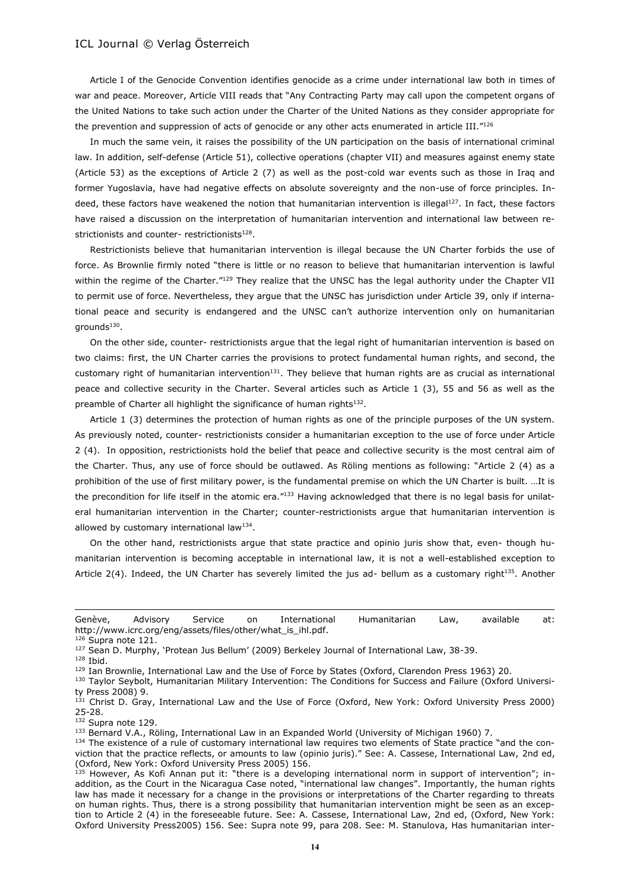Article I of the Genocide Convention identifies genocide as a crime under international law both in times of war and peace. Moreover, Article VIII reads that "Any Contracting Party may call upon the competent organs of the United Nations to take such action under the Charter of the United Nations as they consider appropriate for the prevention and suppression of acts of genocide or any other acts enumerated in article III."[126]

In much the same vein, it raises the possibility of the UN participation on the basis of international criminal law. In addition, self-defense (Article 51), collective operations (chapter VII) and measures against enemy state (Article 53) as the exceptions of Article 2 (7) as well as the post-cold war events such as those in Iraq and former Yugoslavia, have had negative effects on absolute sovereignty and the non-use of force principles. Indeed, these factors have weakened the notion that humanitarian intervention is illegal[127]. In fact, these factors have raised a discussion on the interpretation of humanitarian intervention and international law between restrictionists and counter- restrictionists[128].

Restrictionists believe that humanitarian intervention is illegal because the UN Charter forbids the use of force. As Brownlie firmly noted "there is little or no reason to believe that humanitarian intervention is lawful within the regime of the Charter."[129] They realize that the UNSC has the legal authority under the Chapter VII to permit use of force. Nevertheless, they argue that the UNSC has jurisdiction under Article 39, only if international peace and security is endangered and the UNSC can't authorize intervention only on humanitarian grounds[130].

On the other side, counter- restrictionists argue that the legal right of humanitarian intervention is based on two claims: first, the UN Charter carries the provisions to protect fundamental human rights, and second, the customary right of humanitarian intervention[131]. They believe that human rights are as crucial as international peace and collective security in the Charter. Several articles such as Article 1 (3), 55 and 56 as well as the preamble of Charter all highlight the significance of human rights[132].

Article 1 (3) determines the protection of human rights as one of the principle purposes of the UN system. As previously noted, counter- restrictionists consider a humanitarian exception to the use of force under Article 2 (4). In opposition, restrictionists hold the belief that peace and collective security is the most central aim of the Charter. Thus, any use of force should be outlawed. As Röling mentions as following: "Article 2 (4) as a prohibition of the use of first military power, is the fundamental premise on which the UN Charter is built. …It is the precondition for life itself in the atomic era."[133] Having acknowledged that there is no legal basis for unilateral humanitarian intervention in the Charter; counter-restrictionists argue that humanitarian intervention is allowed by customary international law[134].

On the other hand, restrictionists argue that state practice and opinio juris show that, even- though humanitarian intervention is becoming acceptable in international law, it is not a well-established exception to Article 2(4). Indeed, the UN Charter has severely limited the jus ad- bellum as a customary right[135]. Another

---

Genève, Advisory Service on International Humanitarian Law, available at: http://www.icrc.org/eng/assets/files/other/what_is_ihl.pdf.

[126] Supra note 121.

[127] Sean D. Murphy, 'Protean Jus Bellum' (2009) Berkeley Journal of International Law, 38-39.

[128] Ibid.

[129] Ian Brownlie, International Law and the Use of Force by States (Oxford, Clarendon Press 1963) 20.

[130] Taylor Seybolt, Humanitarian Military Intervention: The Conditions for Success and Failure (Oxford University Press 2008) 9.

[131] Christ D. Gray, International Law and the Use of Force (Oxford, New York: Oxford University Press 2000) 25-28.

[132] Supra note 129.

[133] Bernard V.A., Röling, International Law in an Expanded World (University of Michigan 1960) 7.

[134] The existence of a rule of customary international law requires two elements of State practice "and the conviction that the practice reflects, or amounts to law (opinio juris)." See: A. Cassese, International Law, 2nd ed, (Oxford, New York: Oxford University Press 2005) 156.

[135] However, As Kofi Annan put it: "there is a developing international norm in support of intervention"; in-addition, as the Court in the Nicaragua Case noted, "international law changes". Importantly, the human rights law has made it necessary for a change in the provisions or interpretations of the Charter regarding to threats on human rights. Thus, there is a strong possibility that humanitarian intervention might be seen as an exception to Article 2 (4) in the foreseeable future. See: A. Cassese, International Law, 2nd ed, (Oxford, New York: Oxford University Press2005) 156. See: Supra note 99, para 208. See: M. Stanulova, Has humanitarian inter-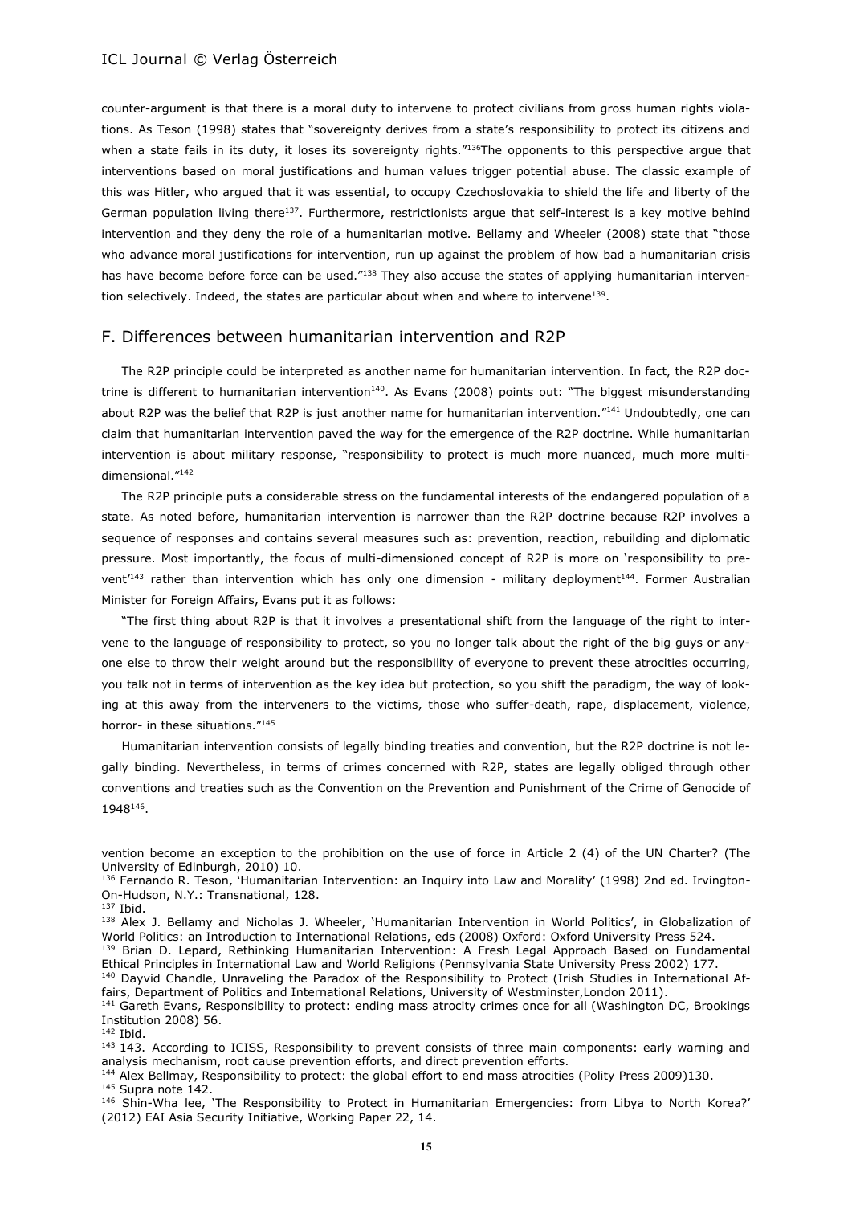counter-argument is that there is a moral duty to intervene to protect civilians from gross human rights violations. As Teson (1998) states that "sovereignty derives from a state's responsibility to protect its citizens and when a state fails in its duty, it loses its sovereignty rights."[136]The opponents to this perspective argue that interventions based on moral justifications and human values trigger potential abuse. The classic example of this was Hitler, who argued that it was essential, to occupy Czechoslovakia to shield the life and liberty of the German population living there[137]. Furthermore, restrictionists argue that self-interest is a key motive behind intervention and they deny the role of a humanitarian motive. Bellamy and Wheeler (2008) state that "those who advance moral justifications for intervention, run up against the problem of how bad a humanitarian crisis has have become before force can be used."[138] They also accuse the states of applying humanitarian intervention selectively. Indeed, the states are particular about when and where to intervene[139].

## F. Differences between humanitarian intervention and R2P

The R2P principle could be interpreted as another name for humanitarian intervention. In fact, the R2P doctrine is different to humanitarian intervention[140]. As Evans (2008) points out: "The biggest misunderstanding about R2P was the belief that R2P is just another name for humanitarian intervention."[141] Undoubtedly, one can claim that humanitarian intervention paved the way for the emergence of the R2P doctrine. While humanitarian intervention is about military response, "responsibility to protect is much more nuanced, much more multi-dimensional."[142]

The R2P principle puts a considerable stress on the fundamental interests of the endangered population of a state. As noted before, humanitarian intervention is narrower than the R2P doctrine because R2P involves a sequence of responses and contains several measures such as: prevention, reaction, rebuilding and diplomatic pressure. Most importantly, the focus of multi-dimensioned concept of R2P is more on 'responsibility to prevent'[143] rather than intervention which has only one dimension - military deployment[144]. Former Australian Minister for Foreign Affairs, Evans put it as follows:

"The first thing about R2P is that it involves a presentational shift from the language of the right to intervene to the language of responsibility to protect, so you no longer talk about the right of the big guys or anyone else to throw their weight around but the responsibility of everyone to prevent these atrocities occurring, you talk not in terms of intervention as the key idea but protection, so you shift the paradigm, the way of looking at this away from the interveners to the victims, those who suffer-death, rape, displacement, violence, horror- in these situations."[145]

Humanitarian intervention consists of legally binding treaties and convention, but the R2P doctrine is not legally binding. Nevertheless, in terms of crimes concerned with R2P, states are legally obliged through other conventions and treaties such as the Convention on the Prevention and Punishment of the Crime of Genocide of 1948[146].

---

vention become an exception to the prohibition on the use of force in Article 2 (4) of the UN Charter? (The University of Edinburgh, 2010) 10.

[136] Fernando R. Teson, 'Humanitarian Intervention: an Inquiry into Law and Morality' (1998) 2nd ed. Irvington-On-Hudson, N.Y.: Transnational, 128.

[137] Ibid.

[138] Alex J. Bellamy and Nicholas J. Wheeler, 'Humanitarian Intervention in World Politics', in Globalization of World Politics: an Introduction to International Relations, eds (2008) Oxford: Oxford University Press 524.

[139] Brian D. Lepard, Rethinking Humanitarian Intervention: A Fresh Legal Approach Based on Fundamental Ethical Principles in International Law and World Religions (Pennsylvania State University Press 2002) 177.

[140] Dayvid Chandle, Unraveling the Paradox of the Responsibility to Protect (Irish Studies in International Affairs, Department of Politics and International Relations, University of Westminster,London 2011).

[141] Gareth Evans, Responsibility to protect: ending mass atrocity crimes once for all (Washington DC, Brookings Institution 2008) 56.

[142] Ibid.

[143] 143. According to ICISS, Responsibility to prevent consists of three main components: early warning and analysis mechanism, root cause prevention efforts, and direct prevention efforts.

[144] Alex Bellmay, Responsibility to protect: the global effort to end mass atrocities (Polity Press 2009)130.

[145] Supra note 142.

[146] Shin-Wha lee, 'The Responsibility to Protect in Humanitarian Emergencies: from Libya to North Korea?' (2012) EAI Asia Security Initiative, Working Paper 22, 14.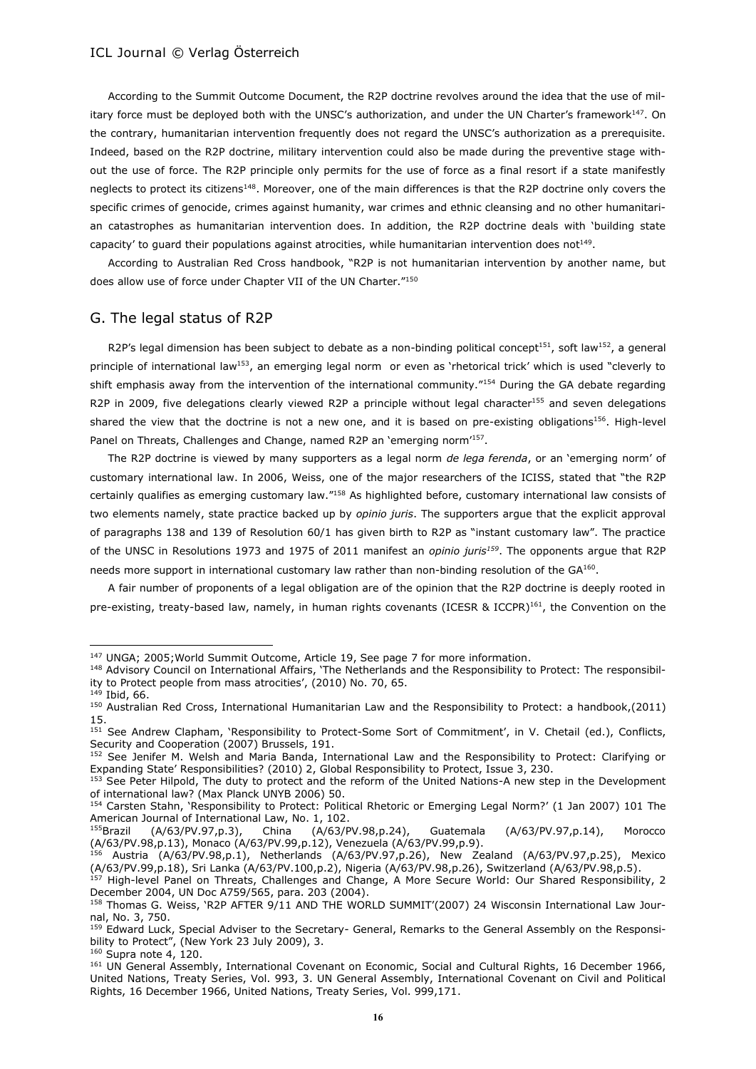According to the Summit Outcome Document, the R2P doctrine revolves around the idea that the use of military force must be deployed both with the UNSC's authorization, and under the UN Charter's framework[147]. On the contrary, humanitarian intervention frequently does not regard the UNSC's authorization as a prerequisite. Indeed, based on the R2P doctrine, military intervention could also be made during the preventive stage without the use of force. The R2P principle only permits for the use of force as a final resort if a state manifestly neglects to protect its citizens[148]. Moreover, one of the main differences is that the R2P doctrine only covers the specific crimes of genocide, crimes against humanity, war crimes and ethnic cleansing and no other humanitarian catastrophes as humanitarian intervention does. In addition, the R2P doctrine deals with 'building state capacity' to guard their populations against atrocities, while humanitarian intervention does not[149].

According to Australian Red Cross handbook, "R2P is not humanitarian intervention by another name, but does allow use of force under Chapter VII of the UN Charter."[150]

## G. The legal status of R2P

R2P's legal dimension has been subject to debate as a non-binding political concept[151], soft law[152], a general principle of international law[153], an emerging legal norm or even as 'rhetorical trick' which is used "cleverly to shift emphasis away from the intervention of the international community."[154] During the GA debate regarding R2P in 2009, five delegations clearly viewed R2P a principle without legal character[155] and seven delegations shared the view that the doctrine is not a new one, and it is based on pre-existing obligations[156]. High-level Panel on Threats, Challenges and Change, named R2P an 'emerging norm'[157].

The R2P doctrine is viewed by many supporters as a legal norm *de lega ferenda*, or an 'emerging norm' of customary international law. In 2006, Weiss, one of the major researchers of the ICISS, stated that "the R2P certainly qualifies as emerging customary law."[158] As highlighted before, customary international law consists of two elements namely, state practice backed up by *opinio juris*. The supporters argue that the explicit approval of paragraphs 138 and 139 of Resolution 60/1 has given birth to R2P as "instant customary law". The practice of the UNSC in Resolutions 1973 and 1975 of 2011 manifest an *opinio juris*[159]. The opponents argue that R2P needs more support in international customary law rather than non-binding resolution of the GA[160].

A fair number of proponents of a legal obligation are of the opinion that the R2P doctrine is deeply rooted in pre-existing, treaty-based law, namely, in human rights covenants (ICESR & ICCPR)[161], the Convention on the

---

[147] UNGA; 2005;World Summit Outcome, Article 19, See page 7 for more information.

[148] Advisory Council on International Affairs, 'The Netherlands and the Responsibility to Protect: The responsibility to Protect people from mass atrocities', (2010) No. 70, 65.

[149] Ibid, 66.

[150] Australian Red Cross, International Humanitarian Law and the Responsibility to Protect: a handbook,(2011) 15.

[151] See Andrew Clapham, 'Responsibility to Protect-Some Sort of Commitment', in V. Chetail (ed.), Conflicts, Security and Cooperation (2007) Brussels, 191.

[152] See Jenifer M. Welsh and Maria Banda, International Law and the Responsibility to Protect: Clarifying or Expanding State' Responsibilities? (2010) 2, Global Responsibility to Protect, Issue 3, 230.

[153] See Peter Hilpold, The duty to protect and the reform of the United Nations-A new step in the Development of international law? (Max Planck UNYB 2006) 50.

[154] Carsten Stahn, 'Responsibility to Protect: Political Rhetoric or Emerging Legal Norm?' (1 Jan 2007) 101 The American Journal of International Law, No. 1, 102.

[155] Brazil (A/63/PV.97,p.3), China (A/63/PV.98,p.24), Guatemala (A/63/PV.97,p.14), Morocco (A/63/PV.98,p.13), Monaco (A/63/PV.99,p.12), Venezuela (A/63/PV.99,p.9).

[156] Austria (A/63/PV.98,p.1), Netherlands (A/63/PV.97,p.26), New Zealand (A/63/PV.97,p.25), Mexico (A/63/PV.99,p.18), Sri Lanka (A/63/PV.100,p.2), Nigeria (A/63/PV.98,p.26), Switzerland (A/63/PV.98,p.5).

[157] High-level Panel on Threats, Challenges and Change, A More Secure World: Our Shared Responsibility, 2 December 2004, UN Doc A759/565, para. 203 (2004).

[158] Thomas G. Weiss, 'R2P AFTER 9/11 AND THE WORLD SUMMIT'(2007) 24 Wisconsin International Law Journal, No. 3, 750.

[159] Edward Luck, Special Adviser to the Secretary- General, Remarks to the General Assembly on the Responsibility to Protect", (New York 23 July 2009), 3.

[160] Supra note 4, 120.

[161] UN General Assembly, International Covenant on Economic, Social and Cultural Rights, 16 December 1966, United Nations, Treaty Series, Vol. 993, 3. UN General Assembly, International Covenant on Civil and Political Rights, 16 December 1966, United Nations, Treaty Series, Vol. 999,171.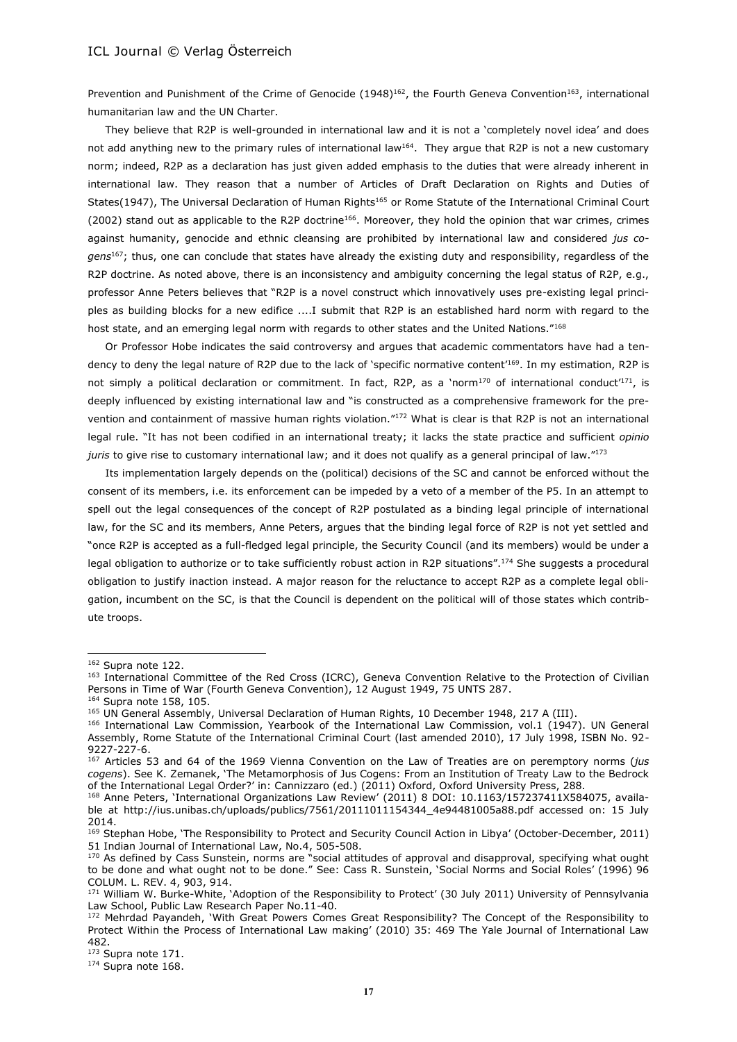Prevention and Punishment of the Crime of Genocide (1948)[162], the Fourth Geneva Convention[163], international humanitarian law and the UN Charter.

They believe that R2P is well-grounded in international law and it is not a 'completely novel idea' and does not add anything new to the primary rules of international law[164]. They argue that R2P is not a new customary norm; indeed, R2P as a declaration has just given added emphasis to the duties that were already inherent in international law. They reason that a number of Articles of Draft Declaration on Rights and Duties of States(1947), The Universal Declaration of Human Rights[165] or Rome Statute of the International Criminal Court (2002) stand out as applicable to the R2P doctrine[166]. Moreover, they hold the opinion that war crimes, crimes against humanity, genocide and ethnic cleansing are prohibited by international law and considered *jus cogens*[167]; thus, one can conclude that states have already the existing duty and responsibility, regardless of the R2P doctrine. As noted above, there is an inconsistency and ambiguity concerning the legal status of R2P, e.g., professor Anne Peters believes that "R2P is a novel construct which innovatively uses pre-existing legal principles as building blocks for a new edifice ....I submit that R2P is an established hard norm with regard to the host state, and an emerging legal norm with regards to other states and the United Nations."[168]

Or Professor Hobe indicates the said controversy and argues that academic commentators have had a tendency to deny the legal nature of R2P due to the lack of 'specific normative content'[169]. In my estimation, R2P is not simply a political declaration or commitment. In fact, R2P, as a 'norm[170] of international conduct'[171], is deeply influenced by existing international law and "is constructed as a comprehensive framework for the prevention and containment of massive human rights violation."[172] What is clear is that R2P is not an international legal rule. "It has not been codified in an international treaty; it lacks the state practice and sufficient *opinio juris* to give rise to customary international law; and it does not qualify as a general principal of law."[173]

Its implementation largely depends on the (political) decisions of the SC and cannot be enforced without the consent of its members, i.e. its enforcement can be impeded by a veto of a member of the P5. In an attempt to spell out the legal consequences of the concept of R2P postulated as a binding legal principle of international law, for the SC and its members, Anne Peters, argues that the binding legal force of R2P is not yet settled and "once R2P is accepted as a full-fledged legal principle, the Security Council (and its members) would be under a legal obligation to authorize or to take sufficiently robust action in R2P situations".[174] She suggests a procedural obligation to justify inaction instead. A major reason for the reluctance to accept R2P as a complete legal obligation, incumbent on the SC, is that the Council is dependent on the political will of those states which contribute troops.

---

[162] Supra note 122.

[163] International Committee of the Red Cross (ICRC), Geneva Convention Relative to the Protection of Civilian Persons in Time of War (Fourth Geneva Convention), 12 August 1949, 75 UNTS 287.

[164] Supra note 158, 105.

[165] UN General Assembly, Universal Declaration of Human Rights, 10 December 1948, 217 A (III).

[166] International Law Commission, Yearbook of the International Law Commission, vol.1 (1947). UN General Assembly, Rome Statute of the International Criminal Court (last amended 2010), 17 July 1998, ISBN No. 92-9227-227-6.

[167] Articles 53 and 64 of the 1969 Vienna Convention on the Law of Treaties are on peremptory norms (*jus cogens*). See K. Zemanek, 'The Metamorphosis of Jus Cogens: From an Institution of Treaty Law to the Bedrock of the International Legal Order?' in: Cannizzaro (ed.) (2011) Oxford, Oxford University Press, 288.

[168] Anne Peters, 'International Organizations Law Review' (2011) 8 DOI: 10.1163/157237411X584075, available at http://ius.unibas.ch/uploads/publics/7561/20111011154344_4e94481005a88.pdf accessed on: 15 July 2014.

[169] Stephan Hobe, 'The Responsibility to Protect and Security Council Action in Libya' (October-December, 2011) 51 Indian Journal of International Law, No.4, 505-508.

[170] As defined by Cass Sunstein, norms are "social attitudes of approval and disapproval, specifying what ought to be done and what ought not to be done." See: Cass R. Sunstein, 'Social Norms and Social Roles' (1996) 96 COLUM. L. REV. 4, 903, 914.

[171] William W. Burke-White, 'Adoption of the Responsibility to Protect' (30 July 2011) University of Pennsylvania Law School, Public Law Research Paper No.11-40.

[172] Mehrdad Payandeh, 'With Great Powers Comes Great Responsibility? The Concept of the Responsibility to Protect Within the Process of International Law making' (2010) 35: 469 The Yale Journal of International Law 482.

[173] Supra note 171.

[174] Supra note 168.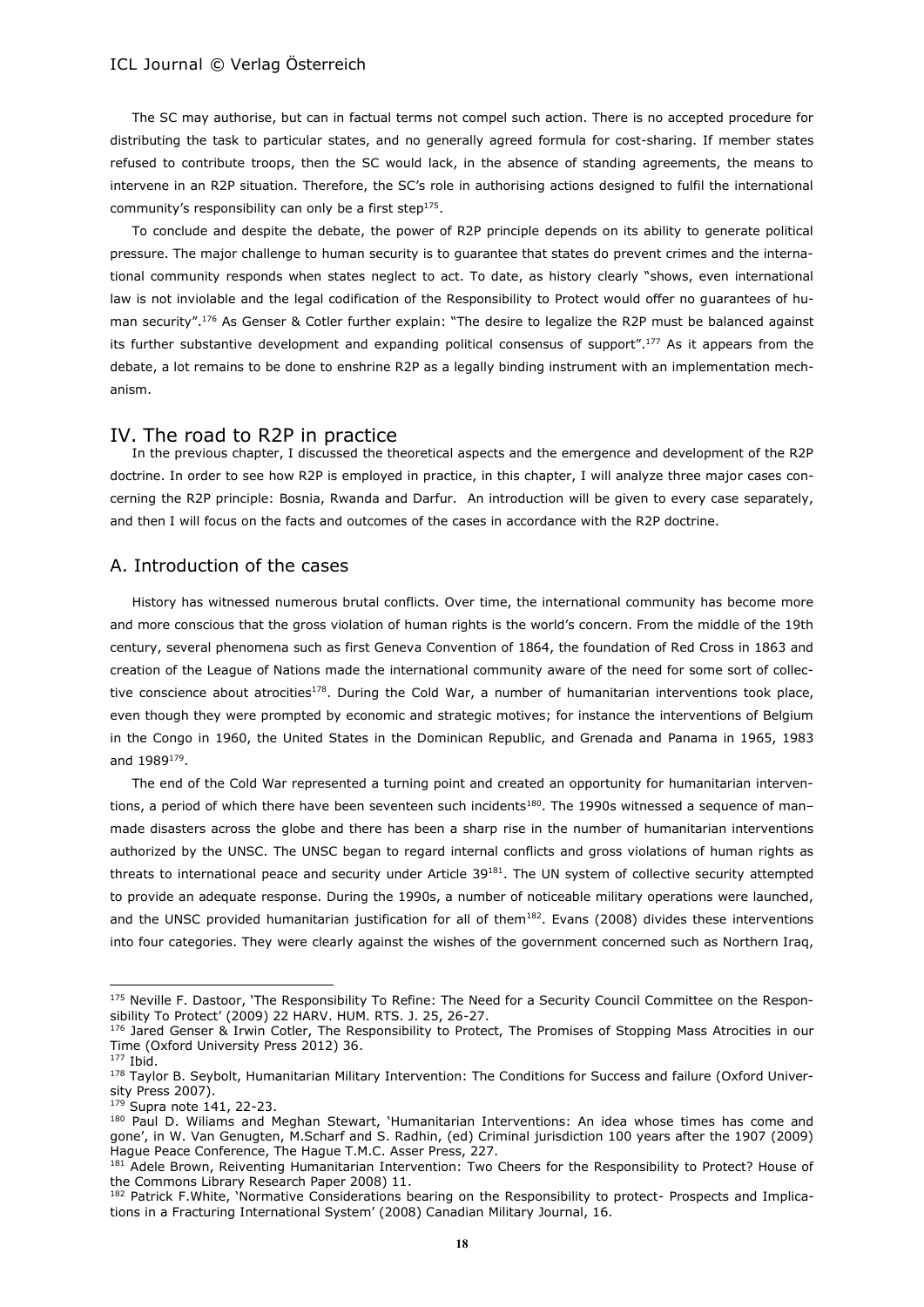The SC may authorise, but can in factual terms not compel such action. There is no accepted procedure for distributing the task to particular states, and no generally agreed formula for cost-sharing. If member states refused to contribute troops, then the SC would lack, in the absence of standing agreements, the means to intervene in an R2P situation. Therefore, the SC's role in authorising actions designed to fulfil the international community's responsibility can only be a first step[175].

To conclude and despite the debate, the power of R2P principle depends on its ability to generate political pressure. The major challenge to human security is to guarantee that states do prevent crimes and the international community responds when states neglect to act. To date, as history clearly "shows, even international law is not inviolable and the legal codification of the Responsibility to Protect would offer no guarantees of human security".[176] As Genser & Cotler further explain: "The desire to legalize the R2P must be balanced against its further substantive development and expanding political consensus of support".[177] As it appears from the debate, a lot remains to be done to enshrine R2P as a legally binding instrument with an implementation mechanism.

## IV. The road to R2P in practice

In the previous chapter, I discussed the theoretical aspects and the emergence and development of the R2P doctrine. In order to see how R2P is employed in practice, in this chapter, I will analyze three major cases concerning the R2P principle: Bosnia, Rwanda and Darfur. An introduction will be given to every case separately, and then I will focus on the facts and outcomes of the cases in accordance with the R2P doctrine.

### A. Introduction of the cases

History has witnessed numerous brutal conflicts. Over time, the international community has become more and more conscious that the gross violation of human rights is the world's concern. From the middle of the 19th century, several phenomena such as first Geneva Convention of 1864, the foundation of Red Cross in 1863 and creation of the League of Nations made the international community aware of the need for some sort of collective conscience about atrocities[178]. During the Cold War, a number of humanitarian interventions took place, even though they were prompted by economic and strategic motives; for instance the interventions of Belgium in the Congo in 1960, the United States in the Dominican Republic, and Grenada and Panama in 1965, 1983 and 1989[179].

The end of the Cold War represented a turning point and created an opportunity for humanitarian interventions, a period of which there have been seventeen such incidents[180]. The 1990s witnessed a sequence of man–made disasters across the globe and there has been a sharp rise in the number of humanitarian interventions authorized by the UNSC. The UNSC began to regard internal conflicts and gross violations of human rights as threats to international peace and security under Article 39[181]. The UN system of collective security attempted to provide an adequate response. During the 1990s, a number of noticeable military operations were launched, and the UNSC provided humanitarian justification for all of them[182]. Evans (2008) divides these interventions into four categories. They were clearly against the wishes of the government concerned such as Northern Iraq,

---

[175] Neville F. Dastoor, 'The Responsibility To Refine: The Need for a Security Council Committee on the Responsibility To Protect' (2009) 22 HARV. HUM. RTS. J. 25, 26-27.

[176] Jared Genser & Irwin Cotler, The Responsibility to Protect, The Promises of Stopping Mass Atrocities in our Time (Oxford University Press 2012) 36.

[177] Ibid.

[178] Taylor B. Seybolt, Humanitarian Military Intervention: The Conditions for Success and failure (Oxford University Press 2007).

[179] Supra note 141, 22-23.

[180] Paul D. Wiliams and Meghan Stewart, 'Humanitarian Interventions: An idea whose times has come and gone', in W. Van Genugten, M.Scharf and S. Radhin, (ed) Criminal jurisdiction 100 years after the 1907 (2009) Hague Peace Conference, The Hague T.M.C. Asser Press, 227.

[181] Adele Brown, Reiventing Humanitarian Intervention: Two Cheers for the Responsibility to Protect? House of the Commons Library Research Paper 2008) 11.

[182] Patrick F.White, 'Normative Considerations bearing on the Responsibility to protect- Prospects and Implications in a Fracturing International System' (2008) Canadian Military Journal, 16.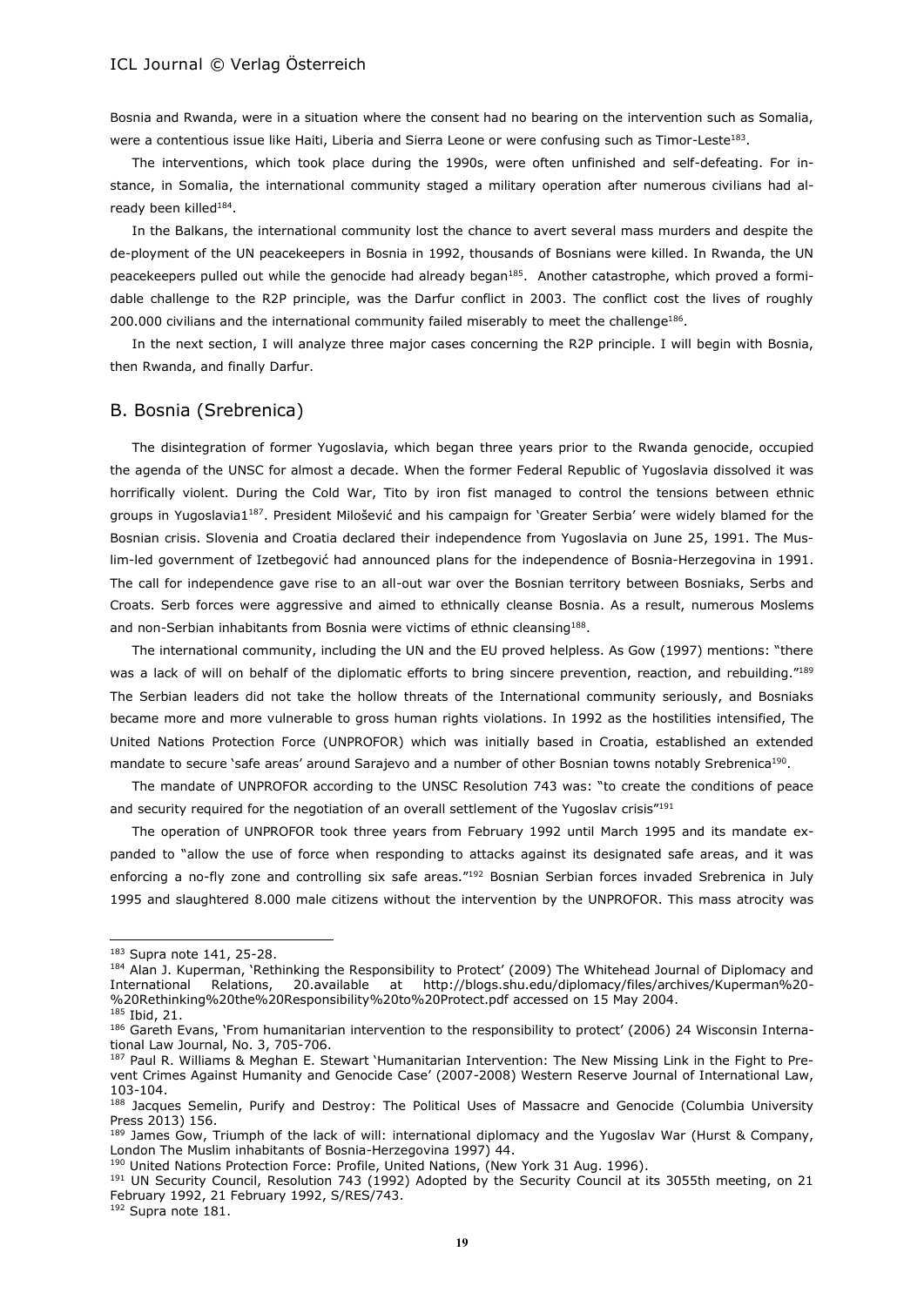Bosnia and Rwanda, were in a situation where the consent had no bearing on the intervention such as Somalia, were a contentious issue like Haiti, Liberia and Sierra Leone or were confusing such as Timor-Leste[183].

The interventions, which took place during the 1990s, were often unfinished and self-defeating. For instance, in Somalia, the international community staged a military operation after numerous civilians had already been killed[184].

In the Balkans, the international community lost the chance to avert several mass murders and despite the de-ployment of the UN peacekeepers in Bosnia in 1992, thousands of Bosnians were killed. In Rwanda, the UN peacekeepers pulled out while the genocide had already began[185]. Another catastrophe, which proved a formidable challenge to the R2P principle, was the Darfur conflict in 2003. The conflict cost the lives of roughly 200.000 civilians and the international community failed miserably to meet the challenge[186].

In the next section, I will analyze three major cases concerning the R2P principle. I will begin with Bosnia, then Rwanda, and finally Darfur.

## B. Bosnia (Srebrenica)

The disintegration of former Yugoslavia, which began three years prior to the Rwanda genocide, occupied the agenda of the UNSC for almost a decade. When the former Federal Republic of Yugoslavia dissolved it was horrifically violent. During the Cold War, Tito by iron fist managed to control the tensions between ethnic groups in Yugoslavia1[187]. President Milošević and his campaign for 'Greater Serbia' were widely blamed for the Bosnian crisis. Slovenia and Croatia declared their independence from Yugoslavia on June 25, 1991. The Muslim-led government of Izetbegović had announced plans for the independence of Bosnia-Herzegovina in 1991. The call for independence gave rise to an all-out war over the Bosnian territory between Bosniaks, Serbs and Croats. Serb forces were aggressive and aimed to ethnically cleanse Bosnia. As a result, numerous Moslems and non-Serbian inhabitants from Bosnia were victims of ethnic cleansing[188].

The international community, including the UN and the EU proved helpless. As Gow (1997) mentions: "there was a lack of will on behalf of the diplomatic efforts to bring sincere prevention, reaction, and rebuilding."[189] The Serbian leaders did not take the hollow threats of the International community seriously, and Bosniaks became more and more vulnerable to gross human rights violations. In 1992 as the hostilities intensified, The United Nations Protection Force (UNPROFOR) which was initially based in Croatia, established an extended mandate to secure 'safe areas' around Sarajevo and a number of other Bosnian towns notably Srebrenica[190].

The mandate of UNPROFOR according to the UNSC Resolution 743 was: "to create the conditions of peace and security required for the negotiation of an overall settlement of the Yugoslav crisis"[191]

The operation of UNPROFOR took three years from February 1992 until March 1995 and its mandate expanded to "allow the use of force when responding to attacks against its designated safe areas, and it was enforcing a no-fly zone and controlling six safe areas."[192] Bosnian Serbian forces invaded Srebrenica in July 1995 and slaughtered 8.000 male citizens without the intervention by the UNPROFOR. This mass atrocity was

---

[183] Supra note 141, 25-28.

[184] Alan J. Kuperman, 'Rethinking the Responsibility to Protect' (2009) The Whitehead Journal of Diplomacy and International Relations, 20.available at http://blogs.shu.edu/diplomacy/files/archives/Kuperman%20-%20Rethinking%20the%20Responsibility%20to%20Protect.pdf accessed on 15 May 2004.

[185] Ibid, 21.

[186] Gareth Evans, 'From humanitarian intervention to the responsibility to protect' (2006) 24 Wisconsin International Law Journal, No. 3, 705-706.

[187] Paul R. Williams & Meghan E. Stewart 'Humanitarian Intervention: The New Missing Link in the Fight to Prevent Crimes Against Humanity and Genocide Case' (2007-2008) Western Reserve Journal of International Law, 103-104.

[188] Jacques Semelin, Purify and Destroy: The Political Uses of Massacre and Genocide (Columbia University Press 2013) 156.

[189] James Gow, Triumph of the lack of will: international diplomacy and the Yugoslav War (Hurst & Company, London The Muslim inhabitants of Bosnia-Herzegovina 1997) 44.

[190] United Nations Protection Force: Profile, United Nations, (New York 31 Aug. 1996).

[191] UN Security Council, Resolution 743 (1992) Adopted by the Security Council at its 3055th meeting, on 21 February 1992, 21 February 1992, S/RES/743.

[192] Supra note 181.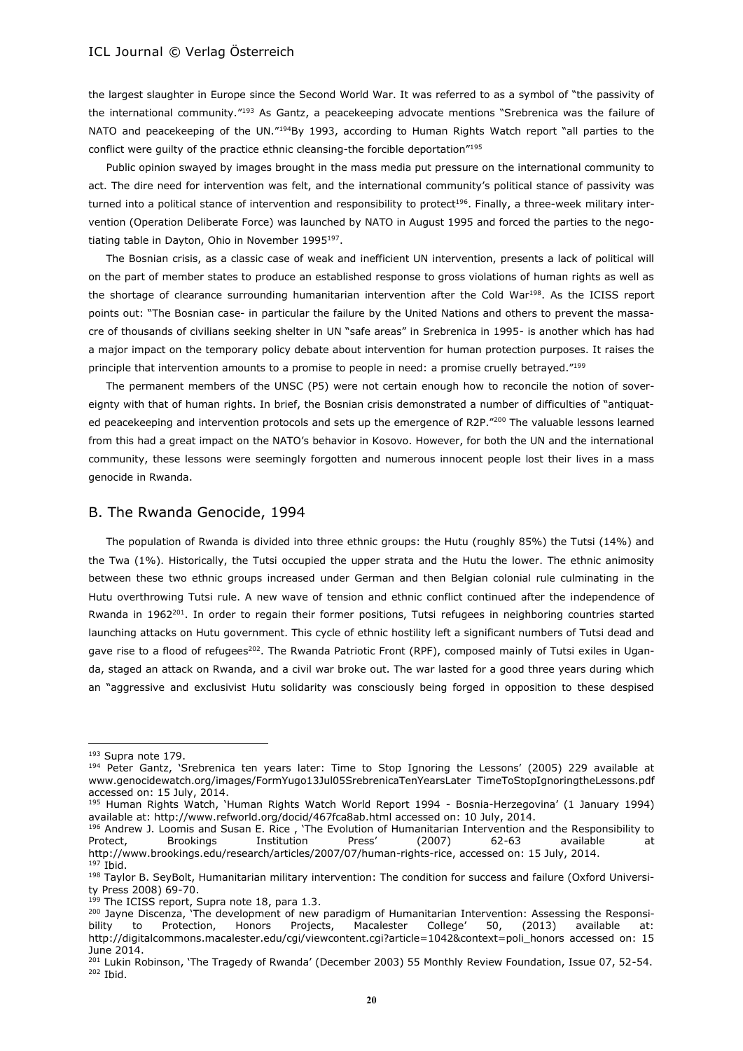the largest slaughter in Europe since the Second World War. It was referred to as a symbol of "the passivity of the international community."[193] As Gantz, a peacekeeping advocate mentions "Srebrenica was the failure of NATO and peacekeeping of the UN."[194]By 1993, according to Human Rights Watch report "all parties to the conflict were guilty of the practice ethnic cleansing-the forcible deportation"[195]

Public opinion swayed by images brought in the mass media put pressure on the international community to act. The dire need for intervention was felt, and the international community's political stance of passivity was turned into a political stance of intervention and responsibility to protect[196]. Finally, a three-week military intervention (Operation Deliberate Force) was launched by NATO in August 1995 and forced the parties to the negotiating table in Dayton, Ohio in November 1995[197].

The Bosnian crisis, as a classic case of weak and inefficient UN intervention, presents a lack of political will on the part of member states to produce an established response to gross violations of human rights as well as the shortage of clearance surrounding humanitarian intervention after the Cold War[198]. As the ICISS report points out: "The Bosnian case- in particular the failure by the United Nations and others to prevent the massacre of thousands of civilians seeking shelter in UN "safe areas" in Srebrenica in 1995- is another which has had a major impact on the temporary policy debate about intervention for human protection purposes. It raises the principle that intervention amounts to a promise to people in need: a promise cruelly betrayed."[199]

The permanent members of the UNSC (P5) were not certain enough how to reconcile the notion of sovereignty with that of human rights. In brief, the Bosnian crisis demonstrated a number of difficulties of "antiquated peacekeeping and intervention protocols and sets up the emergence of R2P."[200] The valuable lessons learned from this had a great impact on the NATO's behavior in Kosovo. However, for both the UN and the international community, these lessons were seemingly forgotten and numerous innocent people lost their lives in a mass genocide in Rwanda.

## B. The Rwanda Genocide, 1994

The population of Rwanda is divided into three ethnic groups: the Hutu (roughly 85%) the Tutsi (14%) and the Twa (1%). Historically, the Tutsi occupied the upper strata and the Hutu the lower. The ethnic animosity between these two ethnic groups increased under German and then Belgian colonial rule culminating in the Hutu overthrowing Tutsi rule. A new wave of tension and ethnic conflict continued after the independence of Rwanda in 1962[201]. In order to regain their former positions, Tutsi refugees in neighboring countries started launching attacks on Hutu government. This cycle of ethnic hostility left a significant numbers of Tutsi dead and gave rise to a flood of refugees[202]. The Rwanda Patriotic Front (RPF), composed mainly of Tutsi exiles in Uganda, staged an attack on Rwanda, and a civil war broke out. The war lasted for a good three years during which an "aggressive and exclusivist Hutu solidarity was consciously being forged in opposition to these despised

---

[193] Supra note 179.

[194] Peter Gantz, 'Srebrenica ten years later: Time to Stop Ignoring the Lessons' (2005) 229 available at www.genocidewatch.org/images/FormYugo13Jul05SrebrenicaTenYearsLater TimeToStopIgnoringtheLessons.pdf accessed on: 15 July, 2014.

[195] Human Rights Watch, 'Human Rights Watch World Report 1994 - Bosnia-Herzegovina' (1 January 1994) available at: http://www.refworld.org/docid/467fca8ab.html accessed on: 10 July, 2014.

[196] Andrew J. Loomis and Susan E. Rice , 'The Evolution of Humanitarian Intervention and the Responsibility to Protect, Brookings Institution Press' (2007) 62-63 available at http://www.brookings.edu/research/articles/2007/07/human-rights-rice, accessed on: 15 July, 2014.

[197] Ibid.

[198] Taylor B. SeyBolt, Humanitarian military intervention: The condition for success and failure (Oxford University Press 2008) 69-70.

[199] The ICISS report, Supra note 18, para 1.3.

[200] Jayne Discenza, 'The development of new paradigm of Humanitarian Intervention: Assessing the Responsibility to Protection, Honors Projects, Macalester College' 50, (2013) available at: http://digitalcommons.macalester.edu/cgi/viewcontent.cgi?article=1042&context=poli_honors accessed on: 15 June 2014.

[201] Lukin Robinson, 'The Tragedy of Rwanda' (December 2003) 55 Monthly Review Foundation, Issue 07, 52-54.

[202] Ibid.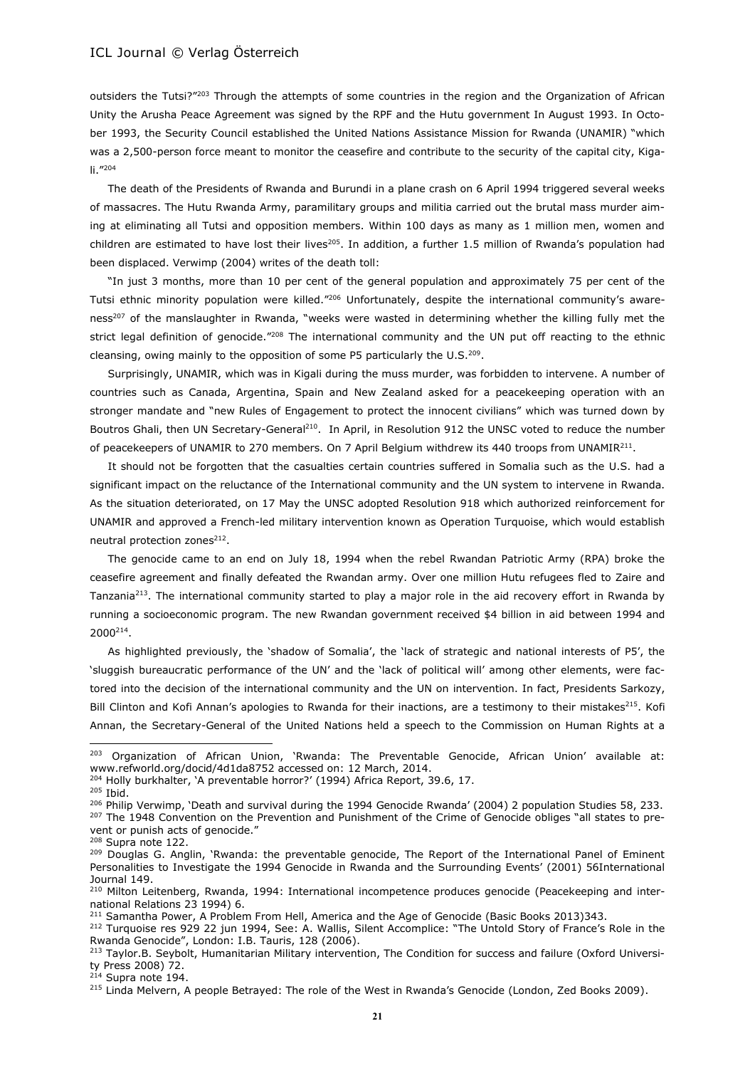outsiders the Tutsi?"[203] Through the attempts of some countries in the region and the Organization of African Unity the Arusha Peace Agreement was signed by the RPF and the Hutu government In August 1993. In October 1993, the Security Council established the United Nations Assistance Mission for Rwanda (UNAMIR) "which was a 2,500-person force meant to monitor the ceasefire and contribute to the security of the capital city, Kigali."[204]

The death of the Presidents of Rwanda and Burundi in a plane crash on 6 April 1994 triggered several weeks of massacres. The Hutu Rwanda Army, paramilitary groups and militia carried out the brutal mass murder aiming at eliminating all Tutsi and opposition members. Within 100 days as many as 1 million men, women and children are estimated to have lost their lives[205]. In addition, a further 1.5 million of Rwanda's population had been displaced. Verwimp (2004) writes of the death toll:

"In just 3 months, more than 10 per cent of the general population and approximately 75 per cent of the Tutsi ethnic minority population were killed."[206] Unfortunately, despite the international community's awareness[207] of the manslaughter in Rwanda, "weeks were wasted in determining whether the killing fully met the strict legal definition of genocide."[208] The international community and the UN put off reacting to the ethnic cleansing, owing mainly to the opposition of some P5 particularly the U.S.[209].

Surprisingly, UNAMIR, which was in Kigali during the muss murder, was forbidden to intervene. A number of countries such as Canada, Argentina, Spain and New Zealand asked for a peacekeeping operation with an stronger mandate and "new Rules of Engagement to protect the innocent civilians" which was turned down by Boutros Ghali, then UN Secretary-General[210]. In April, in Resolution 912 the UNSC voted to reduce the number of peacekeepers of UNAMIR to 270 members. On 7 April Belgium withdrew its 440 troops from UNAMIR[211].

It should not be forgotten that the casualties certain countries suffered in Somalia such as the U.S. had a significant impact on the reluctance of the International community and the UN system to intervene in Rwanda. As the situation deteriorated, on 17 May the UNSC adopted Resolution 918 which authorized reinforcement for UNAMIR and approved a French-led military intervention known as Operation Turquoise, which would establish neutral protection zones[212].

The genocide came to an end on July 18, 1994 when the rebel Rwandan Patriotic Army (RPA) broke the ceasefire agreement and finally defeated the Rwandan army. Over one million Hutu refugees fled to Zaire and Tanzania[213]. The international community started to play a major role in the aid recovery effort in Rwanda by running a socioeconomic program. The new Rwandan government received $4 billion in aid between 1994 and 2000[214].

As highlighted previously, the 'shadow of Somalia', the 'lack of strategic and national interests of P5', the 'sluggish bureaucratic performance of the UN' and the 'lack of political will' among other elements, were factored into the decision of the international community and the UN on intervention. In fact, Presidents Sarkozy, Bill Clinton and Kofi Annan's apologies to Rwanda for their inactions, are a testimony to their mistakes[215]. Kofi Annan, the Secretary-General of the United Nations held a speech to the Commission on Human Rights at a

---

[203] Organization of African Union, 'Rwanda: The Preventable Genocide, African Union' available at: www.refworld.org/docid/4d1da8752 accessed on: 12 March, 2014.

[204] Holly burkhalter, 'A preventable horror?' (1994) Africa Report, 39.6, 17.

[205] Ibid.

[206] Philip Verwimp, 'Death and survival during the 1994 Genocide Rwanda' (2004) 2 population Studies 58, 233.

[207] The 1948 Convention on the Prevention and Punishment of the Crime of Genocide obliges "all states to prevent or punish acts of genocide."

[208] Supra note 122.

[209] Douglas G. Anglin, 'Rwanda: the preventable genocide, The Report of the International Panel of Eminent Personalities to Investigate the 1994 Genocide in Rwanda and the Surrounding Events' (2001) 56International Journal 149.

[210] Milton Leitenberg, Rwanda, 1994: International incompetence produces genocide (Peacekeeping and international Relations 23 1994) 6.

[211] Samantha Power, A Problem From Hell, America and the Age of Genocide (Basic Books 2013)343.

[212] Turquoise res 929 22 jun 1994, See: A. Wallis, Silent Accomplice: "The Untold Story of France's Role in the Rwanda Genocide", London: I.B. Tauris, 128 (2006).

[213] Taylor.B. Seybolt, Humanitarian Military intervention, The Condition for success and failure (Oxford University Press 2008) 72.

[214] Supra note 194.

[215] Linda Melvern, A people Betrayed: The role of the West in Rwanda's Genocide (London, Zed Books 2009).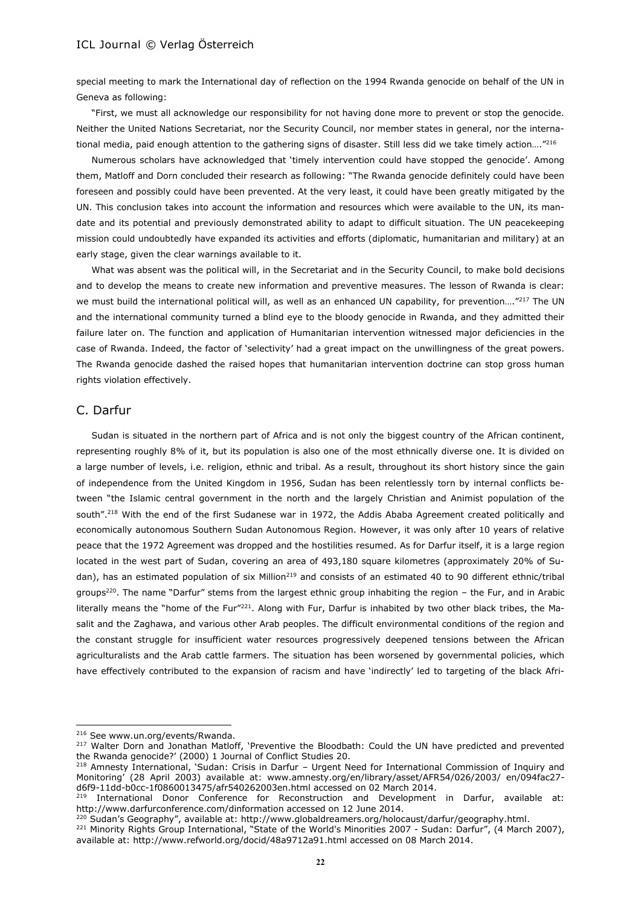special meeting to mark the International day of reflection on the 1994 Rwanda genocide on behalf of the UN in Geneva as following:

"First, we must all acknowledge our responsibility for not having done more to prevent or stop the genocide. Neither the United Nations Secretariat, nor the Security Council, nor member states in general, nor the international media, paid enough attention to the gathering signs of disaster. Still less did we take timely action…."[216]

Numerous scholars have acknowledged that 'timely intervention could have stopped the genocide'. Among them, Matloff and Dorn concluded their research as following: "The Rwanda genocide definitely could have been foreseen and possibly could have been prevented. At the very least, it could have been greatly mitigated by the UN. This conclusion takes into account the information and resources which were available to the UN, its mandate and its potential and previously demonstrated ability to adapt to difficult situation. The UN peacekeeping mission could undoubtedly have expanded its activities and efforts (diplomatic, humanitarian and military) at an early stage, given the clear warnings available to it.

What was absent was the political will, in the Secretariat and in the Security Council, to make bold decisions and to develop the means to create new information and preventive measures. The lesson of Rwanda is clear: we must build the international political will, as well as an enhanced UN capability, for prevention…."[217] The UN and the international community turned a blind eye to the bloody genocide in Rwanda, and they admitted their failure later on. The function and application of Humanitarian intervention witnessed major deficiencies in the case of Rwanda. Indeed, the factor of 'selectivity' had a great impact on the unwillingness of the great powers. The Rwanda genocide dashed the raised hopes that humanitarian intervention doctrine can stop gross human rights violation effectively.

## C. Darfur

Sudan is situated in the northern part of Africa and is not only the biggest country of the African continent, representing roughly 8% of it, but its population is also one of the most ethnically diverse one. It is divided on a large number of levels, i.e. religion, ethnic and tribal. As a result, throughout its short history since the gain of independence from the United Kingdom in 1956, Sudan has been relentlessly torn by internal conflicts between "the Islamic central government in the north and the largely Christian and Animist population of the south".[218] With the end of the first Sudanese war in 1972, the Addis Ababa Agreement created politically and economically autonomous Southern Sudan Autonomous Region. However, it was only after 10 years of relative peace that the 1972 Agreement was dropped and the hostilities resumed. As for Darfur itself, it is a large region located in the west part of Sudan, covering an area of 493,180 square kilometres (approximately 20% of Sudan), has an estimated population of six Million[219] and consists of an estimated 40 to 90 different ethnic/tribal groups[220]. The name "Darfur" stems from the largest ethnic group inhabiting the region – the Fur, and in Arabic literally means the "home of the Fur"[221]. Along with Fur, Darfur is inhabited by two other black tribes, the Masalit and the Zaghawa, and various other Arab peoples. The difficult environmental conditions of the region and the constant struggle for insufficient water resources progressively deepened tensions between the African agriculturalists and the Arab cattle farmers. The situation has been worsened by governmental policies, which have effectively contributed to the expansion of racism and have 'indirectly' led to targeting of the black Afri-

---

[216] See www.un.org/events/Rwanda.

[217] Walter Dorn and Jonathan Matloff, 'Preventive the Bloodbath: Could the UN have predicted and prevented the Rwanda genocide?' (2000) 1 Journal of Conflict Studies 20.

[218] Amnesty International, 'Sudan: Crisis in Darfur – Urgent Need for International Commission of Inquiry and Monitoring' (28 April 2003) available at: www.amnesty.org/en/library/asset/AFR54/026/2003/ en/094fac27-d6f9-11dd-b0cc-1f0860013475/afr540262003en.html accessed on 02 March 2014.

[219] International Donor Conference for Reconstruction and Development in Darfur, available at: http://www.darfurconference.com/dinformation accessed on 12 June 2014.

[220] Sudan's Geography", available at: http://www.globaldreamers.org/holocaust/darfur/geography.html.

[221] Minority Rights Group International, "State of the World's Minorities 2007 - Sudan: Darfur", (4 March 2007), available at: http://www.refworld.org/docid/48a9712a91.html accessed on 08 March 2014.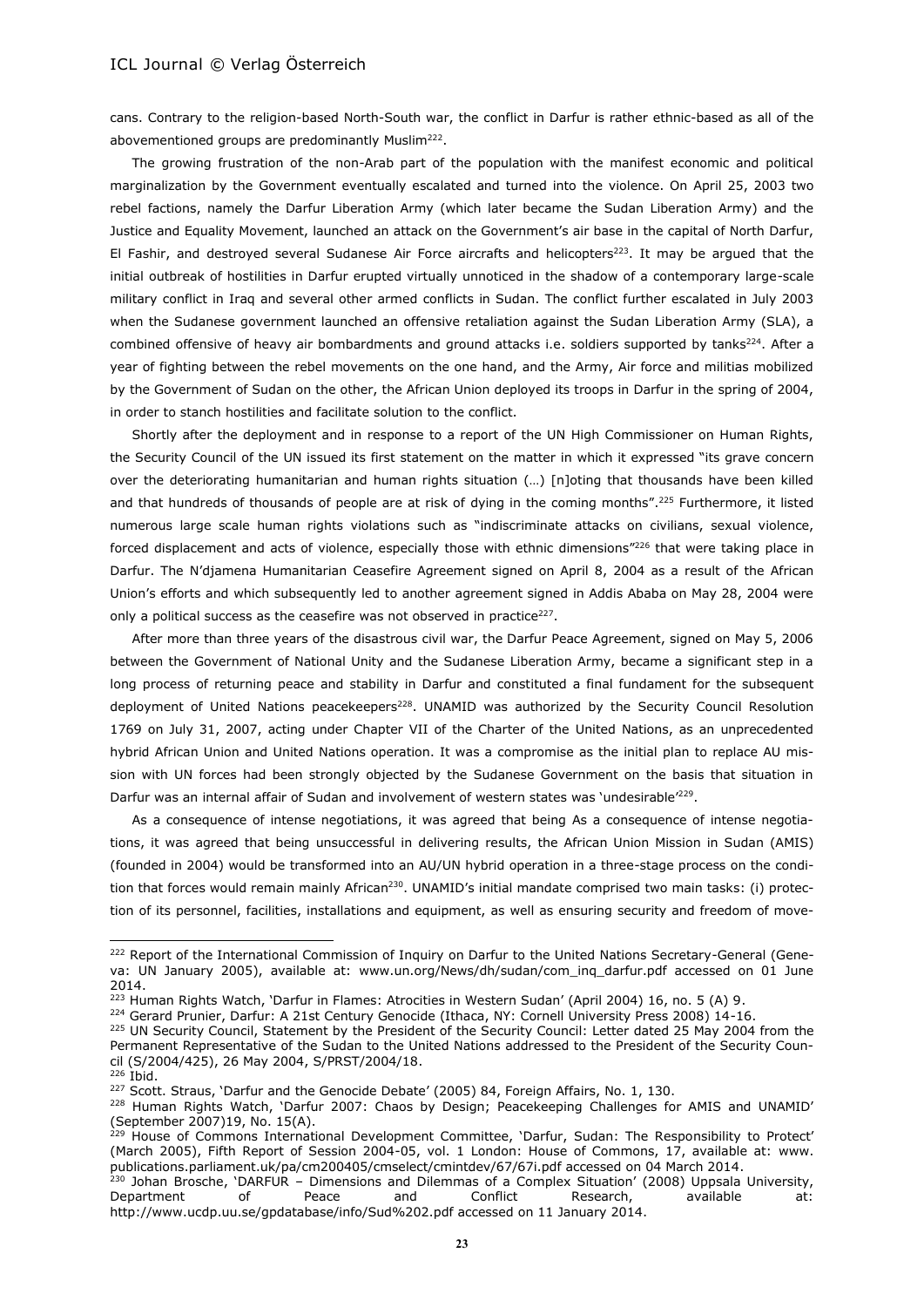cans. Contrary to the religion-based North-South war, the conflict in Darfur is rather ethnic-based as all of the abovementioned groups are predominantly Muslim[222].

The growing frustration of the non-Arab part of the population with the manifest economic and political marginalization by the Government eventually escalated and turned into the violence. On April 25, 2003 two rebel factions, namely the Darfur Liberation Army (which later became the Sudan Liberation Army) and the Justice and Equality Movement, launched an attack on the Government's air base in the capital of North Darfur, El Fashir, and destroyed several Sudanese Air Force aircrafts and helicopters[223]. It may be argued that the initial outbreak of hostilities in Darfur erupted virtually unnoticed in the shadow of a contemporary large-scale military conflict in Iraq and several other armed conflicts in Sudan. The conflict further escalated in July 2003 when the Sudanese government launched an offensive retaliation against the Sudan Liberation Army (SLA), a combined offensive of heavy air bombardments and ground attacks i.e. soldiers supported by tanks[224]. After a year of fighting between the rebel movements on the one hand, and the Army, Air force and militias mobilized by the Government of Sudan on the other, the African Union deployed its troops in Darfur in the spring of 2004, in order to stanch hostilities and facilitate solution to the conflict.

Shortly after the deployment and in response to a report of the UN High Commissioner on Human Rights, the Security Council of the UN issued its first statement on the matter in which it expressed "its grave concern over the deteriorating humanitarian and human rights situation (…) [n]oting that thousands have been killed and that hundreds of thousands of people are at risk of dying in the coming months".[225] Furthermore, it listed numerous large scale human rights violations such as "indiscriminate attacks on civilians, sexual violence, forced displacement and acts of violence, especially those with ethnic dimensions"[226] that were taking place in Darfur. The N'djamena Humanitarian Ceasefire Agreement signed on April 8, 2004 as a result of the African Union's efforts and which subsequently led to another agreement signed in Addis Ababa on May 28, 2004 were only a political success as the ceasefire was not observed in practice[227].

After more than three years of the disastrous civil war, the Darfur Peace Agreement, signed on May 5, 2006 between the Government of National Unity and the Sudanese Liberation Army, became a significant step in a long process of returning peace and stability in Darfur and constituted a final fundament for the subsequent deployment of United Nations peacekeepers[228]. UNAMID was authorized by the Security Council Resolution 1769 on July 31, 2007, acting under Chapter VII of the Charter of the United Nations, as an unprecedented hybrid African Union and United Nations operation. It was a compromise as the initial plan to replace AU mission with UN forces had been strongly objected by the Sudanese Government on the basis that situation in Darfur was an internal affair of Sudan and involvement of western states was 'undesirable'[229].

As a consequence of intense negotiations, it was agreed that being As a consequence of intense negotiations, it was agreed that being unsuccessful in delivering results, the African Union Mission in Sudan (AMIS) (founded in 2004) would be transformed into an AU/UN hybrid operation in a three-stage process on the condition that forces would remain mainly African[230]. UNAMID's initial mandate comprised two main tasks: (i) protection of its personnel, facilities, installations and equipment, as well as ensuring security and freedom of move-

---

[222] Report of the International Commission of Inquiry on Darfur to the United Nations Secretary-General (Geneva: UN January 2005), available at: www.un.org/News/dh/sudan/com_inq_darfur.pdf accessed on 01 June 2014.

[223] Human Rights Watch, 'Darfur in Flames: Atrocities in Western Sudan' (April 2004) 16, no. 5 (A) 9.

[224] Gerard Prunier, Darfur: A 21st Century Genocide (Ithaca, NY: Cornell University Press 2008) 14-16.

[225] UN Security Council, Statement by the President of the Security Council: Letter dated 25 May 2004 from the Permanent Representative of the Sudan to the United Nations addressed to the President of the Security Council (S/2004/425), 26 May 2004, S/PRST/2004/18.

[226] Ibid.

[227] Scott. Straus, 'Darfur and the Genocide Debate' (2005) 84, Foreign Affairs, No. 1, 130.

[228] Human Rights Watch, 'Darfur 2007: Chaos by Design; Peacekeeping Challenges for AMIS and UNAMID' (September 2007)19, No. 15(A).

[229] House of Commons International Development Committee, 'Darfur, Sudan: The Responsibility to Protect' (March 2005), Fifth Report of Session 2004-05, vol. 1 London: House of Commons, 17, available at: www.publications.parliament.uk/pa/cm200405/cmselect/cmintdev/67/67i.pdf accessed on 04 March 2014.

[230] Johan Brosche, 'DARFUR – Dimensions and Dilemmas of a Complex Situation' (2008) Uppsala University, Department of Peace and Conflict Research, available at: http://www.ucdp.uu.se/gpdatabase/info/Sud%202.pdf accessed on 11 January 2014.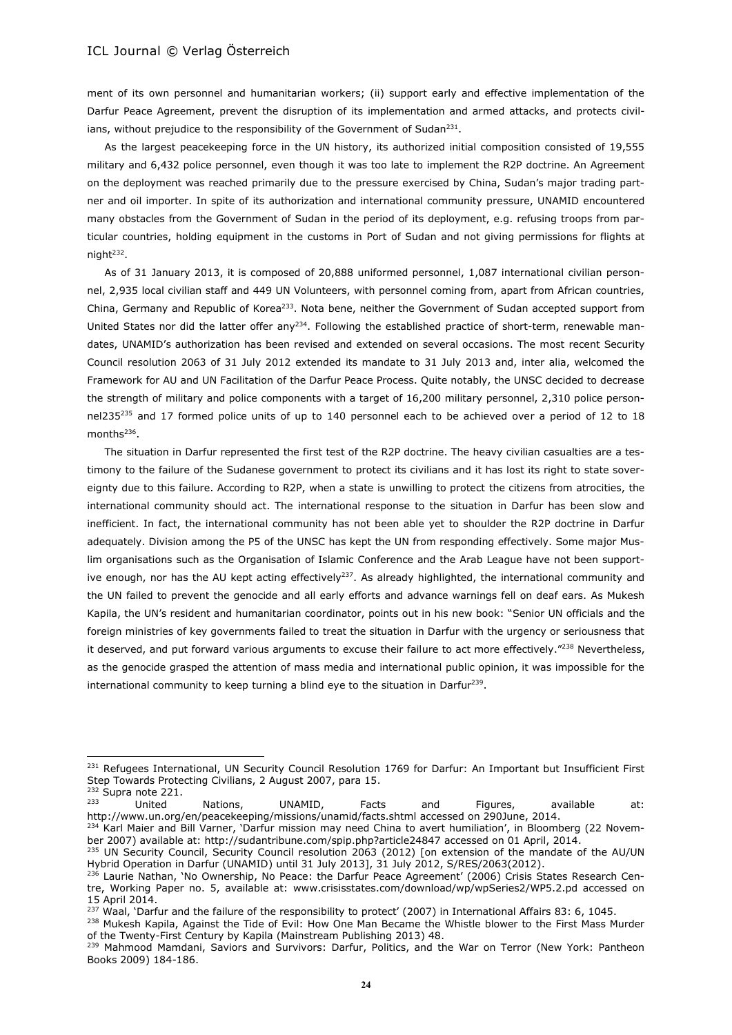ment of its own personnel and humanitarian workers; (ii) support early and effective implementation of the Darfur Peace Agreement, prevent the disruption of its implementation and armed attacks, and protects civilians, without prejudice to the responsibility of the Government of Sudan[231].

As the largest peacekeeping force in the UN history, its authorized initial composition consisted of 19,555 military and 6,432 police personnel, even though it was too late to implement the R2P doctrine. An Agreement on the deployment was reached primarily due to the pressure exercised by China, Sudan's major trading partner and oil importer. In spite of its authorization and international community pressure, UNAMID encountered many obstacles from the Government of Sudan in the period of its deployment, e.g. refusing troops from particular countries, holding equipment in the customs in Port of Sudan and not giving permissions for flights at night[232].

As of 31 January 2013, it is composed of 20,888 uniformed personnel, 1,087 international civilian personnel, 2,935 local civilian staff and 449 UN Volunteers, with personnel coming from, apart from African countries, China, Germany and Republic of Korea[233]. Nota bene, neither the Government of Sudan accepted support from United States nor did the latter offer any[234]. Following the established practice of short-term, renewable mandates, UNAMID's authorization has been revised and extended on several occasions. The most recent Security Council resolution 2063 of 31 July 2012 extended its mandate to 31 July 2013 and, inter alia, welcomed the Framework for AU and UN Facilitation of the Darfur Peace Process. Quite notably, the UNSC decided to decrease the strength of military and police components with a target of 16,200 military personnel, 2,310 police personnel235[235] and 17 formed police units of up to 140 personnel each to be achieved over a period of 12 to 18 months[236].

The situation in Darfur represented the first test of the R2P doctrine. The heavy civilian casualties are a testimony to the failure of the Sudanese government to protect its civilians and it has lost its right to state sovereignty due to this failure. According to R2P, when a state is unwilling to protect the citizens from atrocities, the international community should act. The international response to the situation in Darfur has been slow and inefficient. In fact, the international community has not been able yet to shoulder the R2P doctrine in Darfur adequately. Division among the P5 of the UNSC has kept the UN from responding effectively. Some major Muslim organisations such as the Organisation of Islamic Conference and the Arab League have not been supportive enough, nor has the AU kept acting effectively[237]. As already highlighted, the international community and the UN failed to prevent the genocide and all early efforts and advance warnings fell on deaf ears. As Mukesh Kapila, the UN's resident and humanitarian coordinator, points out in his new book: "Senior UN officials and the foreign ministries of key governments failed to treat the situation in Darfur with the urgency or seriousness that it deserved, and put forward various arguments to excuse their failure to act more effectively."[238] Nevertheless, as the genocide grasped the attention of mass media and international public opinion, it was impossible for the international community to keep turning a blind eye to the situation in Darfur[239].

---

[231] Refugees International, UN Security Council Resolution 1769 for Darfur: An Important but Insufficient First Step Towards Protecting Civilians, 2 August 2007, para 15.

[232] Supra note 221.

[233] United Nations, UNAMID, Facts and Figures, available at: http://www.un.org/en/peacekeeping/missions/unamid/facts.shtml accessed on 290June, 2014.

[234] Karl Maier and Bill Varner, 'Darfur mission may need China to avert humiliation', in Bloomberg (22 November 2007) available at: http://sudantribune.com/spip.php?article24847 accessed on 01 April, 2014.

[235] UN Security Council, Security Council resolution 2063 (2012) [on extension of the mandate of the AU/UN Hybrid Operation in Darfur (UNAMID) until 31 July 2013], 31 July 2012, S/RES/2063(2012).

[236] Laurie Nathan, 'No Ownership, No Peace: the Darfur Peace Agreement' (2006) Crisis States Research Centre, Working Paper no. 5, available at: www.crisisstates.com/download/wp/wpSeries2/WP5.2.pd accessed on 15 April 2014.

[237] Waal, 'Darfur and the failure of the responsibility to protect' (2007) in International Affairs 83: 6, 1045.

[238] Mukesh Kapila, Against the Tide of Evil: How One Man Became the Whistle blower to the First Mass Murder of the Twenty-First Century by Kapila (Mainstream Publishing 2013) 48.

[239] Mahmood Mamdani, Saviors and Survivors: Darfur, Politics, and the War on Terror (New York: Pantheon Books 2009) 184-186.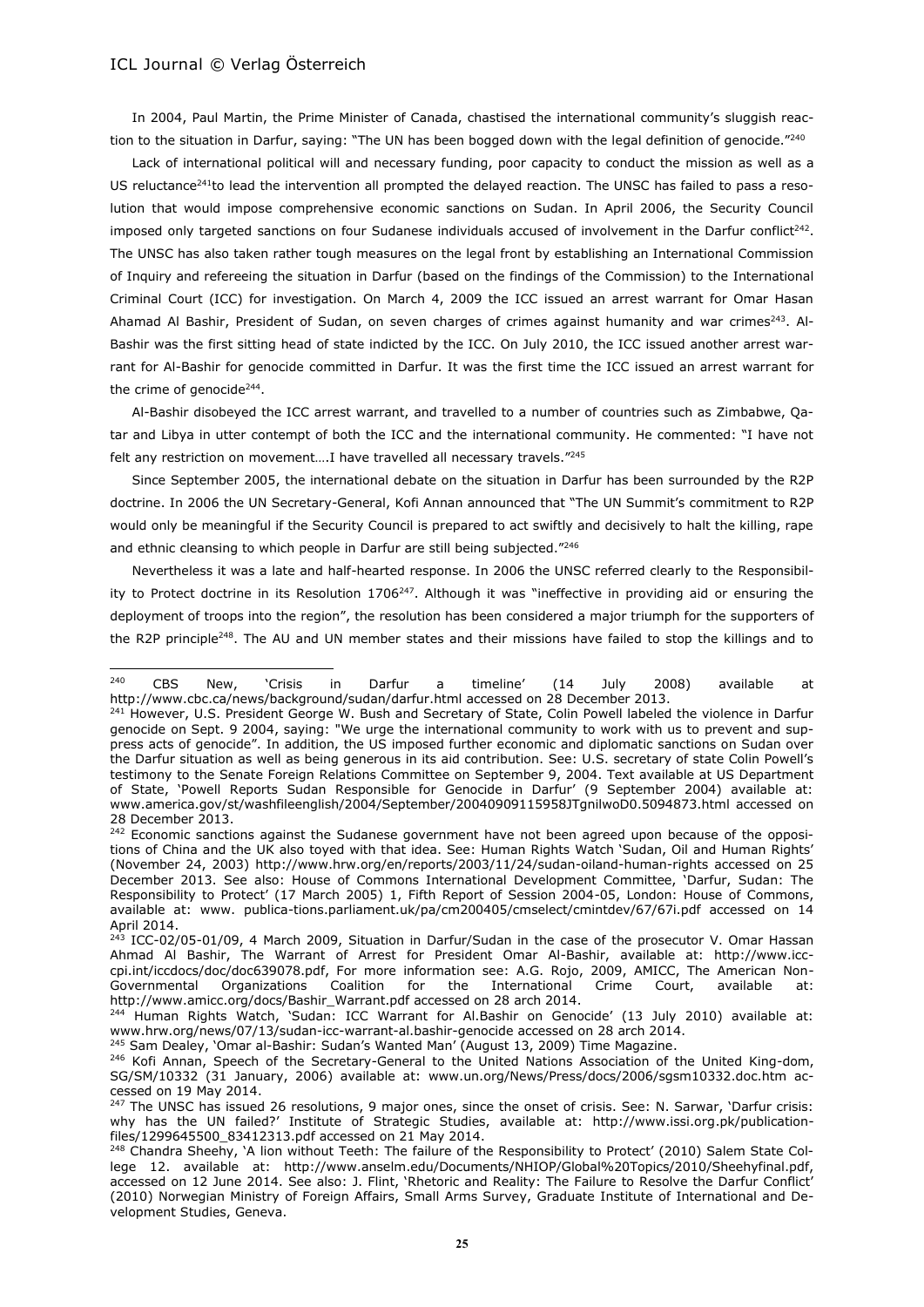In 2004, Paul Martin, the Prime Minister of Canada, chastised the international community's sluggish reaction to the situation in Darfur, saying: "The UN has been bogged down with the legal definition of genocide."[240]

Lack of international political will and necessary funding, poor capacity to conduct the mission as well as a US reluctance[241]to lead the intervention all prompted the delayed reaction. The UNSC has failed to pass a resolution that would impose comprehensive economic sanctions on Sudan. In April 2006, the Security Council imposed only targeted sanctions on four Sudanese individuals accused of involvement in the Darfur conflict[242]. The UNSC has also taken rather tough measures on the legal front by establishing an International Commission of Inquiry and refereeing the situation in Darfur (based on the findings of the Commission) to the International Criminal Court (ICC) for investigation. On March 4, 2009 the ICC issued an arrest warrant for Omar Hasan Ahamad Al Bashir, President of Sudan, on seven charges of crimes against humanity and war crimes[243]. Al-Bashir was the first sitting head of state indicted by the ICC. On July 2010, the ICC issued another arrest warrant for Al-Bashir for genocide committed in Darfur. It was the first time the ICC issued an arrest warrant for the crime of genocide[244].

Al-Bashir disobeyed the ICC arrest warrant, and travelled to a number of countries such as Zimbabwe, Qatar and Libya in utter contempt of both the ICC and the international community. He commented: "I have not felt any restriction on movement….I have travelled all necessary travels."[245]

Since September 2005, the international debate on the situation in Darfur has been surrounded by the R2P doctrine. In 2006 the UN Secretary-General, Kofi Annan announced that "The UN Summit's commitment to R2P would only be meaningful if the Security Council is prepared to act swiftly and decisively to halt the killing, rape and ethnic cleansing to which people in Darfur are still being subjected."[246]

Nevertheless it was a late and half-hearted response. In 2006 the UNSC referred clearly to the Responsibility to Protect doctrine in its Resolution 1706[247]. Although it was "ineffective in providing aid or ensuring the deployment of troops into the region", the resolution has been considered a major triumph for the supporters of the R2P principle[248]. The AU and UN member states and their missions have failed to stop the killings and to

---

[240] CBS New, 'Crisis in Darfur a timeline' (14 July 2008) available at http://www.cbc.ca/news/background/sudan/darfur.html accessed on 28 December 2013.

[241] However, U.S. President George W. Bush and Secretary of State, Colin Powell labeled the violence in Darfur genocide on Sept. 9 2004, saying: "We urge the international community to work with us to prevent and suppress acts of genocide". In addition, the US imposed further economic and diplomatic sanctions on Sudan over the Darfur situation as well as being generous in its aid contribution. See: U.S. secretary of state Colin Powell's testimony to the Senate Foreign Relations Committee on September 9, 2004. Text available at US Department of State, 'Powell Reports Sudan Responsible for Genocide in Darfur' (9 September 2004) available at: www.america.gov/st/washfileenglish/2004/September/20040909115958JTgnilwoD0.5094873.html accessed on 28 December 2013.

[242] Economic sanctions against the Sudanese government have not been agreed upon because of the oppositions of China and the UK also toyed with that idea. See: Human Rights Watch 'Sudan, Oil and Human Rights' (November 24, 2003) http://www.hrw.org/en/reports/2003/11/24/sudan-oiland-human-rights accessed on 25 December 2013. See also: House of Commons International Development Committee, 'Darfur, Sudan: The Responsibility to Protect' (17 March 2005) 1, Fifth Report of Session 2004-05, London: House of Commons, available at: www. publica-tions.parliament.uk/pa/cm200405/cmselect/cmintdev/67/67i.pdf accessed on 14 April 2014.

[243] ICC-02/05-01/09, 4 March 2009, Situation in Darfur/Sudan in the case of the prosecutor V. Omar Hassan Ahmad Al Bashir, The Warrant of Arrest for President Omar Al-Bashir, available at: http://www.icc-cpi.int/iccdocs/doc/doc639078.pdf, For more information see: A.G. Rojo, 2009, AMICC, The American Non-Governmental Organizations Coalition for the International Crime Court, available at: http://www.amicc.org/docs/Bashir_Warrant.pdf accessed on 28 arch 2014.

[244] Human Rights Watch, 'Sudan: ICC Warrant for Al.Bashir on Genocide' (13 July 2010) available at: www.hrw.org/news/07/13/sudan-icc-warrant-al.bashir-genocide accessed on 28 arch 2014.

[245] Sam Dealey, 'Omar al-Bashir: Sudan's Wanted Man' (August 13, 2009) Time Magazine.

[246] Kofi Annan, Speech of the Secretary-General to the United Nations Association of the United King-dom, SG/SM/10332 (31 January, 2006) available at: www.un.org/News/Press/docs/2006/sgsm10332.doc.htm accessed on 19 May 2014.

[247] The UNSC has issued 26 resolutions, 9 major ones, since the onset of crisis. See: N. Sarwar, 'Darfur crisis: why has the UN failed?' Institute of Strategic Studies, available at: http://www.issi.org.pk/publication-files/1299645500_83412313.pdf accessed on 21 May 2014.

[248] Chandra Sheehy, 'A lion without Teeth: The failure of the Responsibility to Protect' (2010) Salem State College 12. available at: http://www.anselm.edu/Documents/NHIOP/Global%20Topics/2010/Sheehyfinal.pdf, accessed on 12 June 2014. See also: J. Flint, 'Rhetoric and Reality: The Failure to Resolve the Darfur Conflict' (2010) Norwegian Ministry of Foreign Affairs, Small Arms Survey, Graduate Institute of International and Development Studies, Geneva.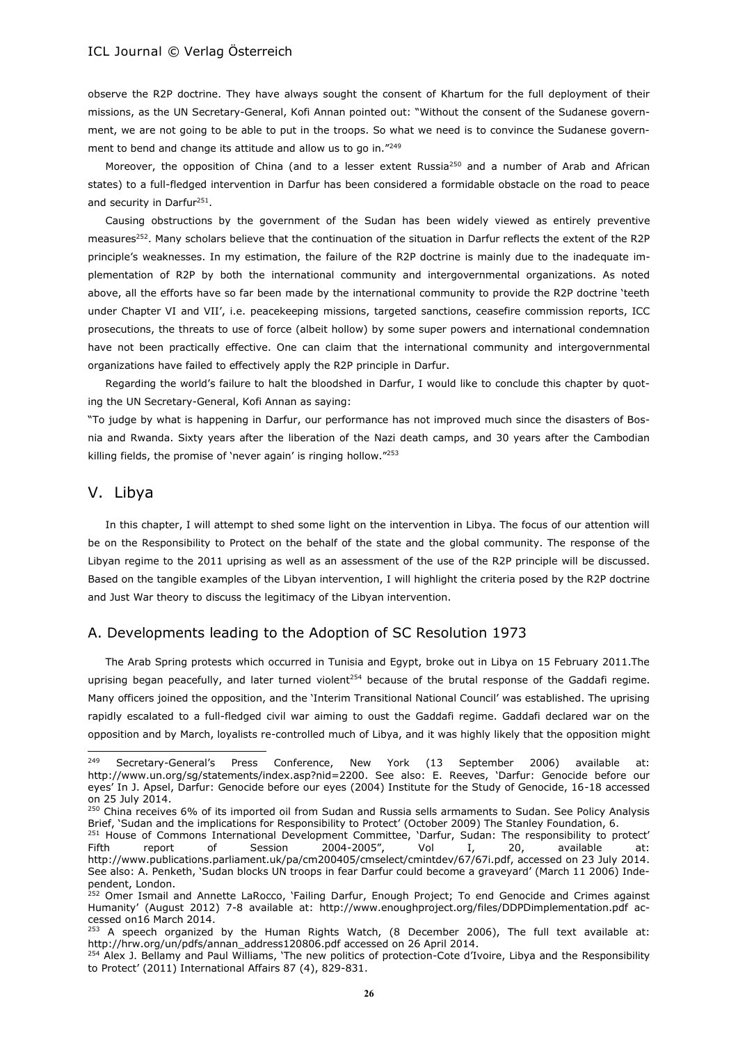observe the R2P doctrine. They have always sought the consent of Khartum for the full deployment of their missions, as the UN Secretary-General, Kofi Annan pointed out: "Without the consent of the Sudanese government, we are not going to be able to put in the troops. So what we need is to convince the Sudanese government to bend and change its attitude and allow us to go in."[249]

Moreover, the opposition of China (and to a lesser extent Russia[250] and a number of Arab and African states) to a full-fledged intervention in Darfur has been considered a formidable obstacle on the road to peace and security in Darfur[251].

Causing obstructions by the government of the Sudan has been widely viewed as entirely preventive measures[252]. Many scholars believe that the continuation of the situation in Darfur reflects the extent of the R2P principle's weaknesses. In my estimation, the failure of the R2P doctrine is mainly due to the inadequate implementation of R2P by both the international community and intergovernmental organizations. As noted above, all the efforts have so far been made by the international community to provide the R2P doctrine 'teeth under Chapter VI and VII', i.e. peacekeeping missions, targeted sanctions, ceasefire commission reports, ICC prosecutions, the threats to use of force (albeit hollow) by some super powers and international condemnation have not been practically effective. One can claim that the international community and intergovernmental organizations have failed to effectively apply the R2P principle in Darfur.

Regarding the world's failure to halt the bloodshed in Darfur, I would like to conclude this chapter by quoting the UN Secretary-General, Kofi Annan as saying:

"To judge by what is happening in Darfur, our performance has not improved much since the disasters of Bosnia and Rwanda. Sixty years after the liberation of the Nazi death camps, and 30 years after the Cambodian killing fields, the promise of 'never again' is ringing hollow."[253]

## V. Libya

In this chapter, I will attempt to shed some light on the intervention in Libya. The focus of our attention will be on the Responsibility to Protect on the behalf of the state and the global community. The response of the Libyan regime to the 2011 uprising as well as an assessment of the use of the R2P principle will be discussed. Based on the tangible examples of the Libyan intervention, I will highlight the criteria posed by the R2P doctrine and Just War theory to discuss the legitimacy of the Libyan intervention.

### A. Developments leading to the Adoption of SC Resolution 1973

The Arab Spring protests which occurred in Tunisia and Egypt, broke out in Libya on 15 February 2011.The uprising began peacefully, and later turned violent[254] because of the brutal response of the Gaddafi regime. Many officers joined the opposition, and the 'Interim Transitional National Council' was established. The uprising rapidly escalated to a full-fledged civil war aiming to oust the Gaddafi regime. Gaddafi declared war on the opposition and by March, loyalists re-controlled much of Libya, and it was highly likely that the opposition might

---

[249] Secretary-General's Press Conference, New York (13 September 2006) available at: http://www.un.org/sg/statements/index.asp?nid=2200. See also: E. Reeves, 'Darfur: Genocide before our eyes' In J. Apsel, Darfur: Genocide before our eyes (2004) Institute for the Study of Genocide, 16-18 accessed on 25 July 2014.

[250] China receives 6% of its imported oil from Sudan and Russia sells armaments to Sudan. See Policy Analysis Brief, 'Sudan and the implications for Responsibility to Protect' (October 2009) The Stanley Foundation, 6.

[251] House of Commons International Development Committee, 'Darfur, Sudan: The responsibility to protect' Fifth report of Session 2004-2005", Vol I, 20, available at: http://www.publications.parliament.uk/pa/cm200405/cmselect/cmintdev/67/67i.pdf, accessed on 23 July 2014. See also: A. Penketh, 'Sudan blocks UN troops in fear Darfur could become a graveyard' (March 11 2006) Independent, London.

[252] Omer Ismail and Annette LaRocco, 'Failing Darfur, Enough Project; To end Genocide and Crimes against Humanity' (August 2012) 7-8 available at: http://www.enoughproject.org/files/DDPDimplementation.pdf accessed on16 March 2014.

[253] A speech organized by the Human Rights Watch, (8 December 2006), The full text available at: http://hrw.org/un/pdfs/annan_address120806.pdf accessed on 26 April 2014.

[254] Alex J. Bellamy and Paul Williams, 'The new politics of protection-Cote d'Ivoire, Libya and the Responsibility to Protect' (2011) International Affairs 87 (4), 829-831.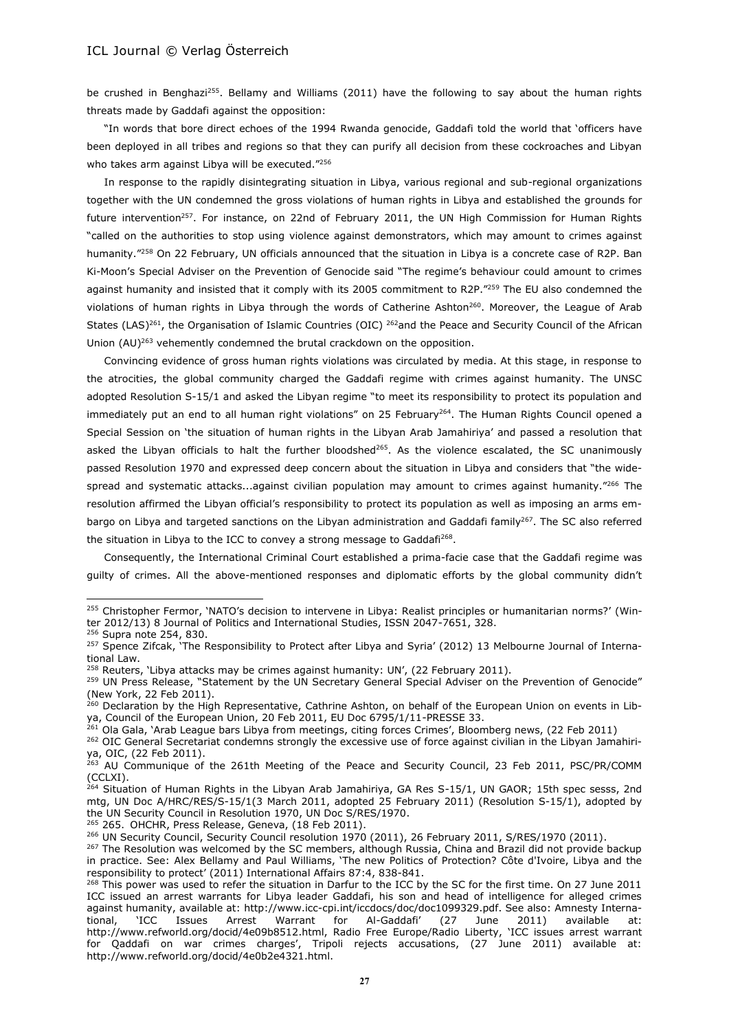be crushed in Benghazi[255]. Bellamy and Williams (2011) have the following to say about the human rights threats made by Gaddafi against the opposition:

"In words that bore direct echoes of the 1994 Rwanda genocide, Gaddafi told the world that 'officers have been deployed in all tribes and regions so that they can purify all decision from these cockroaches and Libyan who takes arm against Libya will be executed."[256]

In response to the rapidly disintegrating situation in Libya, various regional and sub-regional organizations together with the UN condemned the gross violations of human rights in Libya and established the grounds for future intervention[257]. For instance, on 22nd of February 2011, the UN High Commission for Human Rights "called on the authorities to stop using violence against demonstrators, which may amount to crimes against humanity."[258] On 22 February, UN officials announced that the situation in Libya is a concrete case of R2P. Ban Ki-Moon's Special Adviser on the Prevention of Genocide said "The regime's behaviour could amount to crimes against humanity and insisted that it comply with its 2005 commitment to R2P."[259] The EU also condemned the violations of human rights in Libya through the words of Catherine Ashton[260]. Moreover, the League of Arab States (LAS)[261], the Organisation of Islamic Countries (OIC) [262]and the Peace and Security Council of the African Union (AU)[263] vehemently condemned the brutal crackdown on the opposition.

Convincing evidence of gross human rights violations was circulated by media. At this stage, in response to the atrocities, the global community charged the Gaddafi regime with crimes against humanity. The UNSC adopted Resolution S-15/1 and asked the Libyan regime "to meet its responsibility to protect its population and immediately put an end to all human right violations" on 25 February[264]. The Human Rights Council opened a Special Session on 'the situation of human rights in the Libyan Arab Jamahiriya' and passed a resolution that asked the Libyan officials to halt the further bloodshed[265]. As the violence escalated, the SC unanimously passed Resolution 1970 and expressed deep concern about the situation in Libya and considers that "the widespread and systematic attacks...against civilian population may amount to crimes against humanity."[266] The resolution affirmed the Libyan official's responsibility to protect its population as well as imposing an arms embargo on Libya and targeted sanctions on the Libyan administration and Gaddafi family[267]. The SC also referred the situation in Libya to the ICC to convey a strong message to Gaddafi[268].

Consequently, the International Criminal Court established a prima-facie case that the Gaddafi regime was guilty of crimes. All the above-mentioned responses and diplomatic efforts by the global community didn't

---

[255] Christopher Fermor, 'NATO's decision to intervene in Libya: Realist principles or humanitarian norms?' (Winter 2012/13) 8 Journal of Politics and International Studies, ISSN 2047-7651, 328.

[256] Supra note 254, 830.

[257] Spence Zifcak, 'The Responsibility to Protect after Libya and Syria' (2012) 13 Melbourne Journal of International Law.

[258] Reuters, 'Libya attacks may be crimes against humanity: UN', (22 February 2011).

[259] UN Press Release, "Statement by the UN Secretary General Special Adviser on the Prevention of Genocide" (New York, 22 Feb 2011).

[260] Declaration by the High Representative, Cathrine Ashton, on behalf of the European Union on events in Libya, Council of the European Union, 20 Feb 2011, EU Doc 6795/1/11-PRESSE 33.

[261] Ola Gala, 'Arab League bars Libya from meetings, citing forces Crimes', Bloomberg news, (22 Feb 2011)

[262] OIC General Secretariat condemns strongly the excessive use of force against civilian in the Libyan Jamahiriya, OIC, (22 Feb 2011).

[263] AU Communique of the 261th Meeting of the Peace and Security Council, 23 Feb 2011, PSC/PR/COMM (CCLXI).

[264] Situation of Human Rights in the Libyan Arab Jamahiriya, GA Res S-15/1, UN GAOR; 15th spec sesss, 2nd mtg, UN Doc A/HRC/RES/S-15/1(3 March 2011, adopted 25 February 2011) (Resolution S-15/1), adopted by the UN Security Council in Resolution 1970, UN Doc S/RES/1970.

[265] 265. OHCHR, Press Release, Geneva, (18 Feb 2011).

[266] UN Security Council, Security Council resolution 1970 (2011), 26 February 2011, S/RES/1970 (2011).

[267] The Resolution was welcomed by the SC members, although Russia, China and Brazil did not provide backup in practice. See: Alex Bellamy and Paul Williams, 'The new Politics of Protection? Côte d'Ivoire, Libya and the responsibility to protect' (2011) International Affairs 87:4, 838-841.

[268] This power was used to refer the situation in Darfur to the ICC by the SC for the first time. On 27 June 2011 ICC issued an arrest warrants for Libya leader Gaddafi, his son and head of intelligence for alleged crimes against humanity, available at: http://www.icc-cpi.int/iccdocs/doc/doc1099329.pdf. See also: Amnesty International, 'ICC Issues Arrest Warrant for Al-Gaddafi' (27 June 2011) available at: http://www.refworld.org/docid/4e09b8512.html, Radio Free Europe/Radio Liberty, 'ICC issues arrest warrant for Qaddafi on war crimes charges', Tripoli rejects accusations, (27 June 2011) available at: http://www.refworld.org/docid/4e0b2e4321.html.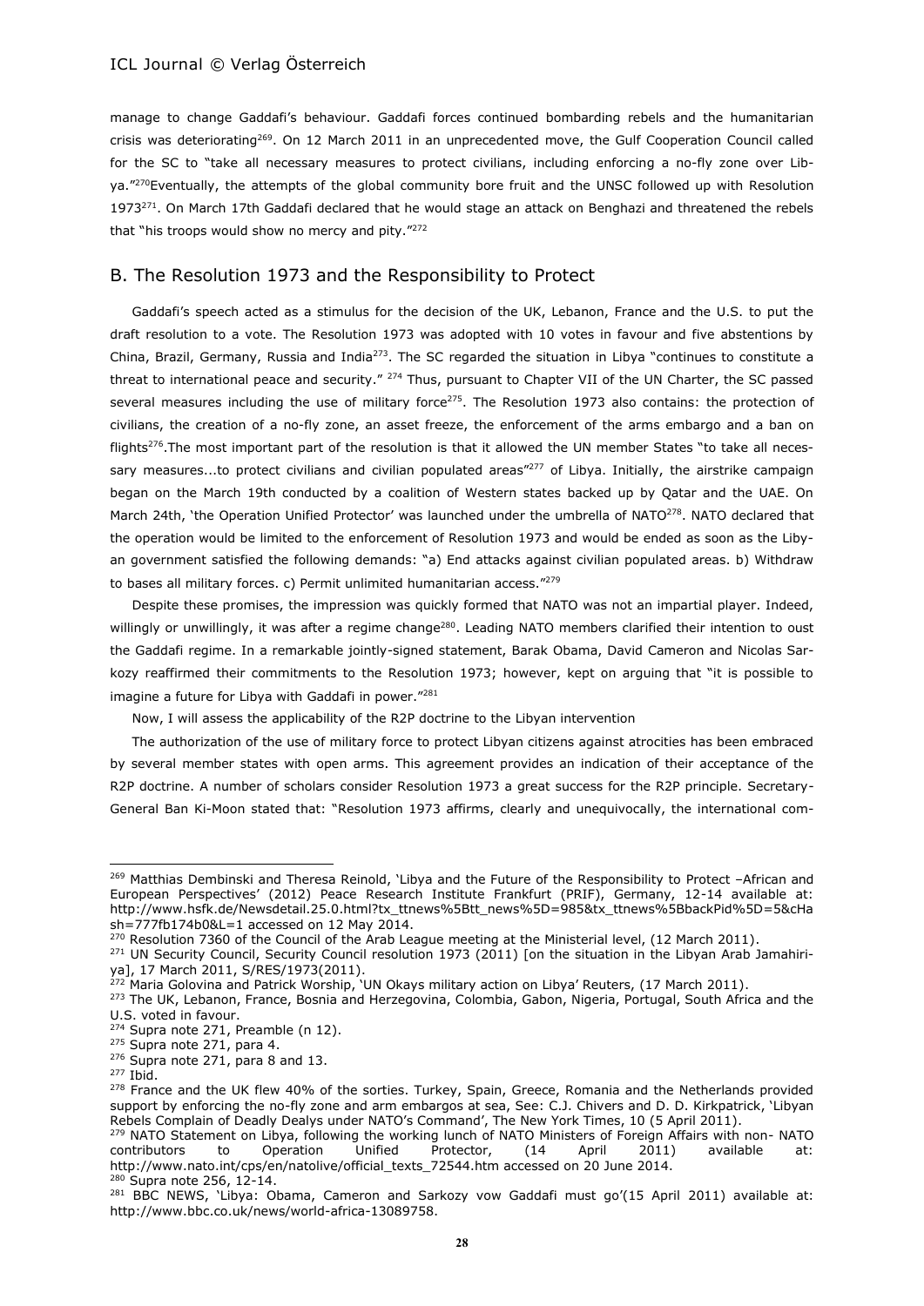manage to change Gaddafi's behaviour. Gaddafi forces continued bombarding rebels and the humanitarian crisis was deteriorating[269]. On 12 March 2011 in an unprecedented move, the Gulf Cooperation Council called for the SC to "take all necessary measures to protect civilians, including enforcing a no-fly zone over Libya."[270]Eventually, the attempts of the global community bore fruit and the UNSC followed up with Resolution 1973[271]. On March 17th Gaddafi declared that he would stage an attack on Benghazi and threatened the rebels that "his troops would show no mercy and pity."[272]

## B. The Resolution 1973 and the Responsibility to Protect

Gaddafi's speech acted as a stimulus for the decision of the UK, Lebanon, France and the U.S. to put the draft resolution to a vote. The Resolution 1973 was adopted with 10 votes in favour and five abstentions by China, Brazil, Germany, Russia and India[273]. The SC regarded the situation in Libya "continues to constitute a threat to international peace and security." [274] Thus, pursuant to Chapter VII of the UN Charter, the SC passed several measures including the use of military force[275]. The Resolution 1973 also contains: the protection of civilians, the creation of a no-fly zone, an asset freeze, the enforcement of the arms embargo and a ban on flights[276].The most important part of the resolution is that it allowed the UN member States "to take all necessary measures...to protect civilians and civilian populated areas"[277] of Libya. Initially, the airstrike campaign began on the March 19th conducted by a coalition of Western states backed up by Qatar and the UAE. On March 24th, 'the Operation Unified Protector' was launched under the umbrella of NATO[278]. NATO declared that the operation would be limited to the enforcement of Resolution 1973 and would be ended as soon as the Libyan government satisfied the following demands: "a) End attacks against civilian populated areas. b) Withdraw to bases all military forces. c) Permit unlimited humanitarian access."[279]

Despite these promises, the impression was quickly formed that NATO was not an impartial player. Indeed, willingly or unwillingly, it was after a regime change[280]. Leading NATO members clarified their intention to oust the Gaddafi regime. In a remarkable jointly-signed statement, Barak Obama, David Cameron and Nicolas Sarkozy reaffirmed their commitments to the Resolution 1973; however, kept on arguing that "it is possible to imagine a future for Libya with Gaddafi in power."[281]

Now, I will assess the applicability of the R2P doctrine to the Libyan intervention

The authorization of the use of military force to protect Libyan citizens against atrocities has been embraced by several member states with open arms. This agreement provides an indication of their acceptance of the R2P doctrine. A number of scholars consider Resolution 1973 a great success for the R2P principle. Secretary-General Ban Ki-Moon stated that: "Resolution 1973 affirms, clearly and unequivocally, the international com-

---

[269] Matthias Dembinski and Theresa Reinold, 'Libya and the Future of the Responsibility to Protect –African and European Perspectives' (2012) Peace Research Institute Frankfurt (PRIF), Germany, 12-14 available at: http://www.hsfk.de/Newsdetail.25.0.html?tx_ttnews%5Btt_news%5D=985&tx_ttnews%5BbackPid%5D=5&cHash=777fb174b0&L=1 accessed on 12 May 2014.

[270] Resolution 7360 of the Council of the Arab League meeting at the Ministerial level, (12 March 2011).

[271] UN Security Council, Security Council resolution 1973 (2011) [on the situation in the Libyan Arab Jamahiriya], 17 March 2011, S/RES/1973(2011).

[272] Maria Golovina and Patrick Worship, 'UN Okays military action on Libya' Reuters, (17 March 2011).

[273] The UK, Lebanon, France, Bosnia and Herzegovina, Colombia, Gabon, Nigeria, Portugal, South Africa and the U.S. voted in favour.

[274] Supra note 271, Preamble (n 12).

[275] Supra note 271, para 4.

[276] Supra note 271, para 8 and 13.

[277] Ibid.

[278] France and the UK flew 40% of the sorties. Turkey, Spain, Greece, Romania and the Netherlands provided support by enforcing the no-fly zone and arm embargos at sea, See: C.J. Chivers and D. D. Kirkpatrick, 'Libyan Rebels Complain of Deadly Dealys under NATO's Command', The New York Times, 10 (5 April 2011).

[279] NATO Statement on Libya, following the working lunch of NATO Ministers of Foreign Affairs with non- NATO contributors to Operation Unified Protector, (14 April 2011) available at: http://www.nato.int/cps/en/natolive/official_texts_72544.htm accessed on 20 June 2014.

[280] Supra note 256, 12-14.

[281] BBC NEWS, 'Libya: Obama, Cameron and Sarkozy vow Gaddafi must go'(15 April 2011) available at: http://www.bbc.co.uk/news/world-africa-13089758.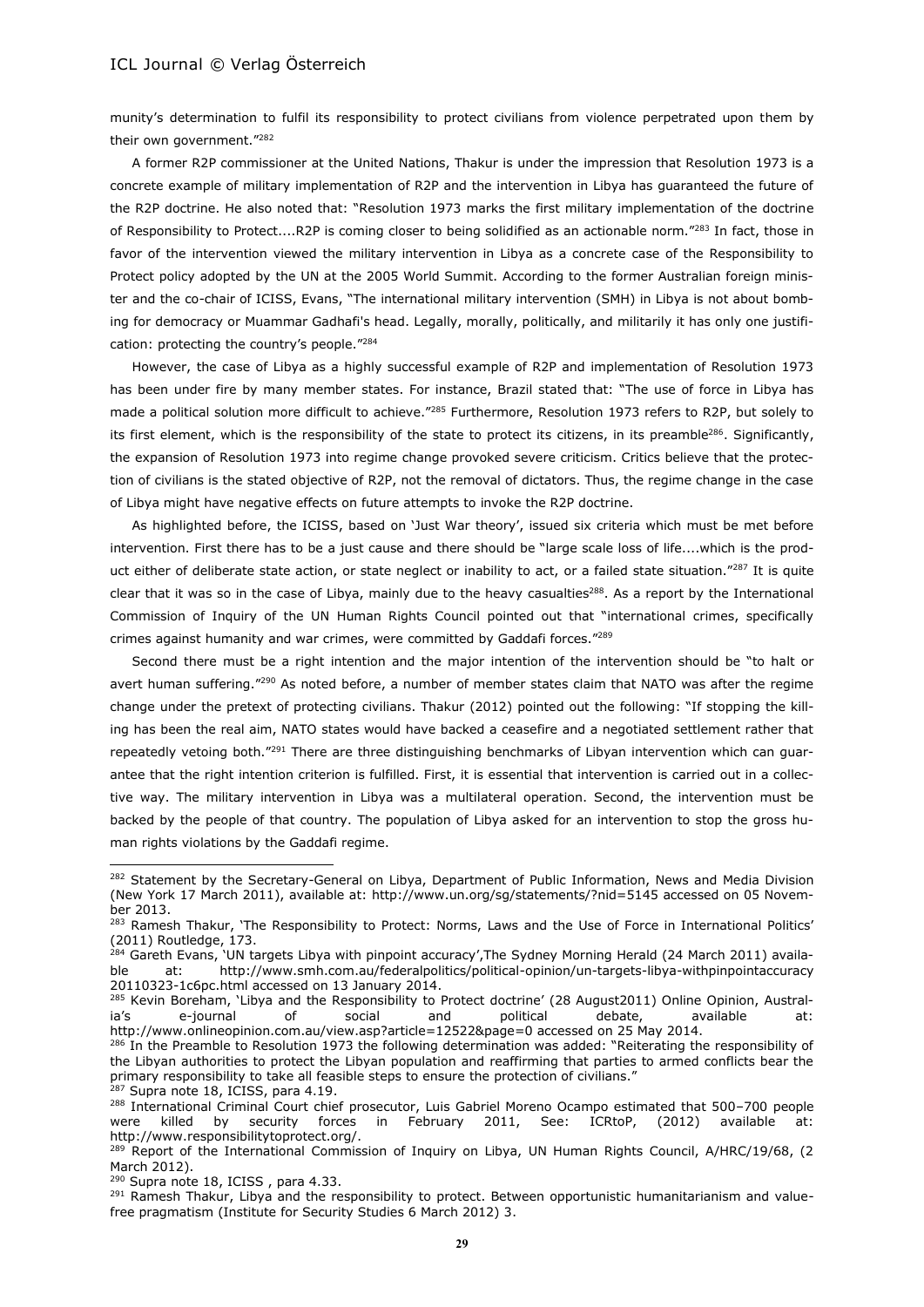munity's determination to fulfil its responsibility to protect civilians from violence perpetrated upon them by their own government."[282]

A former R2P commissioner at the United Nations, Thakur is under the impression that Resolution 1973 is a concrete example of military implementation of R2P and the intervention in Libya has guaranteed the future of the R2P doctrine. He also noted that: "Resolution 1973 marks the first military implementation of the doctrine of Responsibility to Protect....R2P is coming closer to being solidified as an actionable norm."[283] In fact, those in favor of the intervention viewed the military intervention in Libya as a concrete case of the Responsibility to Protect policy adopted by the UN at the 2005 World Summit. According to the former Australian foreign minister and the co-chair of ICISS, Evans, "The international military intervention (SMH) in Libya is not about bombing for democracy or Muammar Gadhafi's head. Legally, morally, politically, and militarily it has only one justification: protecting the country's people."[284]

However, the case of Libya as a highly successful example of R2P and implementation of Resolution 1973 has been under fire by many member states. For instance, Brazil stated that: "The use of force in Libya has made a political solution more difficult to achieve."[285] Furthermore, Resolution 1973 refers to R2P, but solely to its first element, which is the responsibility of the state to protect its citizens, in its preamble[286]. Significantly, the expansion of Resolution 1973 into regime change provoked severe criticism. Critics believe that the protection of civilians is the stated objective of R2P, not the removal of dictators. Thus, the regime change in the case of Libya might have negative effects on future attempts to invoke the R2P doctrine.

As highlighted before, the ICISS, based on 'Just War theory', issued six criteria which must be met before intervention. First there has to be a just cause and there should be "large scale loss of life....which is the product either of deliberate state action, or state neglect or inability to act, or a failed state situation."[287] It is quite clear that it was so in the case of Libya, mainly due to the heavy casualties[288]. As a report by the International Commission of Inquiry of the UN Human Rights Council pointed out that "international crimes, specifically crimes against humanity and war crimes, were committed by Gaddafi forces."[289]

Second there must be a right intention and the major intention of the intervention should be "to halt or avert human suffering."[290] As noted before, a number of member states claim that NATO was after the regime change under the pretext of protecting civilians. Thakur (2012) pointed out the following: "If stopping the killing has been the real aim, NATO states would have backed a ceasefire and a negotiated settlement rather that repeatedly vetoing both."[291] There are three distinguishing benchmarks of Libyan intervention which can guarantee that the right intention criterion is fulfilled. First, it is essential that intervention is carried out in a collective way. The military intervention in Libya was a multilateral operation. Second, the intervention must be backed by the people of that country. The population of Libya asked for an intervention to stop the gross human rights violations by the Gaddafi regime.

---

[282] Statement by the Secretary-General on Libya, Department of Public Information, News and Media Division (New York 17 March 2011), available at: http://www.un.org/sg/statements/?nid=5145 accessed on 05 November 2013.

[283] Ramesh Thakur, 'The Responsibility to Protect: Norms, Laws and the Use of Force in International Politics' (2011) Routledge, 173.

[284] Gareth Evans, 'UN targets Libya with pinpoint accuracy',The Sydney Morning Herald (24 March 2011) available at: http://www.smh.com.au/federalpolitics/political-opinion/un-targets-libya-withpinpointaccuracy 20110323-1c6pc.html accessed on 13 January 2014.

[285] Kevin Boreham, 'Libya and the Responsibility to Protect doctrine' (28 August2011) Online Opinion, Australia's e-journal of social and political debate, available at: http://www.onlineopinion.com.au/view.asp?article=12522&page=0 accessed on 25 May 2014.

[286] In the Preamble to Resolution 1973 the following determination was added: "Reiterating the responsibility of the Libyan authorities to protect the Libyan population and reaffirming that parties to armed conflicts bear the primary responsibility to take all feasible steps to ensure the protection of civilians."

[287] Supra note 18, ICISS, para 4.19.

[288] International Criminal Court chief prosecutor, Luis Gabriel Moreno Ocampo estimated that 500–700 people were killed by security forces in February 2011, See: ICRtoP, (2012) available at: http://www.responsibilitytoprotect.org/.

[289] Report of the International Commission of Inquiry on Libya, UN Human Rights Council, A/HRC/19/68, (2 March 2012).

[290] Supra note 18, ICISS , para 4.33.

[291] Ramesh Thakur, Libya and the responsibility to protect. Between opportunistic humanitarianism and value-free pragmatism (Institute for Security Studies 6 March 2012) 3.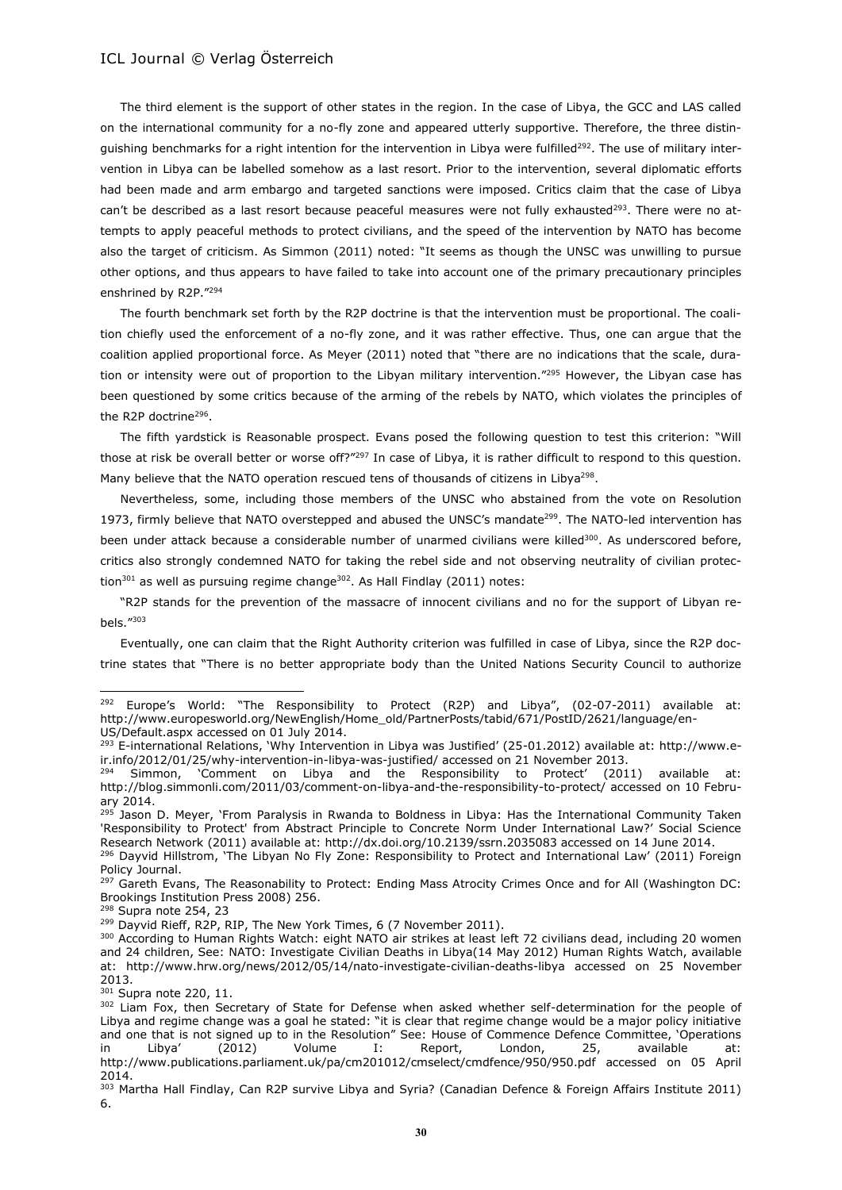The third element is the support of other states in the region. In the case of Libya, the GCC and LAS called on the international community for a no-fly zone and appeared utterly supportive. Therefore, the three distinguishing benchmarks for a right intention for the intervention in Libya were fulfilled[292]. The use of military intervention in Libya can be labelled somehow as a last resort. Prior to the intervention, several diplomatic efforts had been made and arm embargo and targeted sanctions were imposed. Critics claim that the case of Libya can't be described as a last resort because peaceful measures were not fully exhausted[293]. There were no attempts to apply peaceful methods to protect civilians, and the speed of the intervention by NATO has become also the target of criticism. As Simmon (2011) noted: "It seems as though the UNSC was unwilling to pursue other options, and thus appears to have failed to take into account one of the primary precautionary principles enshrined by R2P."[294]

The fourth benchmark set forth by the R2P doctrine is that the intervention must be proportional. The coalition chiefly used the enforcement of a no-fly zone, and it was rather effective. Thus, one can argue that the coalition applied proportional force. As Meyer (2011) noted that "there are no indications that the scale, duration or intensity were out of proportion to the Libyan military intervention."[295] However, the Libyan case has been questioned by some critics because of the arming of the rebels by NATO, which violates the principles of the R2P doctrine[296].

The fifth yardstick is Reasonable prospect. Evans posed the following question to test this criterion: "Will those at risk be overall better or worse off?"[297] In case of Libya, it is rather difficult to respond to this question. Many believe that the NATO operation rescued tens of thousands of citizens in Libya[298].

Nevertheless, some, including those members of the UNSC who abstained from the vote on Resolution 1973, firmly believe that NATO overstepped and abused the UNSC's mandate[299]. The NATO-led intervention has been under attack because a considerable number of unarmed civilians were killed[300]. As underscored before, critics also strongly condemned NATO for taking the rebel side and not observing neutrality of civilian protection[301] as well as pursuing regime change[302]. As Hall Findlay (2011) notes:

"R2P stands for the prevention of the massacre of innocent civilians and no for the support of Libyan rebels."[303]

Eventually, one can claim that the Right Authority criterion was fulfilled in case of Libya, since the R2P doctrine states that "There is no better appropriate body than the United Nations Security Council to authorize

---

[292] Europe's World: "The Responsibility to Protect (R2P) and Libya", (02-07-2011) available at: http://www.europesworld.org/NewEnglish/Home_old/PartnerPosts/tabid/671/PostID/2621/language/en-US/Default.aspx accessed on 01 July 2014.

[293] E-international Relations, 'Why Intervention in Libya was Justified' (25-01.2012) available at: http://www.e-ir.info/2012/01/25/why-intervention-in-libya-was-justified/ accessed on 21 November 2013.

[294] Simmon, 'Comment on Libya and the Responsibility to Protect' (2011) available at: http://blog.simmonli.com/2011/03/comment-on-libya-and-the-responsibility-to-protect/ accessed on 10 February 2014.

[295] Jason D. Meyer, 'From Paralysis in Rwanda to Boldness in Libya: Has the International Community Taken 'Responsibility to Protect' from Abstract Principle to Concrete Norm Under International Law?' Social Science Research Network (2011) available at: http://dx.doi.org/10.2139/ssrn.2035083 accessed on 14 June 2014.

[296] Dayvid Hillstrom, 'The Libyan No Fly Zone: Responsibility to Protect and International Law' (2011) Foreign Policy Journal.

[297] Gareth Evans, The Reasonability to Protect: Ending Mass Atrocity Crimes Once and for All (Washington DC: Brookings Institution Press 2008) 256.

[298] Supra note 254, 23

[299] Dayvid Rieff, R2P, RIP, The New York Times, 6 (7 November 2011).

[300] According to Human Rights Watch: eight NATO air strikes at least left 72 civilians dead, including 20 women and 24 children, See: NATO: Investigate Civilian Deaths in Libya(14 May 2012) Human Rights Watch, available at: http://www.hrw.org/news/2012/05/14/nato-investigate-civilian-deaths-libya accessed on 25 November 2013.

[301] Supra note 220, 11.

[302] Liam Fox, then Secretary of State for Defense when asked whether self-determination for the people of Libya and regime change was a goal he stated: "it is clear that regime change would be a major policy initiative and one that is not signed up to in the Resolution" See: House of Commence Defence Committee, 'Operations in Libya' (2012) Volume I: Report, London, 25, available at: http://www.publications.parliament.uk/pa/cm201012/cmselect/cmdfence/950/950.pdf accessed on 05 April 2014.

[303] Martha Hall Findlay, Can R2P survive Libya and Syria? (Canadian Defence & Foreign Affairs Institute 2011) 6.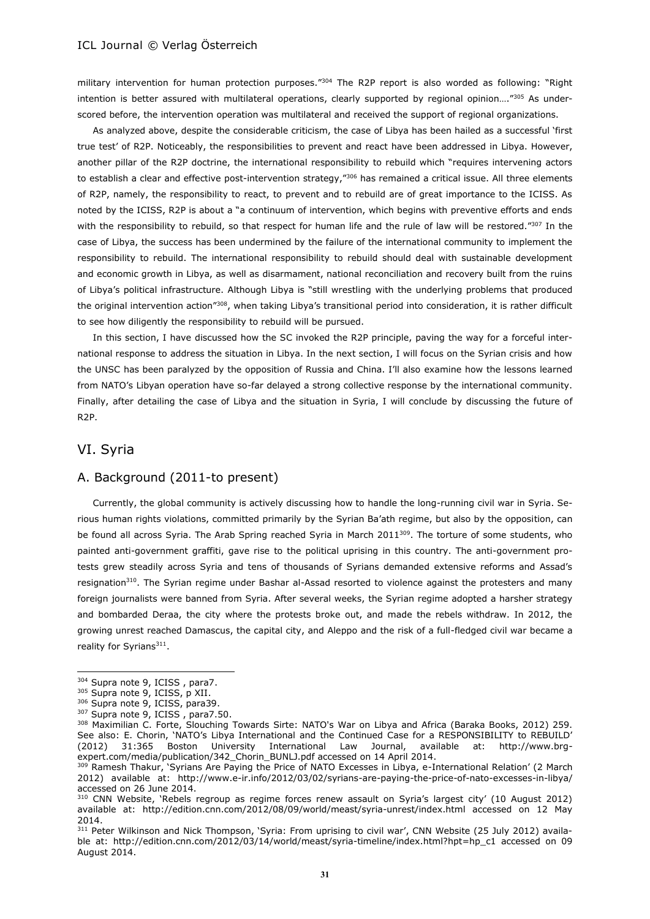military intervention for human protection purposes."[304] The R2P report is also worded as following: "Right intention is better assured with multilateral operations, clearly supported by regional opinion…."[305] As underscored before, the intervention operation was multilateral and received the support of regional organizations.

As analyzed above, despite the considerable criticism, the case of Libya has been hailed as a successful 'first true test' of R2P. Noticeably, the responsibilities to prevent and react have been addressed in Libya. However, another pillar of the R2P doctrine, the international responsibility to rebuild which "requires intervening actors to establish a clear and effective post-intervention strategy,"[306] has remained a critical issue. All three elements of R2P, namely, the responsibility to react, to prevent and to rebuild are of great importance to the ICISS. As noted by the ICISS, R2P is about a "a continuum of intervention, which begins with preventive efforts and ends with the responsibility to rebuild, so that respect for human life and the rule of law will be restored."[307] In the case of Libya, the success has been undermined by the failure of the international community to implement the responsibility to rebuild. The international responsibility to rebuild should deal with sustainable development and economic growth in Libya, as well as disarmament, national reconciliation and recovery built from the ruins of Libya's political infrastructure. Although Libya is "still wrestling with the underlying problems that produced the original intervention action"[308], when taking Libya's transitional period into consideration, it is rather difficult to see how diligently the responsibility to rebuild will be pursued.

In this section, I have discussed how the SC invoked the R2P principle, paving the way for a forceful international response to address the situation in Libya. In the next section, I will focus on the Syrian crisis and how the UNSC has been paralyzed by the opposition of Russia and China. I'll also examine how the lessons learned from NATO's Libyan operation have so-far delayed a strong collective response by the international community. Finally, after detailing the case of Libya and the situation in Syria, I will conclude by discussing the future of R2P.

## VI. Syria

### A. Background (2011-to present)

Currently, the global community is actively discussing how to handle the long-running civil war in Syria. Serious human rights violations, committed primarily by the Syrian Ba'ath regime, but also by the opposition, can be found all across Syria. The Arab Spring reached Syria in March 2011[309]. The torture of some students, who painted anti-government graffiti, gave rise to the political uprising in this country. The anti-government protests grew steadily across Syria and tens of thousands of Syrians demanded extensive reforms and Assad's resignation[310]. The Syrian regime under Bashar al-Assad resorted to violence against the protesters and many foreign journalists were banned from Syria. After several weeks, the Syrian regime adopted a harsher strategy and bombarded Deraa, the city where the protests broke out, and made the rebels withdraw. In 2012, the growing unrest reached Damascus, the capital city, and Aleppo and the risk of a full-fledged civil war became a reality for Syrians[311].

---

[304] Supra note 9, ICISS , para7.

[305] Supra note 9, ICISS, p XII.

[306] Supra note 9, ICISS, para39.

[307] Supra note 9, ICISS , para7.50.

[308] Maximilian C. Forte, Slouching Towards Sirte: NATO's War on Libya and Africa (Baraka Books, 2012) 259. See also: E. Chorin, 'NATO's Libya International and the Continued Case for a RESPONSIBILITY to REBUILD' (2012) 31:365 Boston University International Law Journal, available at: http://www.brg-expert.com/media/publication/342_Chorin_BUNLJ.pdf accessed on 14 April 2014.

[309] Ramesh Thakur, 'Syrians Are Paying the Price of NATO Excesses in Libya, e-International Relation' (2 March 2012) available at: http://www.e-ir.info/2012/03/02/syrians-are-paying-the-price-of-nato-excesses-in-libya/ accessed on 26 June 2014.

[310] CNN Website, 'Rebels regroup as regime forces renew assault on Syria's largest city' (10 August 2012) available at: http://edition.cnn.com/2012/08/09/world/meast/syria-unrest/index.html accessed on 12 May 2014.

[311] Peter Wilkinson and Nick Thompson, 'Syria: From uprising to civil war', CNN Website (25 July 2012) available at: http://edition.cnn.com/2012/03/14/world/meast/syria-timeline/index.html?hpt=hp_c1 accessed on 09 August 2014.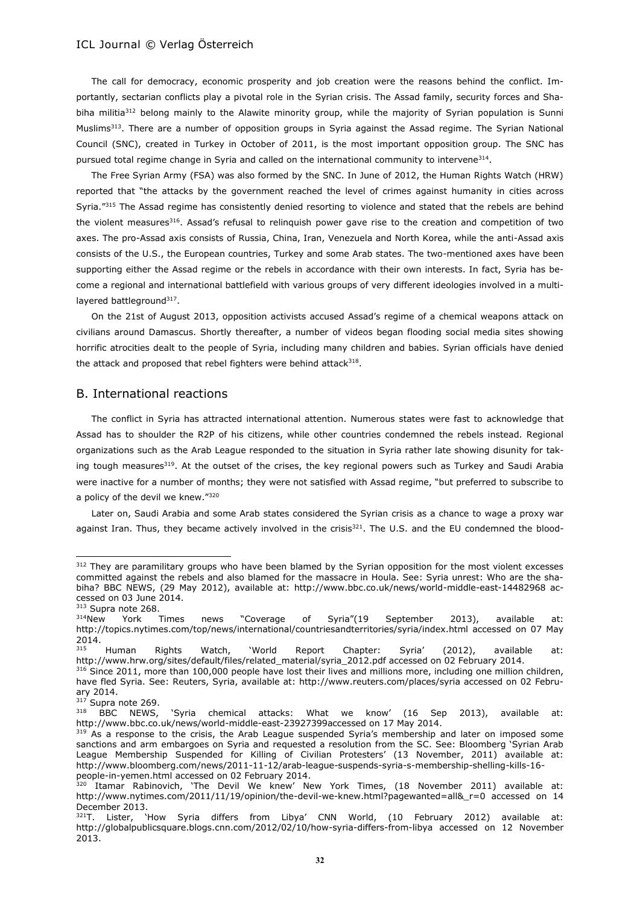The call for democracy, economic prosperity and job creation were the reasons behind the conflict. Importantly, sectarian conflicts play a pivotal role in the Syrian crisis. The Assad family, security forces and Shabiha militia[312] belong mainly to the Alawite minority group, while the majority of Syrian population is Sunni Muslims[313]. There are a number of opposition groups in Syria against the Assad regime. The Syrian National Council (SNC), created in Turkey in October of 2011, is the most important opposition group. The SNC has pursued total regime change in Syria and called on the international community to intervene[314].

The Free Syrian Army (FSA) was also formed by the SNC. In June of 2012, the Human Rights Watch (HRW) reported that "the attacks by the government reached the level of crimes against humanity in cities across Syria."[315] The Assad regime has consistently denied resorting to violence and stated that the rebels are behind the violent measures[316]. Assad's refusal to relinquish power gave rise to the creation and competition of two axes. The pro-Assad axis consists of Russia, China, Iran, Venezuela and North Korea, while the anti-Assad axis consists of the U.S., the European countries, Turkey and some Arab states. The two-mentioned axes have been supporting either the Assad regime or the rebels in accordance with their own interests. In fact, Syria has become a regional and international battlefield with various groups of very different ideologies involved in a multilayered battleground[317].

On the 21st of August 2013, opposition activists accused Assad's regime of a chemical weapons attack on civilians around Damascus. Shortly thereafter, a number of videos began flooding social media sites showing horrific atrocities dealt to the people of Syria, including many children and babies. Syrian officials have denied the attack and proposed that rebel fighters were behind attack[318].

## B. International reactions

The conflict in Syria has attracted international attention. Numerous states were fast to acknowledge that Assad has to shoulder the R2P of his citizens, while other countries condemned the rebels instead. Regional organizations such as the Arab League responded to the situation in Syria rather late showing disunity for taking tough measures[319]. At the outset of the crises, the key regional powers such as Turkey and Saudi Arabia were inactive for a number of months; they were not satisfied with Assad regime, "but preferred to subscribe to a policy of the devil we knew."[320]

Later on, Saudi Arabia and some Arab states considered the Syrian crisis as a chance to wage a proxy war against Iran. Thus, they became actively involved in the crisis[321]. The U.S. and the EU condemned the blood-

---

[312] They are paramilitary groups who have been blamed by the Syrian opposition for the most violent excesses committed against the rebels and also blamed for the massacre in Houla. See: Syria unrest: Who are the shabiha? BBC NEWS, (29 May 2012), available at: http://www.bbc.co.uk/news/world-middle-east-14482968 accessed on 03 June 2014.

[313] Supra note 268.

[314] New York Times news "Coverage of Syria"(19 September 2013), available at: http://topics.nytimes.com/top/news/international/countriesandterritories/syria/index.html accessed on 07 May 2014.

[315] Human Rights Watch, 'World Report Chapter: Syria' (2012), available at: http://www.hrw.org/sites/default/files/related_material/syria_2012.pdf accessed on 02 February 2014.

[316] Since 2011, more than 100,000 people have lost their lives and millions more, including one million children, have fled Syria. See: Reuters, Syria, available at: http://www.reuters.com/places/syria accessed on 02 February 2014.

[317] Supra note 269.

[318] BBC NEWS, 'Syria chemical attacks: What we know' (16 Sep 2013), available at: http://www.bbc.co.uk/news/world-middle-east-23927399accessed on 17 May 2014.

[319] As a response to the crisis, the Arab League suspended Syria's membership and later on imposed some sanctions and arm embargoes on Syria and requested a resolution from the SC. See: Bloomberg 'Syrian Arab League Membership Suspended for Killing of Civilian Protesters' (13 November, 2011) available at: http://www.bloomberg.com/news/2011-11-12/arab-league-suspends-syria-s-membership-shelling-kills-16-people-in-yemen.html accessed on 02 February 2014.

[320] Itamar Rabinovich, 'The Devil We knew' New York Times, (18 November 2011) available at: http://www.nytimes.com/2011/11/19/opinion/the-devil-we-knew.html?pagewanted=all&_r=0 accessed on 14 December 2013.

[321] T. Lister, 'How Syria differs from Libya' CNN World, (10 February 2012) available at: http://globalpublicsquare.blogs.cnn.com/2012/02/10/how-syria-differs-from-libya accessed on 12 November 2013.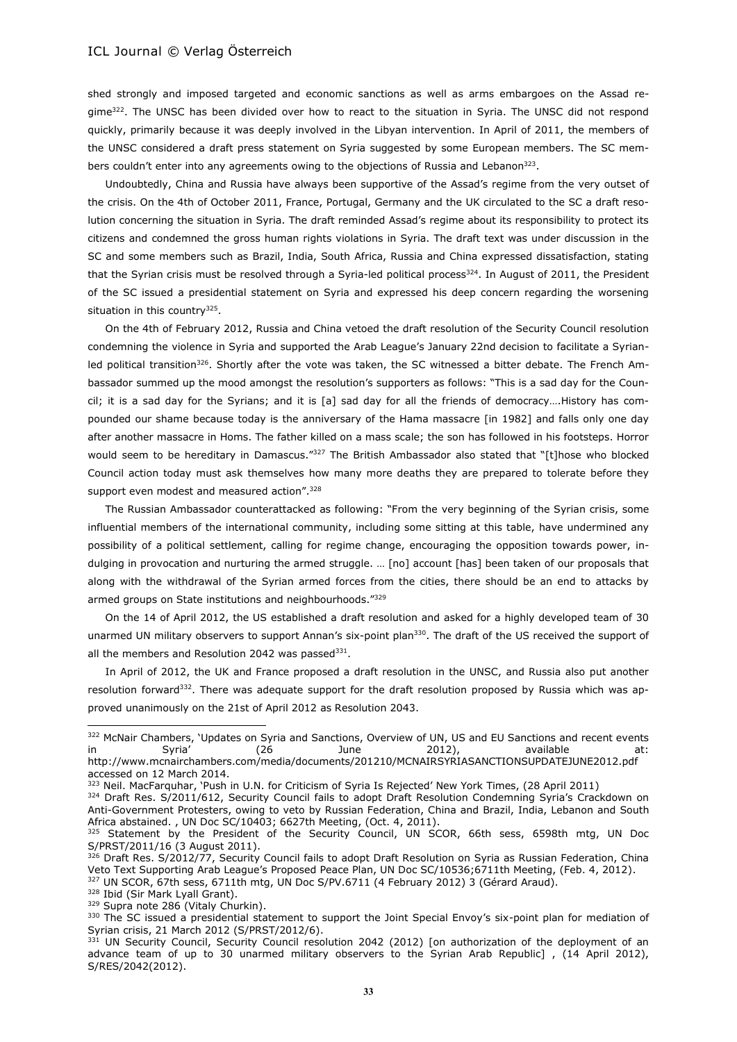shed strongly and imposed targeted and economic sanctions as well as arms embargoes on the Assad regime[322]. The UNSC has been divided over how to react to the situation in Syria. The UNSC did not respond quickly, primarily because it was deeply involved in the Libyan intervention. In April of 2011, the members of the UNSC considered a draft press statement on Syria suggested by some European members. The SC members couldn't enter into any agreements owing to the objections of Russia and Lebanon[323].

Undoubtedly, China and Russia have always been supportive of the Assad's regime from the very outset of the crisis. On the 4th of October 2011, France, Portugal, Germany and the UK circulated to the SC a draft resolution concerning the situation in Syria. The draft reminded Assad's regime about its responsibility to protect its citizens and condemned the gross human rights violations in Syria. The draft text was under discussion in the SC and some members such as Brazil, India, South Africa, Russia and China expressed dissatisfaction, stating that the Syrian crisis must be resolved through a Syria-led political process[324]. In August of 2011, the President of the SC issued a presidential statement on Syria and expressed his deep concern regarding the worsening situation in this country[325].

On the 4th of February 2012, Russia and China vetoed the draft resolution of the Security Council resolution condemning the violence in Syria and supported the Arab League's January 22nd decision to facilitate a Syrian-led political transition[326]. Shortly after the vote was taken, the SC witnessed a bitter debate. The French Ambassador summed up the mood amongst the resolution's supporters as follows: "This is a sad day for the Council; it is a sad day for the Syrians; and it is [a] sad day for all the friends of democracy….History has compounded our shame because today is the anniversary of the Hama massacre [in 1982] and falls only one day after another massacre in Homs. The father killed on a mass scale; the son has followed in his footsteps. Horror would seem to be hereditary in Damascus."[327] The British Ambassador also stated that "[t]hose who blocked Council action today must ask themselves how many more deaths they are prepared to tolerate before they support even modest and measured action".[328]

The Russian Ambassador counterattacked as following: "From the very beginning of the Syrian crisis, some influential members of the international community, including some sitting at this table, have undermined any possibility of a political settlement, calling for regime change, encouraging the opposition towards power, indulging in provocation and nurturing the armed struggle. … [no] account [has] been taken of our proposals that along with the withdrawal of the Syrian armed forces from the cities, there should be an end to attacks by armed groups on State institutions and neighbourhoods."[329]

On the 14 of April 2012, the US established a draft resolution and asked for a highly developed team of 30 unarmed UN military observers to support Annan's six-point plan[330]. The draft of the US received the support of all the members and Resolution 2042 was passed[331].

In April of 2012, the UK and France proposed a draft resolution in the UNSC, and Russia also put another resolution forward[332]. There was adequate support for the draft resolution proposed by Russia which was approved unanimously on the 21st of April 2012 as Resolution 2043.

---

[322] McNair Chambers, 'Updates on Syria and Sanctions, Overview of UN, US and EU Sanctions and recent events in Syria' (26 June 2012), available at: http://www.mcnairchambers.com/media/documents/201210/MCNAIRSYRIASANCTIONSUPDATEJUNE2012.pdf accessed on 12 March 2014.

[323] Neil. MacFarquhar, 'Push in U.N. for Criticism of Syria Is Rejected' New York Times, (28 April 2011)

[324] Draft Res. S/2011/612, Security Council fails to adopt Draft Resolution Condemning Syria's Crackdown on Anti-Government Protesters, owing to veto by Russian Federation, China and Brazil, India, Lebanon and South Africa abstained. , UN Doc SC/10403; 6627th Meeting, (Oct. 4, 2011).

[325] Statement by the President of the Security Council, UN SCOR, 66th sess, 6598th mtg, UN Doc S/PRST/2011/16 (3 August 2011).

[326] Draft Res. S/2012/77, Security Council fails to adopt Draft Resolution on Syria as Russian Federation, China Veto Text Supporting Arab League's Proposed Peace Plan, UN Doc SC/10536;6711th Meeting, (Feb. 4, 2012).

[327] UN SCOR, 67th sess, 6711th mtg, UN Doc S/PV.6711 (4 February 2012) 3 (Gérard Araud).

[328] Ibid (Sir Mark Lyall Grant).

[329] Supra note 286 (Vitaly Churkin).

[330] The SC issued a presidential statement to support the Joint Special Envoy's six-point plan for mediation of Syrian crisis, 21 March 2012 (S/PRST/2012/6).

[331] UN Security Council, Security Council resolution 2042 (2012) [on authorization of the deployment of an advance team of up to 30 unarmed military observers to the Syrian Arab Republic] , (14 April 2012), S/RES/2042(2012).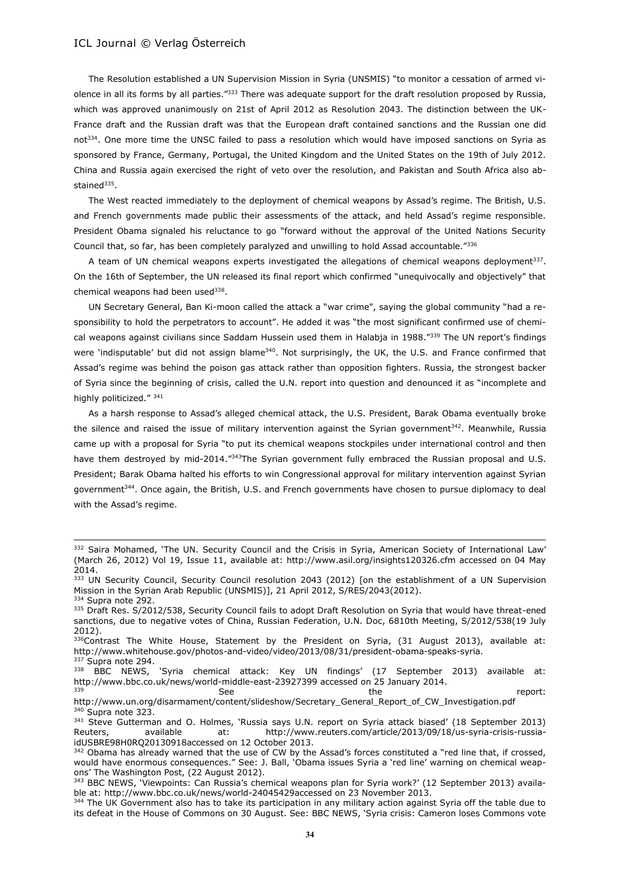The Resolution established a UN Supervision Mission in Syria (UNSMIS) "to monitor a cessation of armed violence in all its forms by all parties."[333] There was adequate support for the draft resolution proposed by Russia, which was approved unanimously on 21st of April 2012 as Resolution 2043. The distinction between the UK-France draft and the Russian draft was that the European draft contained sanctions and the Russian one did not[334]. One more time the UNSC failed to pass a resolution which would have imposed sanctions on Syria as sponsored by France, Germany, Portugal, the United Kingdom and the United States on the 19th of July 2012. China and Russia again exercised the right of veto over the resolution, and Pakistan and South Africa also abstained[335].

The West reacted immediately to the deployment of chemical weapons by Assad's regime. The British, U.S. and French governments made public their assessments of the attack, and held Assad's regime responsible. President Obama signaled his reluctance to go "forward without the approval of the United Nations Security Council that, so far, has been completely paralyzed and unwilling to hold Assad accountable."[336]

A team of UN chemical weapons experts investigated the allegations of chemical weapons deployment[337]. On the 16th of September, the UN released its final report which confirmed "unequivocally and objectively" that chemical weapons had been used[338].

UN Secretary General, Ban Ki-moon called the attack a "war crime", saying the global community "had a responsibility to hold the perpetrators to account". He added it was "the most significant confirmed use of chemical weapons against civilians since Saddam Hussein used them in Halabja in 1988."[339] The UN report's findings were 'indisputable' but did not assign blame[340]. Not surprisingly, the UK, the U.S. and France confirmed that Assad's regime was behind the poison gas attack rather than opposition fighters. Russia, the strongest backer of Syria since the beginning of crisis, called the U.N. report into question and denounced it as "incomplete and highly politicized." [341]

As a harsh response to Assad's alleged chemical attack, the U.S. President, Barak Obama eventually broke the silence and raised the issue of military intervention against the Syrian government[342]. Meanwhile, Russia came up with a proposal for Syria "to put its chemical weapons stockpiles under international control and then have them destroyed by mid-2014."[343]The Syrian government fully embraced the Russian proposal and U.S. President; Barak Obama halted his efforts to win Congressional approval for military intervention against Syrian government[344]. Once again, the British, U.S. and French governments have chosen to pursue diplomacy to deal with the Assad's regime.

---

[332] Saira Mohamed, 'The UN. Security Council and the Crisis in Syria, American Society of International Law' (March 26, 2012) Vol 19, Issue 11, available at: http://www.asil.org/insights120326.cfm accessed on 04 May 2014.

[333] UN Security Council, Security Council resolution 2043 (2012) [on the establishment of a UN Supervision Mission in the Syrian Arab Republic (UNSMIS)], 21 April 2012, S/RES/2043(2012).

[334] Supra note 292.

[335] Draft Res. S/2012/538, Security Council fails to adopt Draft Resolution on Syria that would have threat-ened sanctions, due to negative votes of China, Russian Federation, U.N. Doc, 6810th Meeting, S/2012/538(19 July 2012).

[336]Contrast The White House, Statement by the President on Syria, (31 August 2013), available at: http://www.whitehouse.gov/photos-and-video/video/2013/08/31/president-obama-speaks-syria.

[337] Supra note 294.

[338] BBC NEWS, 'Syria chemical attack: Key UN findings' (17 September 2013) available at: http://www.bbc.co.uk/news/world-middle-east-23927399 accessed on 25 January 2014.

[339] See the report: http://www.un.org/disarmament/content/slideshow/Secretary_General_Report_of_CW_Investigation.pdf

[340] Supra note 323.

[341] Steve Gutterman and O. Holmes, 'Russia says U.N. report on Syria attack biased' (18 September 2013) Reuters, available at: http://www.reuters.com/article/2013/09/18/us-syria-crisis-russia-idUSBRE98H0RQ20130918accessed on 12 October 2013.

[342] Obama has already warned that the use of CW by the Assad's forces constituted a "red line that, if crossed, would have enormous consequences." See: J. Ball, 'Obama issues Syria a 'red line' warning on chemical weapons' The Washington Post, (22 August 2012).

[343] BBC NEWS, 'Viewpoints: Can Russia's chemical weapons plan for Syria work?' (12 September 2013) available at: http://www.bbc.co.uk/news/world-24045429accessed on 23 November 2013.

[344] The UK Government also has to take its participation in any military action against Syria off the table due to its defeat in the House of Commons on 30 August. See: BBC NEWS, 'Syria crisis: Cameron loses Commons vote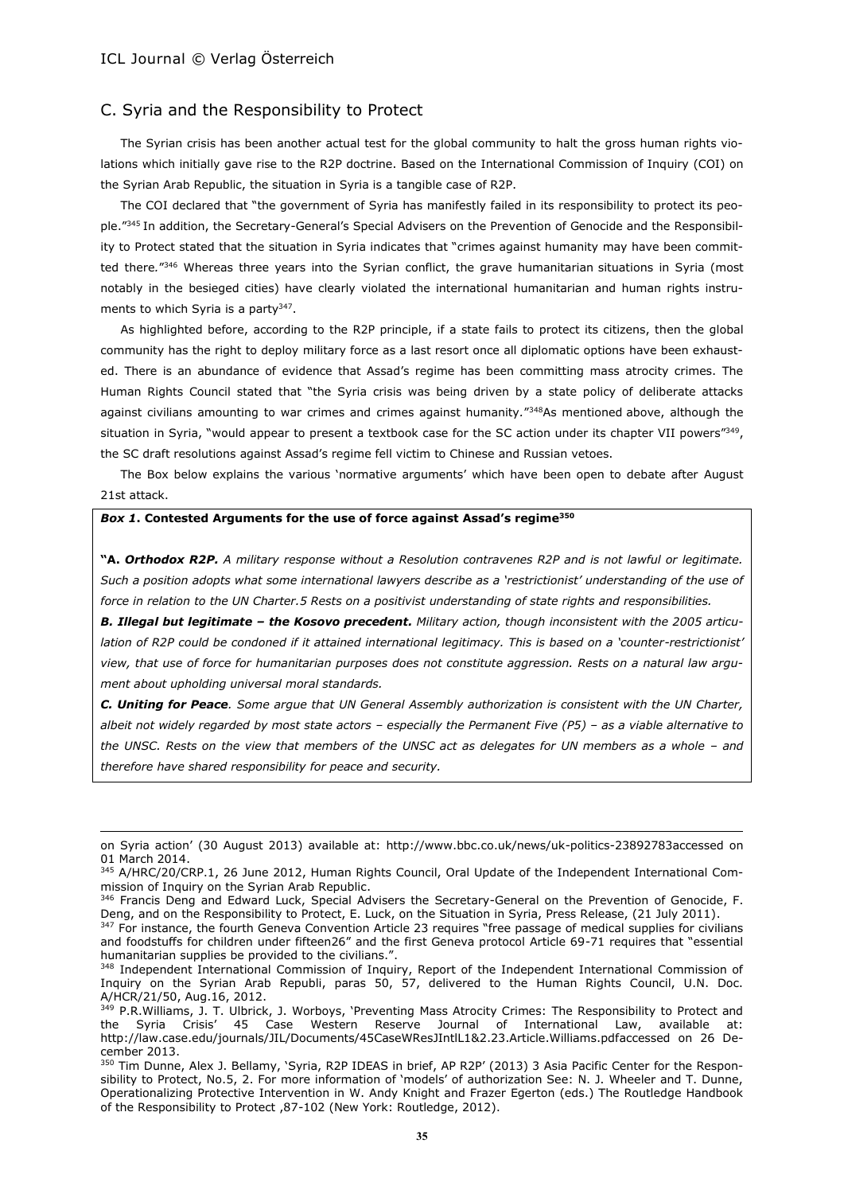## C. Syria and the Responsibility to Protect

The Syrian crisis has been another actual test for the global community to halt the gross human rights violations which initially gave rise to the R2P doctrine. Based on the International Commission of Inquiry (COI) on the Syrian Arab Republic, the situation in Syria is a tangible case of R2P.

The COI declared that "the government of Syria has manifestly failed in its responsibility to protect its people."[345] In addition, the Secretary-General's Special Advisers on the Prevention of Genocide and the Responsibility to Protect stated that the situation in Syria indicates that "crimes against humanity may have been committed there."[346] Whereas three years into the Syrian conflict, the grave humanitarian situations in Syria (most notably in the besieged cities) have clearly violated the international humanitarian and human rights instruments to which Syria is a party[347].

As highlighted before, according to the R2P principle, if a state fails to protect its citizens, then the global community has the right to deploy military force as a last resort once all diplomatic options have been exhausted. There is an abundance of evidence that Assad's regime has been committing mass atrocity crimes. The Human Rights Council stated that "the Syria crisis was being driven by a state policy of deliberate attacks against civilians amounting to war crimes and crimes against humanity."[348]As mentioned above, although the situation in Syria, "would appear to present a textbook case for the SC action under its chapter VII powers"[349], the SC draft resolutions against Assad's regime fell victim to Chinese and Russian vetoes.

The Box below explains the various 'normative arguments' which have been open to debate after August 21st attack.

***Box 1*. Contested Arguments for the use of force against Assad's regime[350]**

**"A.** ***Orthodox R2P.*** *A military response without a Resolution contravenes R2P and is not lawful or legitimate. Such a position adopts what some international lawyers describe as a 'restrictionist' understanding of the use of force in relation to the UN Charter.5 Rests on a positivist understanding of state rights and responsibilities.*

***B. Illegal but legitimate – the Kosovo precedent.*** *Military action, though inconsistent with the 2005 articulation of R2P could be condoned if it attained international legitimacy. This is based on a 'counter-restrictionist' view, that use of force for humanitarian purposes does not constitute aggression. Rests on a natural law argument about upholding universal moral standards.*

***C. Uniting for Peace****. Some argue that UN General Assembly authorization is consistent with the UN Charter, albeit not widely regarded by most state actors – especially the Permanent Five (P5) – as a viable alternative to the UNSC. Rests on the view that members of the UNSC act as delegates for UN members as a whole – and therefore have shared responsibility for peace and security.*

---

on Syria action' (30 August 2013) available at: http://www.bbc.co.uk/news/uk-politics-23892783accessed on 01 March 2014.

[345] A/HRC/20/CRP.1, 26 June 2012, Human Rights Council, Oral Update of the Independent International Commission of Inquiry on the Syrian Arab Republic.

[346] Francis Deng and Edward Luck, Special Advisers the Secretary-General on the Prevention of Genocide, F. Deng, and on the Responsibility to Protect, E. Luck, on the Situation in Syria, Press Release, (21 July 2011).

[347] For instance, the fourth Geneva Convention Article 23 requires "free passage of medical supplies for civilians and foodstuffs for children under fifteen26" and the first Geneva protocol Article 69-71 requires that "essential humanitarian supplies be provided to the civilians.".

[348] Independent International Commission of Inquiry, Report of the Independent International Commission of Inquiry on the Syrian Arab Republi, paras 50, 57, delivered to the Human Rights Council, U.N. Doc. A/HCR/21/50, Aug.16, 2012.

[349] P.R.Williams, J. T. Ulbrick, J. Worboys, 'Preventing Mass Atrocity Crimes: The Responsibility to Protect and the Syria Crisis' 45 Case Western Reserve Journal of International Law, available at: http://law.case.edu/journals/JIL/Documents/45CaseWResJIntlL1&2.23.Article.Williams.pdfaccessed on 26 December 2013.

[350] Tim Dunne, Alex J. Bellamy, 'Syria, R2P IDEAS in brief, AP R2P' (2013) 3 Asia Pacific Center for the Responsibility to Protect, No.5, 2. For more information of 'models' of authorization See: N. J. Wheeler and T. Dunne, Operationalizing Protective Intervention in W. Andy Knight and Frazer Egerton (eds.) The Routledge Handbook of the Responsibility to Protect ,87-102 (New York: Routledge, 2012).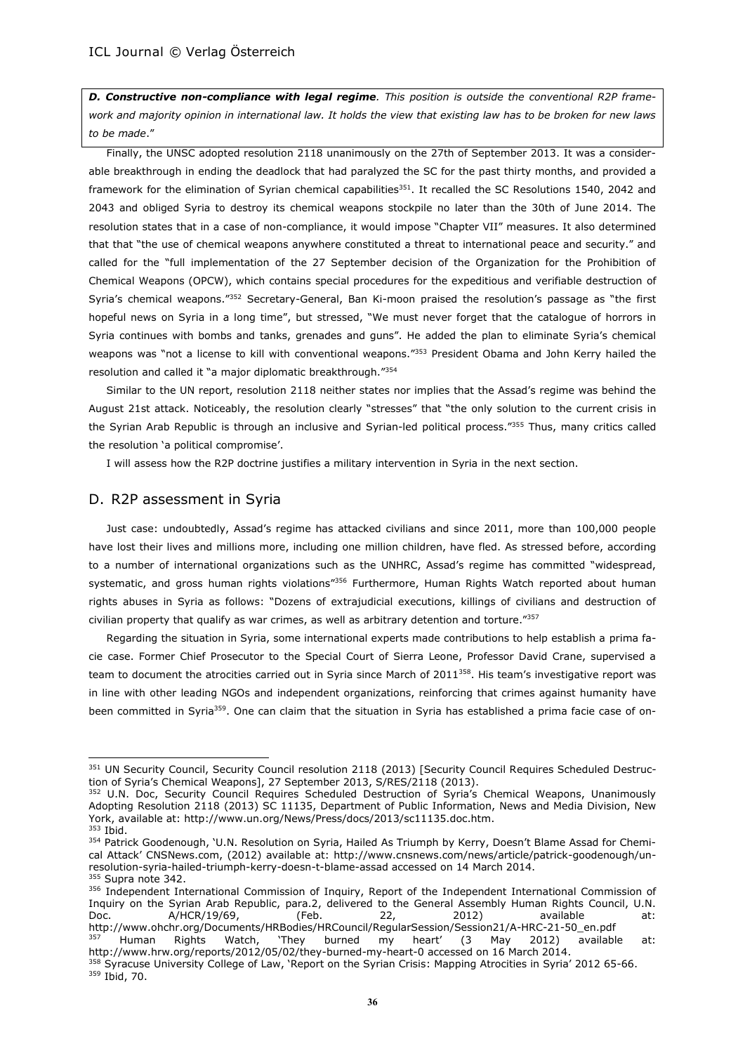***D. Constructive non-compliance with legal regime**. This position is outside the conventional R2P framework and majority opinion in international law. It holds the view that existing law has to be broken for new laws to be made*."

Finally, the UNSC adopted resolution 2118 unanimously on the 27th of September 2013. It was a considerable breakthrough in ending the deadlock that had paralyzed the SC for the past thirty months, and provided a framework for the elimination of Syrian chemical capabilities[351]. It recalled the SC Resolutions 1540, 2042 and 2043 and obliged Syria to destroy its chemical weapons stockpile no later than the 30th of June 2014. The resolution states that in a case of non-compliance, it would impose "Chapter VII" measures. It also determined that that "the use of chemical weapons anywhere constituted a threat to international peace and security." and called for the "full implementation of the 27 September decision of the Organization for the Prohibition of Chemical Weapons (OPCW), which contains special procedures for the expeditious and verifiable destruction of Syria's chemical weapons."[352] Secretary-General, Ban Ki-moon praised the resolution's passage as "the first hopeful news on Syria in a long time", but stressed, "We must never forget that the catalogue of horrors in Syria continues with bombs and tanks, grenades and guns". He added the plan to eliminate Syria's chemical weapons was "not a license to kill with conventional weapons."[353] President Obama and John Kerry hailed the resolution and called it "a major diplomatic breakthrough."[354]

Similar to the UN report, resolution 2118 neither states nor implies that the Assad's regime was behind the August 21st attack. Noticeably, the resolution clearly "stresses" that "the only solution to the current crisis in the Syrian Arab Republic is through an inclusive and Syrian-led political process."[355] Thus, many critics called the resolution 'a political compromise'.

I will assess how the R2P doctrine justifies a military intervention in Syria in the next section.

## D. R2P assessment in Syria

Just case: undoubtedly, Assad's regime has attacked civilians and since 2011, more than 100,000 people have lost their lives and millions more, including one million children, have fled. As stressed before, according to a number of international organizations such as the UNHRC, Assad's regime has committed "widespread, systematic, and gross human rights violations"[356] Furthermore, Human Rights Watch reported about human rights abuses in Syria as follows: "Dozens of extrajudicial executions, killings of civilians and destruction of civilian property that qualify as war crimes, as well as arbitrary detention and torture."[357]

Regarding the situation in Syria, some international experts made contributions to help establish a prima facie case. Former Chief Prosecutor to the Special Court of Sierra Leone, Professor David Crane, supervised a team to document the atrocities carried out in Syria since March of 2011[358]. His team's investigative report was in line with other leading NGOs and independent organizations, reinforcing that crimes against humanity have been committed in Syria[359]. One can claim that the situation in Syria has established a prima facie case of on-

---

[351] UN Security Council, Security Council resolution 2118 (2013) [Security Council Requires Scheduled Destruction of Syria's Chemical Weapons], 27 September 2013, S/RES/2118 (2013).

[352] U.N. Doc, Security Council Requires Scheduled Destruction of Syria's Chemical Weapons, Unanimously Adopting Resolution 2118 (2013) SC 11135, Department of Public Information, News and Media Division, New York, available at: http://www.un.org/News/Press/docs/2013/sc11135.doc.htm.

[353] Ibid.

[354] Patrick Goodenough, 'U.N. Resolution on Syria, Hailed As Triumph by Kerry, Doesn't Blame Assad for Chemical Attack' CNSNews.com, (2012) available at: http://www.cnsnews.com/news/article/patrick-goodenough/un-resolution-syria-hailed-triumph-kerry-doesn-t-blame-assad accessed on 14 March 2014.

[355] Supra note 342.

[356] Independent International Commission of Inquiry, Report of the Independent International Commission of Inquiry on the Syrian Arab Republic, para.2, delivered to the General Assembly Human Rights Council, U.N. Doc. A/HCR/19/69, (Feb. 22, 2012) available at: http://www.ohchr.org/Documents/HRBodies/HRCouncil/RegularSession/Session21/A-HRC-21-50_en.pdf

[357] Human Rights Watch, 'They burned my heart' (3 May 2012) available at: http://www.hrw.org/reports/2012/05/02/they-burned-my-heart-0 accessed on 16 March 2014.

[358] Syracuse University College of Law, 'Report on the Syrian Crisis: Mapping Atrocities in Syria' 2012 65-66.

[359] Ibid, 70.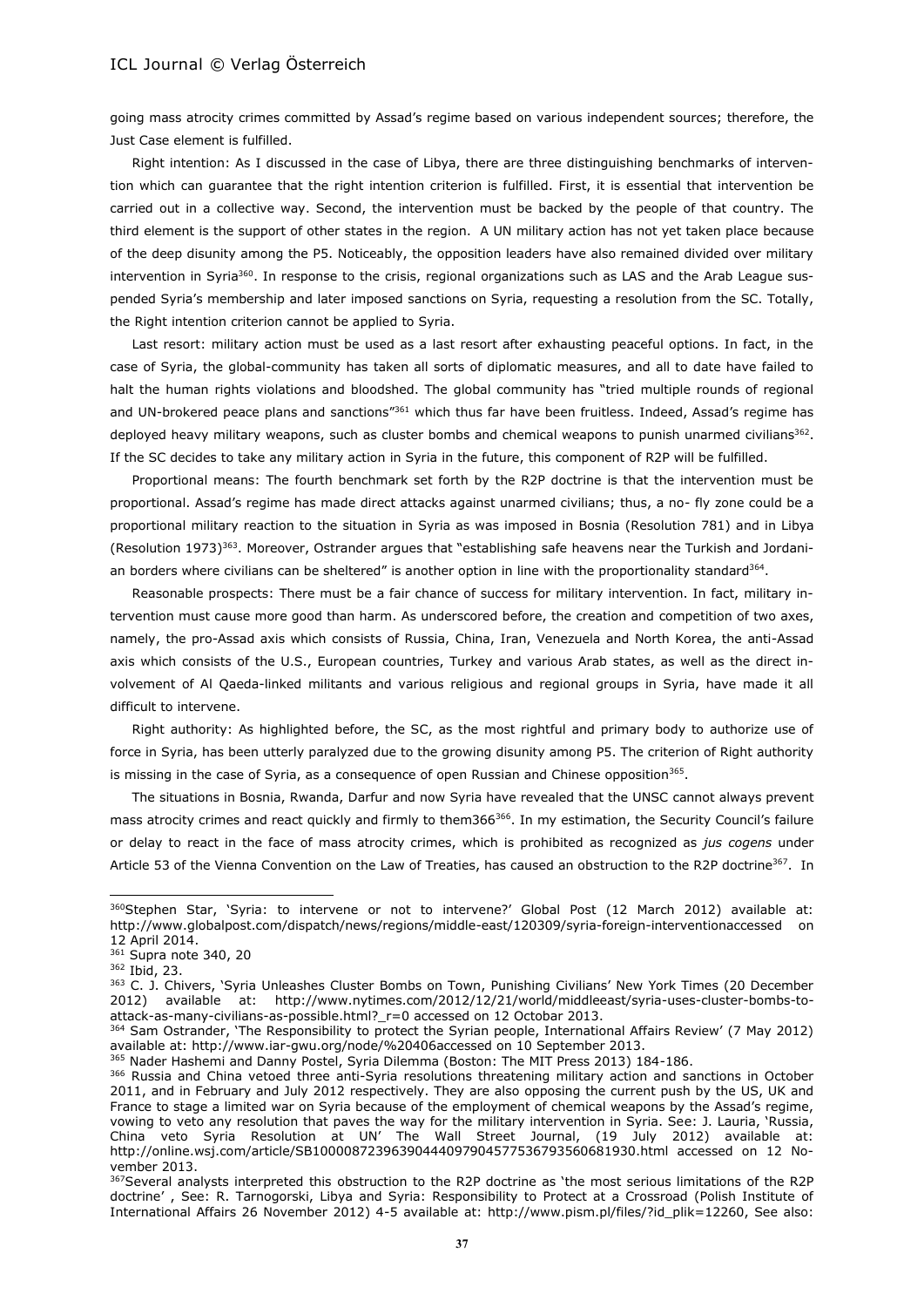going mass atrocity crimes committed by Assad's regime based on various independent sources; therefore, the Just Case element is fulfilled.

Right intention: As I discussed in the case of Libya, there are three distinguishing benchmarks of intervention which can guarantee that the right intention criterion is fulfilled. First, it is essential that intervention be carried out in a collective way. Second, the intervention must be backed by the people of that country. The third element is the support of other states in the region. A UN military action has not yet taken place because of the deep disunity among the P5. Noticeably, the opposition leaders have also remained divided over military intervention in Syria[360]. In response to the crisis, regional organizations such as LAS and the Arab League suspended Syria's membership and later imposed sanctions on Syria, requesting a resolution from the SC. Totally, the Right intention criterion cannot be applied to Syria.

Last resort: military action must be used as a last resort after exhausting peaceful options. In fact, in the case of Syria, the global-community has taken all sorts of diplomatic measures, and all to date have failed to halt the human rights violations and bloodshed. The global community has "tried multiple rounds of regional and UN-brokered peace plans and sanctions"[361] which thus far have been fruitless. Indeed, Assad's regime has deployed heavy military weapons, such as cluster bombs and chemical weapons to punish unarmed civilians[362]. If the SC decides to take any military action in Syria in the future, this component of R2P will be fulfilled.

Proportional means: The fourth benchmark set forth by the R2P doctrine is that the intervention must be proportional. Assad's regime has made direct attacks against unarmed civilians; thus, a no- fly zone could be a proportional military reaction to the situation in Syria as was imposed in Bosnia (Resolution 781) and in Libya (Resolution 1973)[363]. Moreover, Ostrander argues that "establishing safe heavens near the Turkish and Jordanian borders where civilians can be sheltered" is another option in line with the proportionality standard[364].

Reasonable prospects: There must be a fair chance of success for military intervention. In fact, military intervention must cause more good than harm. As underscored before, the creation and competition of two axes, namely, the pro-Assad axis which consists of Russia, China, Iran, Venezuela and North Korea, the anti-Assad axis which consists of the U.S., European countries, Turkey and various Arab states, as well as the direct involvement of Al Qaeda-linked militants and various religious and regional groups in Syria, have made it all difficult to intervene.

Right authority: As highlighted before, the SC, as the most rightful and primary body to authorize use of force in Syria, has been utterly paralyzed due to the growing disunity among P5. The criterion of Right authority is missing in the case of Syria, as a consequence of open Russian and Chinese opposition[365].

The situations in Bosnia, Rwanda, Darfur and now Syria have revealed that the UNSC cannot always prevent mass atrocity crimes and react quickly and firmly to them366[366]. In my estimation, the Security Council's failure or delay to react in the face of mass atrocity crimes, which is prohibited as recognized as *jus cogens* under Article 53 of the Vienna Convention on the Law of Treaties, has caused an obstruction to the R2P doctrine[367]. In

---

[360] Stephen Star, 'Syria: to intervene or not to intervene?' Global Post (12 March 2012) available at: http://www.globalpost.com/dispatch/news/regions/middle-east/120309/syria-foreign-interventionaccessed on 12 April 2014.

[361] Supra note 340, 20

[362] Ibid, 23.

[363] C. J. Chivers, 'Syria Unleashes Cluster Bombs on Town, Punishing Civilians' New York Times (20 December 2012) available at: http://www.nytimes.com/2012/12/21/world/middleeast/syria-uses-cluster-bombs-to-attack-as-many-civilians-as-possible.html?_r=0 accessed on 12 Octobar 2013.

[364] Sam Ostrander, 'The Responsibility to protect the Syrian people, International Affairs Review' (7 May 2012) available at: http://www.iar-gwu.org/node/%20406accessed on 10 September 2013.

[365] Nader Hashemi and Danny Postel, Syria Dilemma (Boston: The MIT Press 2013) 184-186.

[366] Russia and China vetoed three anti-Syria resolutions threatening military action and sanctions in October 2011, and in February and July 2012 respectively. They are also opposing the current push by the US, UK and France to stage a limited war on Syria because of the employment of chemical weapons by the Assad's regime, vowing to veto any resolution that paves the way for the military intervention in Syria. See: J. Lauria, 'Russia, China veto Syria Resolution at UN' The Wall Street Journal, (19 July 2012) available at: http://online.wsj.com/article/SB10000872396390444097904577536793560681930.html accessed on 12 November 2013.

[367] Several analysts interpreted this obstruction to the R2P doctrine as 'the most serious limitations of the R2P doctrine' , See: R. Tarnogorski, Libya and Syria: Responsibility to Protect at a Crossroad (Polish Institute of International Affairs 26 November 2012) 4-5 available at: http://www.pism.pl/files/?id_plik=12260, See also: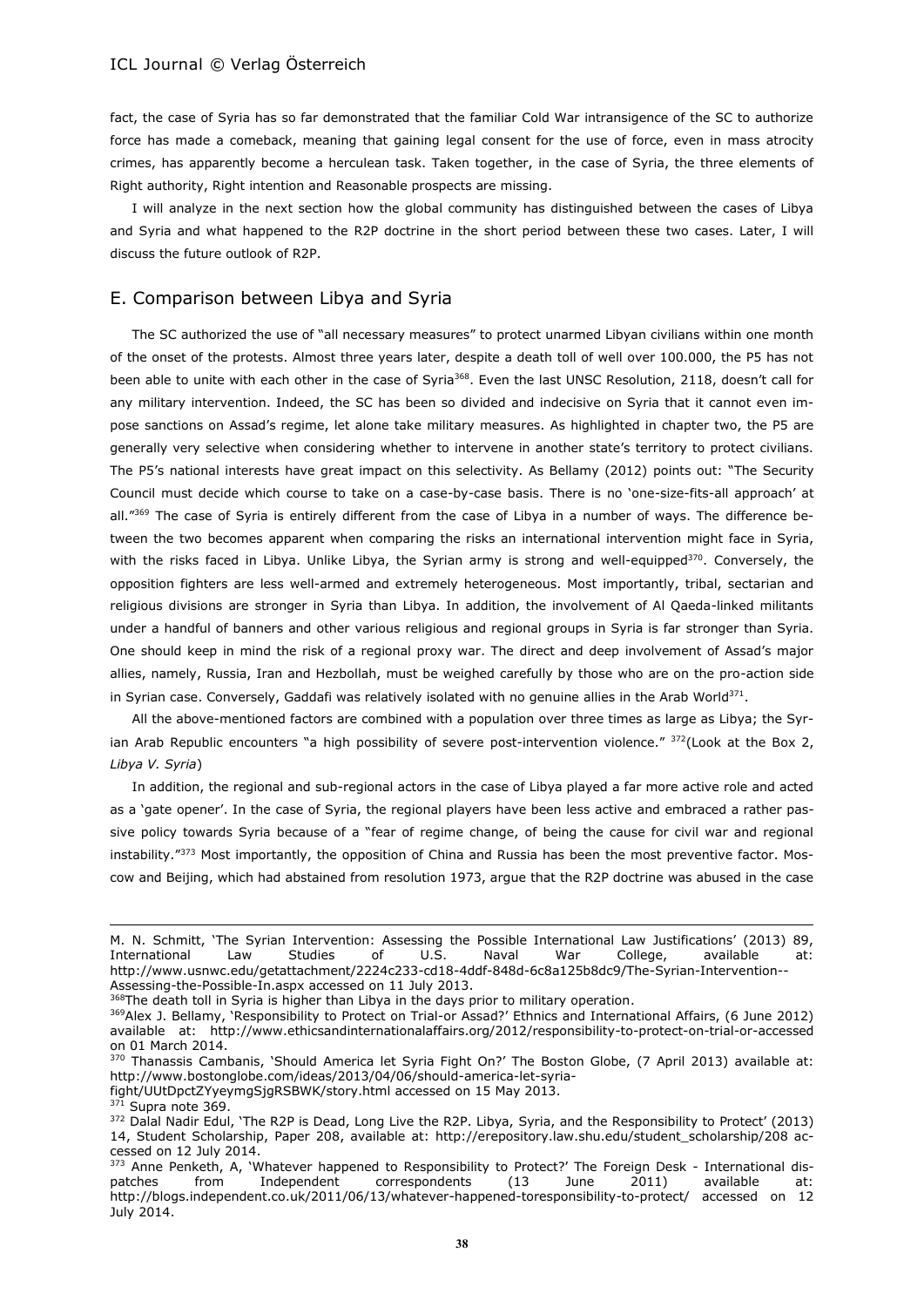fact, the case of Syria has so far demonstrated that the familiar Cold War intransigence of the SC to authorize force has made a comeback, meaning that gaining legal consent for the use of force, even in mass atrocity crimes, has apparently become a herculean task. Taken together, in the case of Syria, the three elements of Right authority, Right intention and Reasonable prospects are missing.

I will analyze in the next section how the global community has distinguished between the cases of Libya and Syria and what happened to the R2P doctrine in the short period between these two cases. Later, I will discuss the future outlook of R2P.

## E. Comparison between Libya and Syria

The SC authorized the use of "all necessary measures" to protect unarmed Libyan civilians within one month of the onset of the protests. Almost three years later, despite a death toll of well over 100.000, the P5 has not been able to unite with each other in the case of Syria[368]. Even the last UNSC Resolution, 2118, doesn't call for any military intervention. Indeed, the SC has been so divided and indecisive on Syria that it cannot even impose sanctions on Assad's regime, let alone take military measures. As highlighted in chapter two, the P5 are generally very selective when considering whether to intervene in another state's territory to protect civilians. The P5's national interests have great impact on this selectivity. As Bellamy (2012) points out: "The Security Council must decide which course to take on a case-by-case basis. There is no 'one-size-fits-all approach' at all."[369] The case of Syria is entirely different from the case of Libya in a number of ways. The difference between the two becomes apparent when comparing the risks an international intervention might face in Syria, with the risks faced in Libya. Unlike Libya, the Syrian army is strong and well-equipped[370]. Conversely, the opposition fighters are less well-armed and extremely heterogeneous. Most importantly, tribal, sectarian and religious divisions are stronger in Syria than Libya. In addition, the involvement of Al Qaeda-linked militants under a handful of banners and other various religious and regional groups in Syria is far stronger than Syria. One should keep in mind the risk of a regional proxy war. The direct and deep involvement of Assad's major allies, namely, Russia, Iran and Hezbollah, must be weighed carefully by those who are on the pro-action side in Syrian case. Conversely, Gaddafi was relatively isolated with no genuine allies in the Arab World[371].

All the above-mentioned factors are combined with a population over three times as large as Libya; the Syrian Arab Republic encounters "a high possibility of severe post-intervention violence." [372](Look at the Box 2, *Libya V. Syria*)

In addition, the regional and sub-regional actors in the case of Libya played a far more active role and acted as a 'gate opener'. In the case of Syria, the regional players have been less active and embraced a rather passive policy towards Syria because of a "fear of regime change, of being the cause for civil war and regional instability."[373] Most importantly, the opposition of China and Russia has been the most preventive factor. Moscow and Beijing, which had abstained from resolution 1973, argue that the R2P doctrine was abused in the case

---

M. N. Schmitt, 'The Syrian Intervention: Assessing the Possible International Law Justifications' (2013) 89, International Law Studies of U.S. Naval War College, available at: http://www.usnwc.edu/getattachment/2224c233-cd18-4ddf-848d-6c8a125b8dc9/The-Syrian-Intervention--Assessing-the-Possible-In.aspx accessed on 11 July 2013.

[368] The death toll in Syria is higher than Libya in the days prior to military operation.

[369] Alex J. Bellamy, 'Responsibility to Protect on Trial-or Assad?' Ethnics and International Affairs, (6 June 2012) available at: http://www.ethicsandinternationalaffairs.org/2012/responsibility-to-protect-on-trial-or-accessed on 01 March 2014.

[370] Thanassis Cambanis, 'Should America let Syria Fight On?' The Boston Globe, (7 April 2013) available at: http://www.bostonglobe.com/ideas/2013/04/06/should-america-let-syria-fight/UUtDpctZYyeymgSjgRSBWK/story.html accessed on 15 May 2013.

[371] Supra note 369.

[372] Dalal Nadir Edul, 'The R2P is Dead, Long Live the R2P. Libya, Syria, and the Responsibility to Protect' (2013) 14, Student Scholarship, Paper 208, available at: http://erepository.law.shu.edu/student_scholarship/208 accessed on 12 July 2014.

[373] Anne Penketh, A, 'Whatever happened to Responsibility to Protect?' The Foreign Desk - International dispatches from Independent correspondents (13 June 2011) available at: http://blogs.independent.co.uk/2011/06/13/whatever-happened-toresponsibility-to-protect/ accessed on 12 July 2014.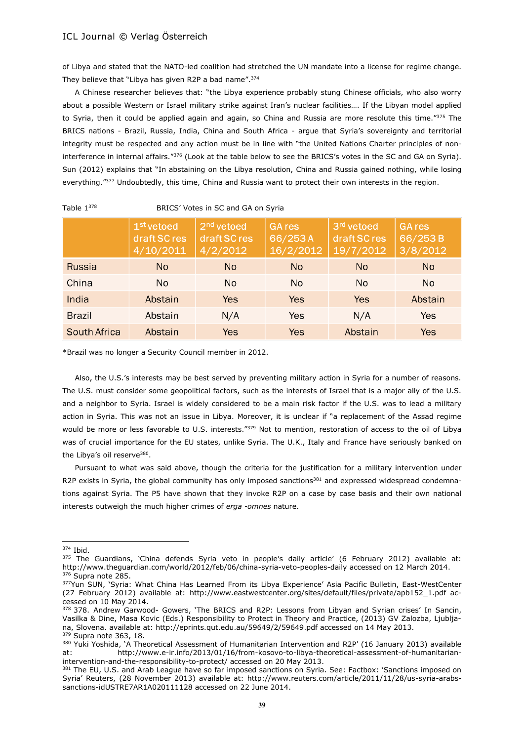of Libya and stated that the NATO-led coalition had stretched the UN mandate into a license for regime change. They believe that "Libya has given R2P a bad name".[374]

A Chinese researcher believes that: "the Libya experience probably stung Chinese officials, who also worry about a possible Western or Israel military strike against Iran's nuclear facilities…. If the Libyan model applied to Syria, then it could be applied again and again, so China and Russia are more resolute this time."[375] The BRICS nations - Brazil, Russia, India, China and South Africa - argue that Syria's sovereignty and territorial integrity must be respected and any action must be in line with "the United Nations Charter principles of non-interference in internal affairs."[376] (Look at the table below to see the BRICS's votes in the SC and GA on Syria). Sun (2012) explains that "In abstaining on the Libya resolution, China and Russia gained nothing, while losing everything."[377] Undoubtedly, this time, China and Russia want to protect their own interests in the region.

Table 1[378] BRICS' Votes in SC and GA on Syria

| | 1st vetoed draft SC res 4/10/2011 | 2nd vetoed draft SC res 4/2/2012 | GA res 66/253 A 16/2/2012 | 3rd vetoed draft SC res 19/7/2012 | GA res 66/253 B 3/8/2012 |
|---|---|---|---|---|---|
| Russia | No | No | No | No | No |
| China | No | No | No | No | No |
| India | Abstain | Yes | Yes | Yes | Abstain |
| Brazil | Abstain | N/A | Yes | N/A | Yes |
| South Africa | Abstain | Yes | Yes | Abstain | Yes |

*Brazil was no longer a Security Council member in 2012.

Also, the U.S.'s interests may be best served by preventing military action in Syria for a number of reasons. The U.S. must consider some geopolitical factors, such as the interests of Israel that is a major ally of the U.S. and a neighbor to Syria. Israel is widely considered to be a main risk factor if the U.S. was to lead a military action in Syria. This was not an issue in Libya. Moreover, it is unclear if "a replacement of the Assad regime would be more or less favorable to U.S. interests."[379] Not to mention, restoration of access to the oil of Libya was of crucial importance for the EU states, unlike Syria. The U.K., Italy and France have seriously banked on the Libya's oil reserve[380].

Pursuant to what was said above, though the criteria for the justification for a military intervention under R2P exists in Syria, the global community has only imposed sanctions[381] and expressed widespread condemnations against Syria. The P5 have shown that they invoke R2P on a case by case basis and their own national interests outweigh the much higher crimes of *erga -omnes* nature.

---

[374] Ibid.

[375] The Guardians, 'China defends Syria veto in people's daily article' (6 February 2012) available at: http://www.theguardian.com/world/2012/feb/06/china-syria-veto-peoples-daily accessed on 12 March 2014.

[376] Supra note 285.

[377] Yun SUN, 'Syria: What China Has Learned From its Libya Experience' Asia Pacific Bulletin, East-WestCenter (27 February 2012) available at: http://www.eastwestcenter.org/sites/default/files/private/apb152_1.pdf accessed on 10 May 2014.

[378] 378. Andrew Garwood- Gowers, 'The BRICS and R2P: Lessons from Libyan and Syrian crises' In Sancin, Vasilka & Dine, Masa Kovic (Eds.) Responsibility to Protect in Theory and Practice, (2013) GV Zalozba, Ljubljana, Slovena. available at: http://eprints.qut.edu.au/59649/2/59649.pdf accessed on 14 May 2013.

[379] Supra note 363, 18.

[380] Yuki Yoshida, 'A Theoretical Assessment of Humanitarian Intervention and R2P' (16 January 2013) available at: http://www.e-ir.info/2013/01/16/from-kosovo-to-libya-theoretical-assessment-of-humanitarian-intervention-and-the-responsibility-to-protect/ accessed on 20 May 2013.

[381] The EU, U.S. and Arab League have so far imposed sanctions on Syria. See: Factbox: 'Sanctions imposed on Syria' Reuters, (28 November 2013) available at: http://www.reuters.com/article/2011/11/28/us-syria-arabs-sanctions-idUSTRE7AR1A020111128 accessed on 22 June 2014.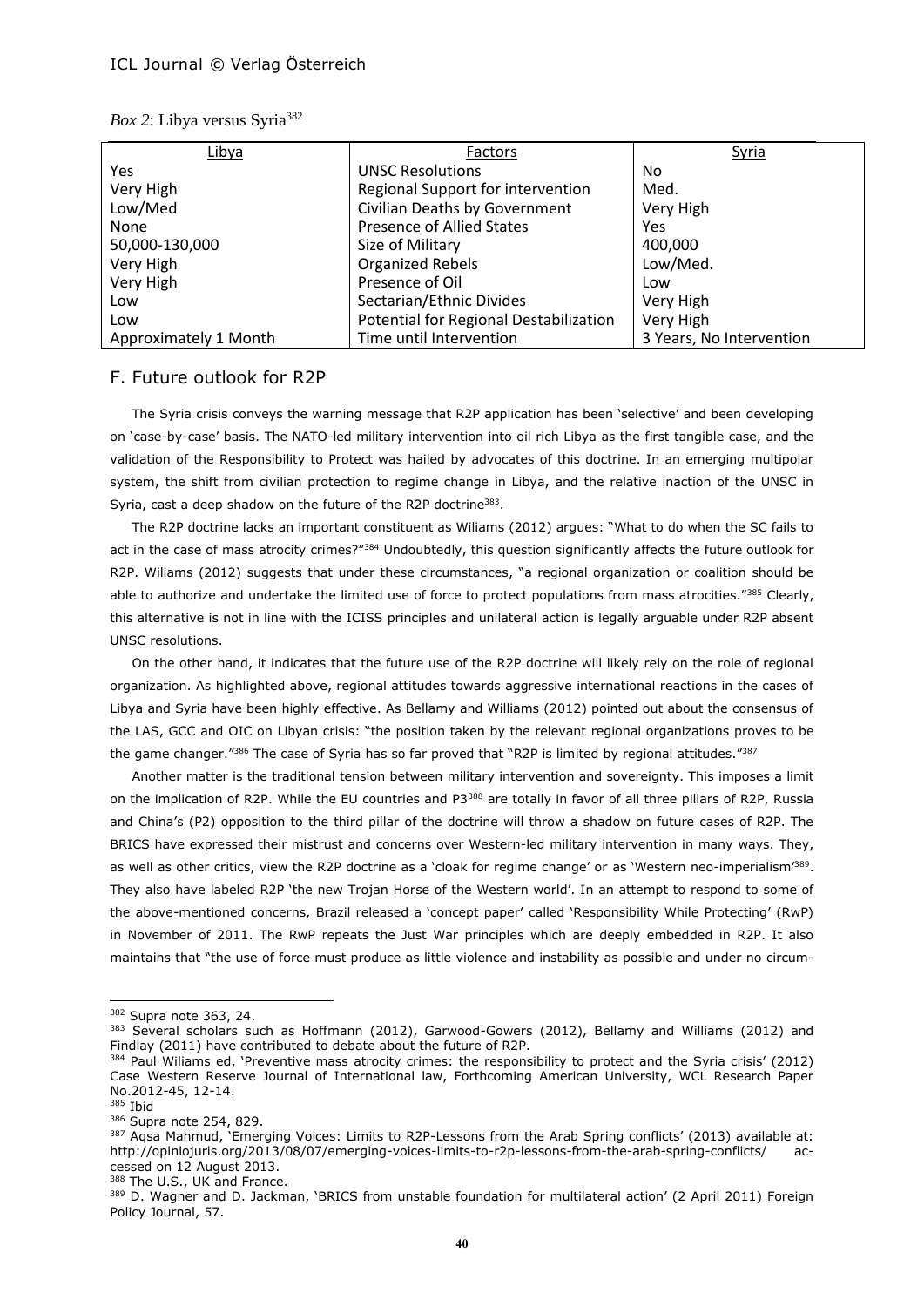*Box 2*: Libya versus Syria[382]

| Libya | Factors | Syria |
|---|---|---|
| Yes | UNSC Resolutions | No |
| Very High | Regional Support for intervention | Med. |
| Low/Med | Civilian Deaths by Government | Very High |
| None | Presence of Allied States | Yes |
| 50,000-130,000 | Size of Military | 400,000 |
| Very High | Organized Rebels | Low/Med. |
| Very High | Presence of Oil | Low |
| Low | Sectarian/Ethnic Divides | Very High |
| Low | Potential for Regional Destabilization | Very High |
| Approximately 1 Month | Time until Intervention | 3 Years, No Intervention |

## F. Future outlook for R2P

The Syria crisis conveys the warning message that R2P application has been 'selective' and been developing on 'case-by-case' basis. The NATO-led military intervention into oil rich Libya as the first tangible case, and the validation of the Responsibility to Protect was hailed by advocates of this doctrine. In an emerging multipolar system, the shift from civilian protection to regime change in Libya, and the relative inaction of the UNSC in Syria, cast a deep shadow on the future of the R2P doctrine[383].

The R2P doctrine lacks an important constituent as Wiliams (2012) argues: "What to do when the SC fails to act in the case of mass atrocity crimes?"[384] Undoubtedly, this question significantly affects the future outlook for R2P. Wiliams (2012) suggests that under these circumstances, "a regional organization or coalition should be able to authorize and undertake the limited use of force to protect populations from mass atrocities."[385] Clearly, this alternative is not in line with the ICISS principles and unilateral action is legally arguable under R2P absent UNSC resolutions.

On the other hand, it indicates that the future use of the R2P doctrine will likely rely on the role of regional organization. As highlighted above, regional attitudes towards aggressive international reactions in the cases of Libya and Syria have been highly effective. As Bellamy and Williams (2012) pointed out about the consensus of the LAS, GCC and OIC on Libyan crisis: "the position taken by the relevant regional organizations proves to be the game changer."[386] The case of Syria has so far proved that "R2P is limited by regional attitudes."[387]

Another matter is the traditional tension between military intervention and sovereignty. This imposes a limit on the implication of R2P. While the EU countries and P3[388] are totally in favor of all three pillars of R2P, Russia and China's (P2) opposition to the third pillar of the doctrine will throw a shadow on future cases of R2P. The BRICS have expressed their mistrust and concerns over Western-led military intervention in many ways. They, as well as other critics, view the R2P doctrine as a 'cloak for regime change' or as 'Western neo-imperialism'[389]. They also have labeled R2P 'the new Trojan Horse of the Western world'. In an attempt to respond to some of the above-mentioned concerns, Brazil released a 'concept paper' called 'Responsibility While Protecting' (RwP) in November of 2011. The RwP repeats the Just War principles which are deeply embedded in R2P. It also maintains that "the use of force must produce as little violence and instability as possible and under no circum-

---

[382] Supra note 363, 24.

[383] Several scholars such as Hoffmann (2012), Garwood-Gowers (2012), Bellamy and Williams (2012) and Findlay (2011) have contributed to debate about the future of R2P.

[384] Paul Wiliams ed, 'Preventive mass atrocity crimes: the responsibility to protect and the Syria crisis' (2012) Case Western Reserve Journal of International law, Forthcoming American University, WCL Research Paper No.2012-45, 12-14.

[385] Ibid

[386] Supra note 254, 829.

[387] Aqsa Mahmud, 'Emerging Voices: Limits to R2P-Lessons from the Arab Spring conflicts' (2013) available at: http://opiniojuris.org/2013/08/07/emerging-voices-limits-to-r2p-lessons-from-the-arab-spring-conflicts/ accessed on 12 August 2013.

[388] The U.S., UK and France.

[389] D. Wagner and D. Jackman, 'BRICS from unstable foundation for multilateral action' (2 April 2011) Foreign Policy Journal, 57.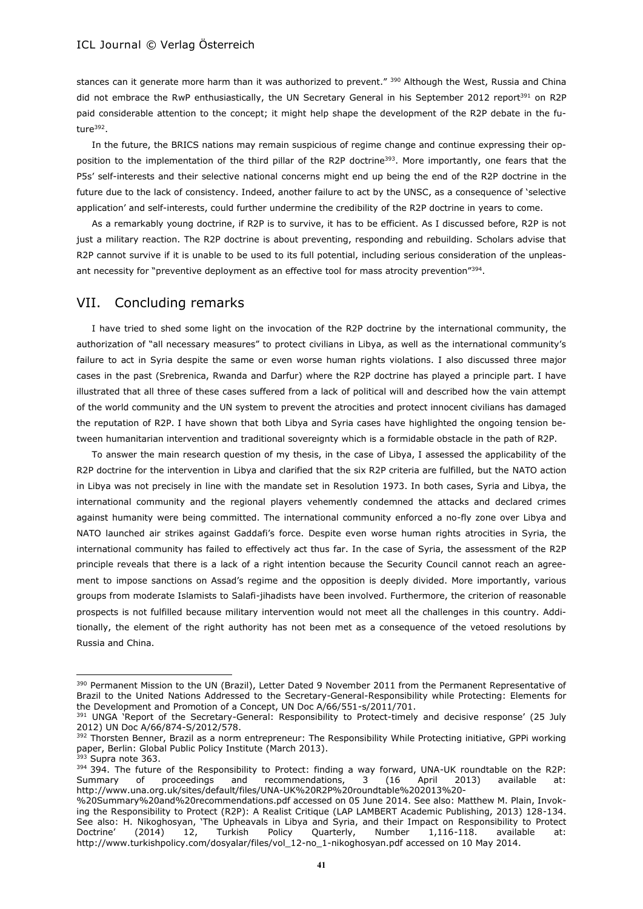stances can it generate more harm than it was authorized to prevent." [390] Although the West, Russia and China did not embrace the RwP enthusiastically, the UN Secretary General in his September 2012 report[391] on R2P paid considerable attention to the concept; it might help shape the development of the R2P debate in the future[392].

In the future, the BRICS nations may remain suspicious of regime change and continue expressing their opposition to the implementation of the third pillar of the R2P doctrine[393]. More importantly, one fears that the P5s' self-interests and their selective national concerns might end up being the end of the R2P doctrine in the future due to the lack of consistency. Indeed, another failure to act by the UNSC, as a consequence of 'selective application' and self-interests, could further undermine the credibility of the R2P doctrine in years to come.

As a remarkably young doctrine, if R2P is to survive, it has to be efficient. As I discussed before, R2P is not just a military reaction. The R2P doctrine is about preventing, responding and rebuilding. Scholars advise that R2P cannot survive if it is unable to be used to its full potential, including serious consideration of the unpleasant necessity for "preventive deployment as an effective tool for mass atrocity prevention"[394].

## VII. Concluding remarks

I have tried to shed some light on the invocation of the R2P doctrine by the international community, the authorization of "all necessary measures" to protect civilians in Libya, as well as the international community's failure to act in Syria despite the same or even worse human rights violations. I also discussed three major cases in the past (Srebrenica, Rwanda and Darfur) where the R2P doctrine has played a principle part. I have illustrated that all three of these cases suffered from a lack of political will and described how the vain attempt of the world community and the UN system to prevent the atrocities and protect innocent civilians has damaged the reputation of R2P. I have shown that both Libya and Syria cases have highlighted the ongoing tension between humanitarian intervention and traditional sovereignty which is a formidable obstacle in the path of R2P.

To answer the main research question of my thesis, in the case of Libya, I assessed the applicability of the R2P doctrine for the intervention in Libya and clarified that the six R2P criteria are fulfilled, but the NATO action in Libya was not precisely in line with the mandate set in Resolution 1973. In both cases, Syria and Libya, the international community and the regional players vehemently condemned the attacks and declared crimes against humanity were being committed. The international community enforced a no-fly zone over Libya and NATO launched air strikes against Gaddafi's force. Despite even worse human rights atrocities in Syria, the international community has failed to effectively act thus far. In the case of Syria, the assessment of the R2P principle reveals that there is a lack of a right intention because the Security Council cannot reach an agreement to impose sanctions on Assad's regime and the opposition is deeply divided. More importantly, various groups from moderate Islamists to Salafi-jihadists have been involved. Furthermore, the criterion of reasonable prospects is not fulfilled because military intervention would not meet all the challenges in this country. Additionally, the element of the right authority has not been met as a consequence of the vetoed resolutions by Russia and China.

---

[390] Permanent Mission to the UN (Brazil), Letter Dated 9 November 2011 from the Permanent Representative of Brazil to the United Nations Addressed to the Secretary-General-Responsibility while Protecting: Elements for the Development and Promotion of a Concept, UN Doc A/66/551-s/2011/701.

[391] UNGA 'Report of the Secretary-General: Responsibility to Protect-timely and decisive response' (25 July 2012) UN Doc A/66/874-S/2012/578.

[392] Thorsten Benner, Brazil as a norm entrepreneur: The Responsibility While Protecting initiative, GPPi working paper, Berlin: Global Public Policy Institute (March 2013).

[393] Supra note 363.

[394] 394. The future of the Responsibility to Protect: finding a way forward, UNA-UK roundtable on the R2P: Summary of proceedings and recommendations, 3 (16 April 2013) available at: http://www.una.org.uk/sites/default/files/UNA-UK%20R2P%20roundtable%202013%20-%20Summary%20and%20recommendations.pdf accessed on 05 June 2014. See also: Matthew M. Plain, Invoking the Responsibility to Protect (R2P): A Realist Critique (LAP LAMBERT Academic Publishing, 2013) 128-134. See also: H. Nikoghosyan, 'The Upheavals in Libya and Syria, and their Impact on Responsibility to Protect Doctrine' (2014) 12, Turkish Policy Quarterly, Number 1,116-118. available at: http://www.turkishpolicy.com/dosyalar/files/vol_12-no_1-nikoghosyan.pdf accessed on 10 May 2014.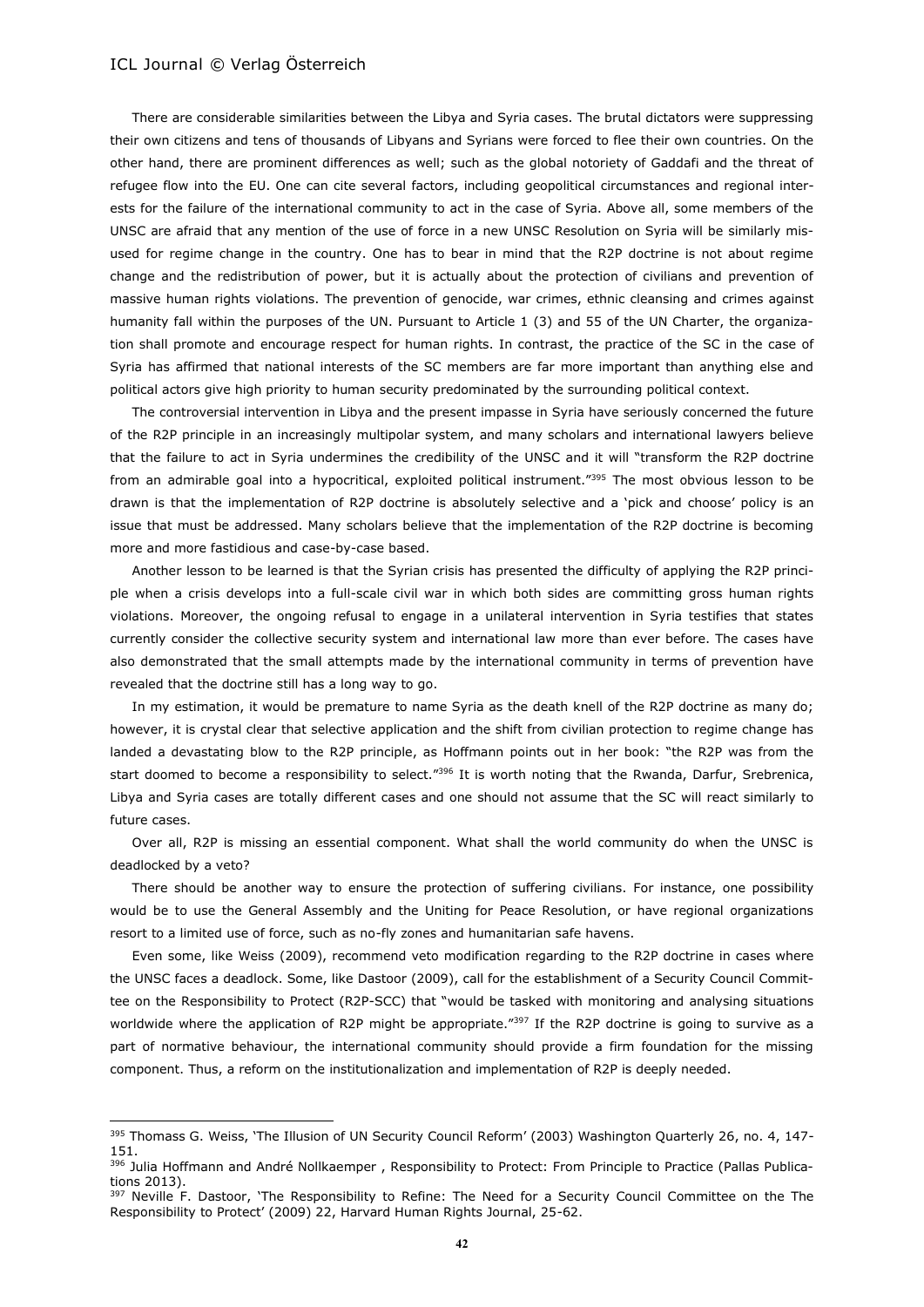There are considerable similarities between the Libya and Syria cases. The brutal dictators were suppressing their own citizens and tens of thousands of Libyans and Syrians were forced to flee their own countries. On the other hand, there are prominent differences as well; such as the global notoriety of Gaddafi and the threat of refugee flow into the EU. One can cite several factors, including geopolitical circumstances and regional interests for the failure of the international community to act in the case of Syria. Above all, some members of the UNSC are afraid that any mention of the use of force in a new UNSC Resolution on Syria will be similarly misused for regime change in the country. One has to bear in mind that the R2P doctrine is not about regime change and the redistribution of power, but it is actually about the protection of civilians and prevention of massive human rights violations. The prevention of genocide, war crimes, ethnic cleansing and crimes against humanity fall within the purposes of the UN. Pursuant to Article 1 (3) and 55 of the UN Charter, the organization shall promote and encourage respect for human rights. In contrast, the practice of the SC in the case of Syria has affirmed that national interests of the SC members are far more important than anything else and political actors give high priority to human security predominated by the surrounding political context.

The controversial intervention in Libya and the present impasse in Syria have seriously concerned the future of the R2P principle in an increasingly multipolar system, and many scholars and international lawyers believe that the failure to act in Syria undermines the credibility of the UNSC and it will "transform the R2P doctrine from an admirable goal into a hypocritical, exploited political instrument."[395] The most obvious lesson to be drawn is that the implementation of R2P doctrine is absolutely selective and a 'pick and choose' policy is an issue that must be addressed. Many scholars believe that the implementation of the R2P doctrine is becoming more and more fastidious and case-by-case based.

Another lesson to be learned is that the Syrian crisis has presented the difficulty of applying the R2P principle when a crisis develops into a full-scale civil war in which both sides are committing gross human rights violations. Moreover, the ongoing refusal to engage in a unilateral intervention in Syria testifies that states currently consider the collective security system and international law more than ever before. The cases have also demonstrated that the small attempts made by the international community in terms of prevention have revealed that the doctrine still has a long way to go.

In my estimation, it would be premature to name Syria as the death knell of the R2P doctrine as many do; however, it is crystal clear that selective application and the shift from civilian protection to regime change has landed a devastating blow to the R2P principle, as Hoffmann points out in her book: "the R2P was from the start doomed to become a responsibility to select."[396] It is worth noting that the Rwanda, Darfur, Srebrenica, Libya and Syria cases are totally different cases and one should not assume that the SC will react similarly to future cases.

Over all, R2P is missing an essential component. What shall the world community do when the UNSC is deadlocked by a veto?

There should be another way to ensure the protection of suffering civilians. For instance, one possibility would be to use the General Assembly and the Uniting for Peace Resolution, or have regional organizations resort to a limited use of force, such as no-fly zones and humanitarian safe havens.

Even some, like Weiss (2009), recommend veto modification regarding to the R2P doctrine in cases where the UNSC faces a deadlock. Some, like Dastoor (2009), call for the establishment of a Security Council Committee on the Responsibility to Protect (R2P-SCC) that "would be tasked with monitoring and analysing situations worldwide where the application of R2P might be appropriate."[397] If the R2P doctrine is going to survive as a part of normative behaviour, the international community should provide a firm foundation for the missing component. Thus, a reform on the institutionalization and implementation of R2P is deeply needed.

---

[395] Thomass G. Weiss, 'The Illusion of UN Security Council Reform' (2003) Washington Quarterly 26, no. 4, 147-151.

[396] Julia Hoffmann and André Nollkaemper , Responsibility to Protect: From Principle to Practice (Pallas Publications 2013).

[397] Neville F. Dastoor, 'The Responsibility to Refine: The Need for a Security Council Committee on the The Responsibility to Protect' (2009) 22, Harvard Human Rights Journal, 25-62.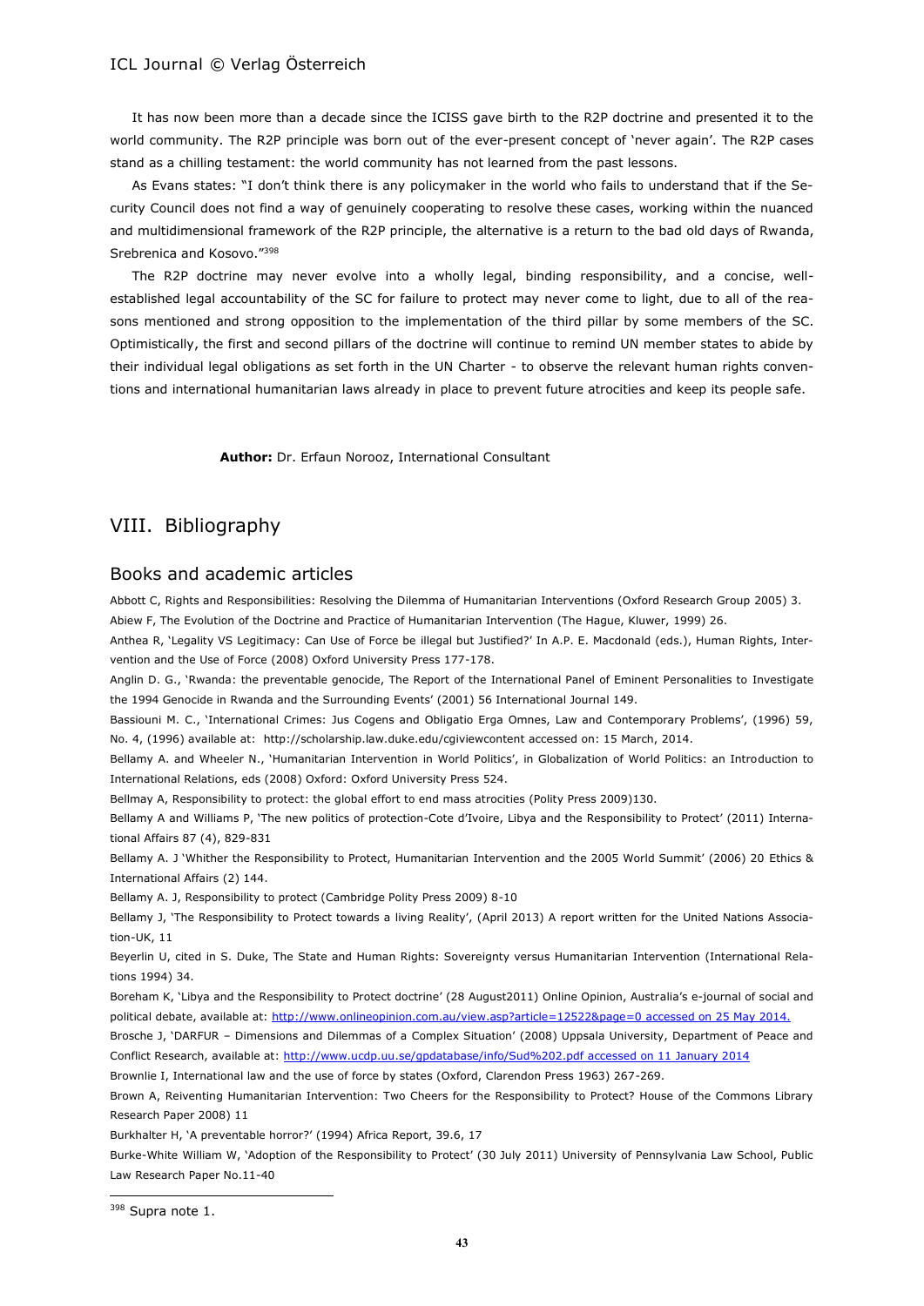It has now been more than a decade since the ICISS gave birth to the R2P doctrine and presented it to the world community. The R2P principle was born out of the ever-present concept of 'never again'. The R2P cases stand as a chilling testament: the world community has not learned from the past lessons.

As Evans states: "I don't think there is any policymaker in the world who fails to understand that if the Security Council does not find a way of genuinely cooperating to resolve these cases, working within the nuanced and multidimensional framework of the R2P principle, the alternative is a return to the bad old days of Rwanda, Srebrenica and Kosovo."[398]

The R2P doctrine may never evolve into a wholly legal, binding responsibility, and a concise, well-established legal accountability of the SC for failure to protect may never come to light, due to all of the reasons mentioned and strong opposition to the implementation of the third pillar by some members of the SC. Optimistically, the first and second pillars of the doctrine will continue to remind UN member states to abide by their individual legal obligations as set forth in the UN Charter - to observe the relevant human rights conventions and international humanitarian laws already in place to prevent future atrocities and keep its people safe.

**Author:** Dr. Erfaun Norooz, International Consultant

## VIII. Bibliography

### Books and academic articles

Abbott C, Rights and Responsibilities: Resolving the Dilemma of Humanitarian Interventions (Oxford Research Group 2005) 3.

Abiew F, The Evolution of the Doctrine and Practice of Humanitarian Intervention (The Hague, Kluwer, 1999) 26.

Anthea R, 'Legality VS Legitimacy: Can Use of Force be illegal but Justified?' In A.P. E. Macdonald (eds.), Human Rights, Intervention and the Use of Force (2008) Oxford University Press 177-178.

Anglin D. G., 'Rwanda: the preventable genocide, The Report of the International Panel of Eminent Personalities to Investigate the 1994 Genocide in Rwanda and the Surrounding Events' (2001) 56 International Journal 149.

Bassiouni M. C., 'International Crimes: Jus Cogens and Obligatio Erga Omnes, Law and Contemporary Problems', (1996) 59, No. 4, (1996) available at: http://scholarship.law.duke.edu/cgiviewcontent accessed on: 15 March, 2014.

Bellamy A. and Wheeler N., 'Humanitarian Intervention in World Politics', in Globalization of World Politics: an Introduction to International Relations, eds (2008) Oxford: Oxford University Press 524.

Bellmay A, Responsibility to protect: the global effort to end mass atrocities (Polity Press 2009)130.

Bellamy A and Williams P, 'The new politics of protection-Cote d'Ivoire, Libya and the Responsibility to Protect' (2011) International Affairs 87 (4), 829-831

Bellamy A. J 'Whither the Responsibility to Protect, Humanitarian Intervention and the 2005 World Summit' (2006) 20 Ethics & International Affairs (2) 144.

Bellamy A. J, Responsibility to protect (Cambridge Polity Press 2009) 8-10

Bellamy J, 'The Responsibility to Protect towards a living Reality', (April 2013) A report written for the United Nations Association-UK, 11

Beyerlin U, cited in S. Duke, The State and Human Rights: Sovereignty versus Humanitarian Intervention (International Relations 1994) 34.

Boreham K, 'Libya and the Responsibility to Protect doctrine' (28 August2011) Online Opinion, Australia's e-journal of social and political debate, available at: http://www.onlineopinion.com.au/view.asp?article=12522&page=0 accessed on 25 May 2014.

Brosche J, 'DARFUR – Dimensions and Dilemmas of a Complex Situation' (2008) Uppsala University, Department of Peace and Conflict Research, available at: http://www.ucdp.uu.se/gpdatabase/info/Sud%202.pdf accessed on 11 January 2014

Brownlie I, International law and the use of force by states (Oxford, Clarendon Press 1963) 267-269.

Brown A, Reiventing Humanitarian Intervention: Two Cheers for the Responsibility to Protect? House of the Commons Library Research Paper 2008) 11

Burkhalter H, 'A preventable horror?' (1994) Africa Report, 39.6, 17

Burke-White William W, 'Adoption of the Responsibility to Protect' (30 July 2011) University of Pennsylvania Law School, Public Law Research Paper No.11-40

[398] Supra note 1.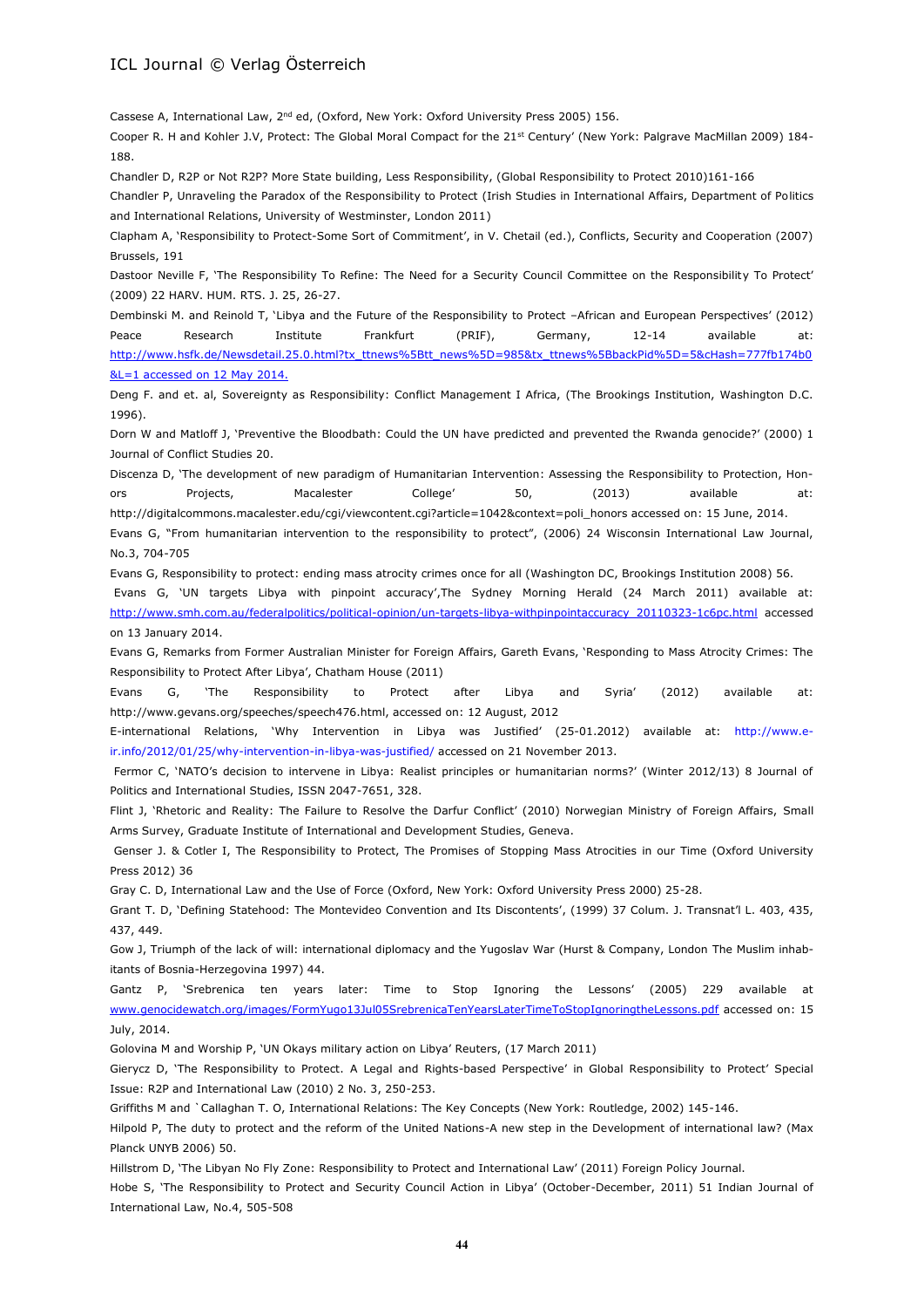Cassese A, International Law, 2nd ed, (Oxford, New York: Oxford University Press 2005) 156.

Cooper R. H and Kohler J.V, Protect: The Global Moral Compact for the 21st Century' (New York: Palgrave MacMillan 2009) 184-188.

Chandler D, R2P or Not R2P? More State building, Less Responsibility, (Global Responsibility to Protect 2010)161-166

Chandler P, Unraveling the Paradox of the Responsibility to Protect (Irish Studies in International Affairs, Department of Politics and International Relations, University of Westminster, London 2011)

Clapham A, 'Responsibility to Protect-Some Sort of Commitment', in V. Chetail (ed.), Conflicts, Security and Cooperation (2007) Brussels, 191

Dastoor Neville F, 'The Responsibility To Refine: The Need for a Security Council Committee on the Responsibility To Protect' (2009) 22 HARV. HUM. RTS. J. 25, 26-27.

Dembinski M. and Reinold T, 'Libya and the Future of the Responsibility to Protect –African and European Perspectives' (2012) Peace Research Institute Frankfurt (PRIF), Germany, 12-14 available at: http://www.hsfk.de/Newsdetail.25.0.html?tx_ttnews%5Btt_news%5D=985&tx_ttnews%5BbackPid%5D=5&cHash=777fb174b0&L=1 accessed on 12 May 2014.

Deng F. and et. al, Sovereignty as Responsibility: Conflict Management I Africa, (The Brookings Institution, Washington D.C. 1996).

Dorn W and Matloff J, 'Preventive the Bloodbath: Could the UN have predicted and prevented the Rwanda genocide?' (2000) 1 Journal of Conflict Studies 20.

Discenza D, 'The development of new paradigm of Humanitarian Intervention: Assessing the Responsibility to Protection, Honors Projects, Macalester College' 50, (2013) available at: http://digitalcommons.macalester.edu/cgi/viewcontent.cgi?article=1042&context=poli_honors accessed on: 15 June, 2014.

Evans G, "From humanitarian intervention to the responsibility to protect", (2006) 24 Wisconsin International Law Journal, No.3, 704-705

Evans G, Responsibility to protect: ending mass atrocity crimes once for all (Washington DC, Brookings Institution 2008) 56.

Evans G, 'UN targets Libya with pinpoint accuracy',The Sydney Morning Herald (24 March 2011) available at: http://www.smh.com.au/federalpolitics/political-opinion/un-targets-libya-withpinpointaccuracy_20110323-1c6pc.html accessed on 13 January 2014.

Evans G, Remarks from Former Australian Minister for Foreign Affairs, Gareth Evans, 'Responding to Mass Atrocity Crimes: The Responsibility to Protect After Libya', Chatham House (2011)

Evans G, 'The Responsibility to Protect after Libya and Syria' (2012) available at: http://www.gevans.org/speeches/speech476.html, accessed on: 12 August, 2012

E-international Relations, 'Why Intervention in Libya was Justified' (25-01.2012) available at: http://www.e-ir.info/2012/01/25/why-intervention-in-libya-was-justified/ accessed on 21 November 2013.

Fermor C, 'NATO's decision to intervene in Libya: Realist principles or humanitarian norms?' (Winter 2012/13) 8 Journal of Politics and International Studies, ISSN 2047-7651, 328.

Flint J, 'Rhetoric and Reality: The Failure to Resolve the Darfur Conflict' (2010) Norwegian Ministry of Foreign Affairs, Small Arms Survey, Graduate Institute of International and Development Studies, Geneva.

Genser J. & Cotler I, The Responsibility to Protect, The Promises of Stopping Mass Atrocities in our Time (Oxford University Press 2012) 36

Gray C. D, International Law and the Use of Force (Oxford, New York: Oxford University Press 2000) 25-28.

Grant T. D, 'Defining Statehood: The Montevideo Convention and Its Discontents', (1999) 37 Colum. J. Transnat'l L. 403, 435, 437, 449.

Gow J, Triumph of the lack of will: international diplomacy and the Yugoslav War (Hurst & Company, London The Muslim inhabitants of Bosnia-Herzegovina 1997) 44.

Gantz P, 'Srebrenica ten years later: Time to Stop Ignoring the Lessons' (2005) 229 available at www.genocidewatch.org/images/FormYugo13Jul05SrebrenicaTenYearsLaterTimeToStopIgnoringtheLessons.pdf accessed on: 15 July, 2014.

Golovina M and Worship P, 'UN Okays military action on Libya' Reuters, (17 March 2011)

Gierycz D, 'The Responsibility to Protect. A Legal and Rights-based Perspective' in Global Responsibility to Protect' Special Issue: R2P and International Law (2010) 2 No. 3, 250-253.

Griffiths M and `Callaghan T. O, International Relations: The Key Concepts (New York: Routledge, 2002) 145-146.

Hilpold P, The duty to protect and the reform of the United Nations-A new step in the Development of international law? (Max Planck UNYB 2006) 50.

Hillstrom D, 'The Libyan No Fly Zone: Responsibility to Protect and International Law' (2011) Foreign Policy Journal.

Hobe S, 'The Responsibility to Protect and Security Council Action in Libya' (October-December, 2011) 51 Indian Journal of International Law, No.4, 505-508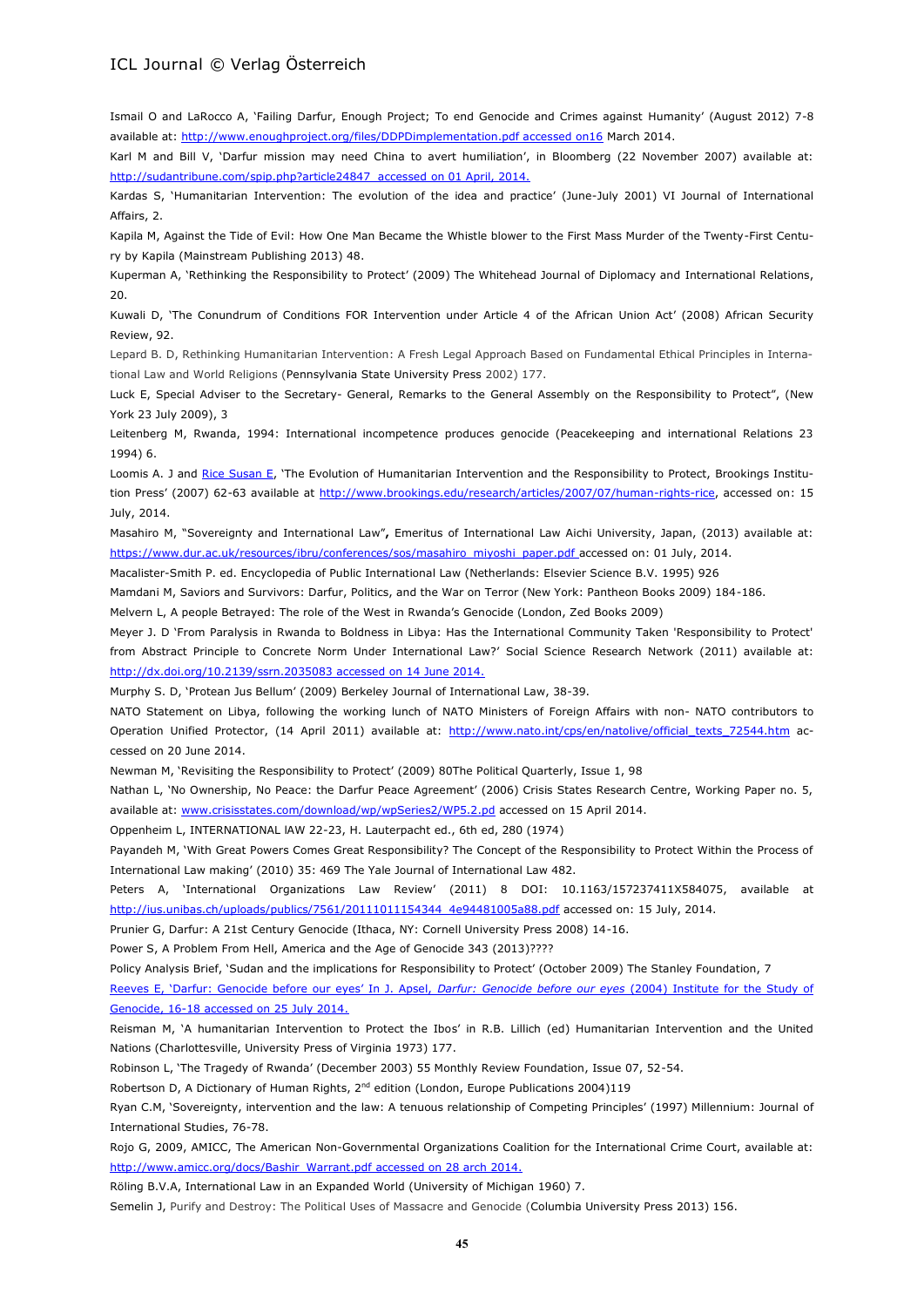Ismail O and LaRocco A, 'Failing Darfur, Enough Project; To end Genocide and Crimes against Humanity' (August 2012) 7-8 available at: http://www.enoughproject.org/files/DDPDimplementation.pdf accessed on16 March 2014.

Karl M and Bill V, 'Darfur mission may need China to avert humiliation', in Bloomberg (22 November 2007) available at: http://sudantribune.com/spip.php?article24847 accessed on 01 April, 2014.

Kardas S, 'Humanitarian Intervention: The evolution of the idea and practice' (June-July 2001) VI Journal of International Affairs, 2.

Kapila M, Against the Tide of Evil: How One Man Became the Whistle blower to the First Mass Murder of the Twenty-First Century by Kapila (Mainstream Publishing 2013) 48.

Kuperman A, 'Rethinking the Responsibility to Protect' (2009) The Whitehead Journal of Diplomacy and International Relations, 20.

Kuwali D, 'The Conundrum of Conditions FOR Intervention under Article 4 of the African Union Act' (2008) African Security Review, 92.

Lepard B. D, Rethinking Humanitarian Intervention: A Fresh Legal Approach Based on Fundamental Ethical Principles in International Law and World Religions (Pennsylvania State University Press 2002) 177.

Luck E, Special Adviser to the Secretary- General, Remarks to the General Assembly on the Responsibility to Protect", (New York 23 July 2009), 3

Leitenberg M, Rwanda, 1994: International incompetence produces genocide (Peacekeeping and international Relations 23 1994) 6.

Loomis A. J and Rice Susan E, 'The Evolution of Humanitarian Intervention and the Responsibility to Protect, Brookings Institution Press' (2007) 62-63 available at http://www.brookings.edu/research/articles/2007/07/human-rights-rice, accessed on: 15 July, 2014.

Masahiro M, "Sovereignty and International Law", Emeritus of International Law Aichi University, Japan, (2013) available at: https://www.dur.ac.uk/resources/ibru/conferences/sos/masahiro_miyoshi_paper.pdf accessed on: 01 July, 2014.

Macalister-Smith P. ed. Encyclopedia of Public International Law (Netherlands: Elsevier Science B.V. 1995) 926

Mamdani M, Saviors and Survivors: Darfur, Politics, and the War on Terror (New York: Pantheon Books 2009) 184-186.

Melvern L, A people Betrayed: The role of the West in Rwanda's Genocide (London, Zed Books 2009)

Meyer J. D 'From Paralysis in Rwanda to Boldness in Libya: Has the International Community Taken 'Responsibility to Protect' from Abstract Principle to Concrete Norm Under International Law?' Social Science Research Network (2011) available at: http://dx.doi.org/10.2139/ssrn.2035083 accessed on 14 June 2014.

Murphy S. D, 'Protean Jus Bellum' (2009) Berkeley Journal of International Law, 38-39.

NATO Statement on Libya, following the working lunch of NATO Ministers of Foreign Affairs with non- NATO contributors to Operation Unified Protector, (14 April 2011) available at: http://www.nato.int/cps/en/natolive/official_texts_72544.htm accessed on 20 June 2014.

Newman M, 'Revisiting the Responsibility to Protect' (2009) 80The Political Quarterly, Issue 1, 98

Nathan L, 'No Ownership, No Peace: the Darfur Peace Agreement' (2006) Crisis States Research Centre, Working Paper no. 5, available at: www.crisisstates.com/download/wp/wpSeries2/WP5.2.pd accessed on 15 April 2014.

Oppenheim L, INTERNATIONAL lAW 22-23, H. Lauterpacht ed., 6th ed, 280 (1974)

Payandeh M, 'With Great Powers Comes Great Responsibility? The Concept of the Responsibility to Protect Within the Process of International Law making' (2010) 35: 469 The Yale Journal of International Law 482.

Peters A, 'International Organizations Law Review' (2011) 8 DOI: 10.1163/157237411X584075, available at http://ius.unibas.ch/uploads/publics/7561/20111011154344_4e94481005a88.pdf accessed on: 15 July, 2014.

Prunier G, Darfur: A 21st Century Genocide (Ithaca, NY: Cornell University Press 2008) 14-16.

Power S, A Problem From Hell, America and the Age of Genocide 343 (2013)????

Policy Analysis Brief, 'Sudan and the implications for Responsibility to Protect' (October 2009) The Stanley Foundation, 7

Reeves E, 'Darfur: Genocide before our eyes' In J. Apsel, *Darfur: Genocide before our eyes* (2004) Institute for the Study of Genocide, 16-18 accessed on 25 July 2014.

Reisman M, 'A humanitarian Intervention to Protect the Ibos' in R.B. Lillich (ed) Humanitarian Intervention and the United Nations (Charlottesville, University Press of Virginia 1973) 177.

Robinson L, 'The Tragedy of Rwanda' (December 2003) 55 Monthly Review Foundation, Issue 07, 52-54.

Robertson D, A Dictionary of Human Rights, 2nd edition (London, Europe Publications 2004)119

Ryan C.M, 'Sovereignty, intervention and the law: A tenuous relationship of Competing Principles' (1997) Millennium: Journal of International Studies, 76-78.

Rojo G, 2009, AMICC, The American Non-Governmental Organizations Coalition for the International Crime Court, available at: http://www.amicc.org/docs/Bashir_Warrant.pdf accessed on 28 arch 2014.

Röling B.V.A, International Law in an Expanded World (University of Michigan 1960) 7.

Semelin J, Purify and Destroy: The Political Uses of Massacre and Genocide (Columbia University Press 2013) 156.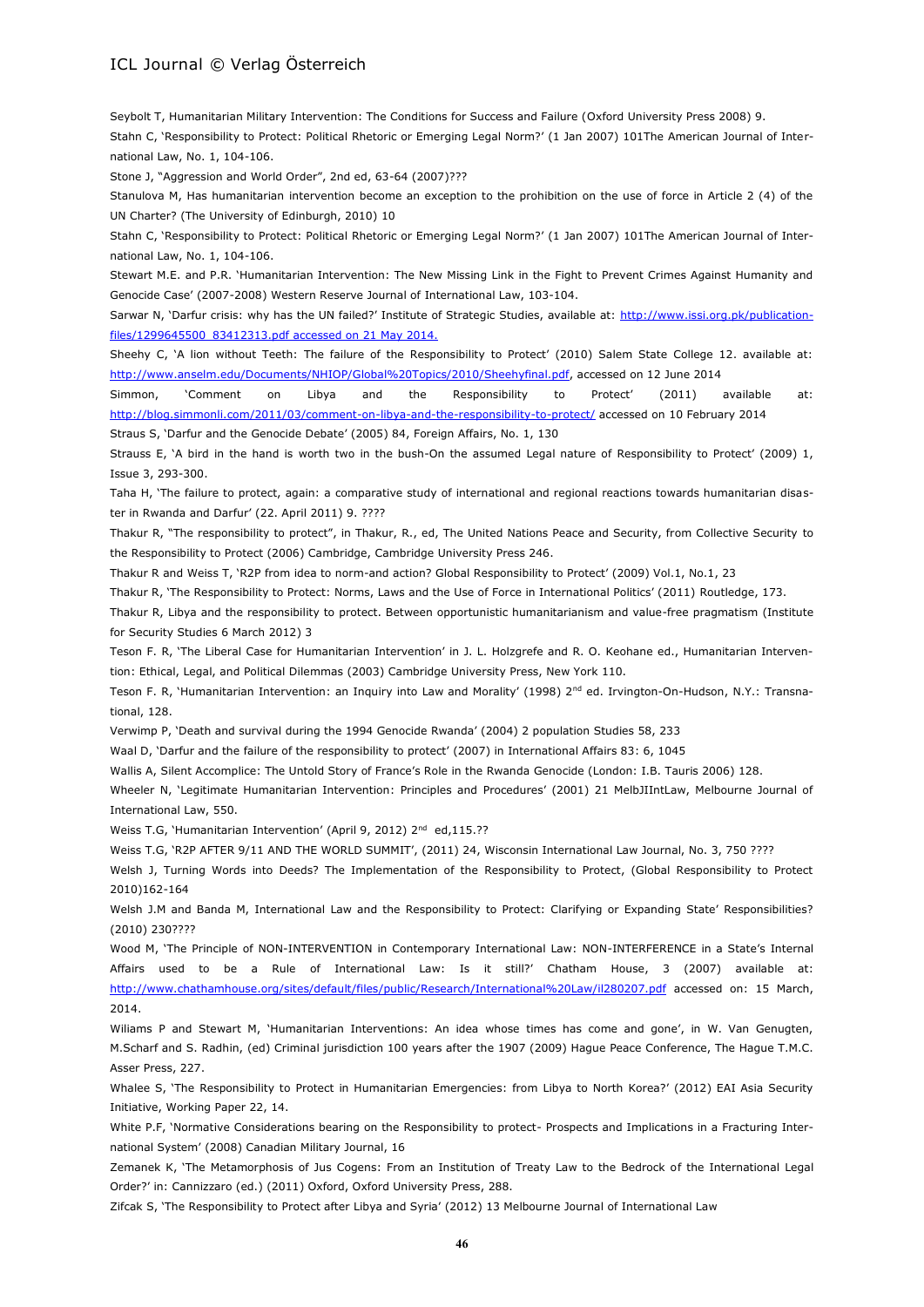Seybolt T, Humanitarian Military Intervention: The Conditions for Success and Failure (Oxford University Press 2008) 9.

Stahn C, 'Responsibility to Protect: Political Rhetoric or Emerging Legal Norm?' (1 Jan 2007) 101The American Journal of International Law, No. 1, 104-106.

Stone J, "Aggression and World Order", 2nd ed, 63-64 (2007)???

Stanulova M, Has humanitarian intervention become an exception to the prohibition on the use of force in Article 2 (4) of the UN Charter? (The University of Edinburgh, 2010) 10

Stahn C, 'Responsibility to Protect: Political Rhetoric or Emerging Legal Norm?' (1 Jan 2007) 101The American Journal of International Law, No. 1, 104-106.

Stewart M.E. and P.R. 'Humanitarian Intervention: The New Missing Link in the Fight to Prevent Crimes Against Humanity and Genocide Case' (2007-2008) Western Reserve Journal of International Law, 103-104.

Sarwar N, 'Darfur crisis: why has the UN failed?' Institute of Strategic Studies, available at: http://www.issi.org.pk/publication-files/1299645500_83412313.pdf accessed on 21 May 2014.

Sheehy C, 'A lion without Teeth: The failure of the Responsibility to Protect' (2010) Salem State College 12. available at: http://www.anselm.edu/Documents/NHIOP/Global%20Topics/2010/Sheehyfinal.pdf, accessed on 12 June 2014

Simmon, 'Comment on Libya and the Responsibility to Protect' (2011) available at: http://blog.simmonli.com/2011/03/comment-on-libya-and-the-responsibility-to-protect/ accessed on 10 February 2014

Straus S, 'Darfur and the Genocide Debate' (2005) 84, Foreign Affairs, No. 1, 130

Strauss E, 'A bird in the hand is worth two in the bush-On the assumed Legal nature of Responsibility to Protect' (2009) 1, Issue 3, 293-300.

Taha H, 'The failure to protect, again: a comparative study of international and regional reactions towards humanitarian disaster in Rwanda and Darfur' (22. April 2011) 9. ????

Thakur R, "The responsibility to protect", in Thakur, R., ed, The United Nations Peace and Security, from Collective Security to the Responsibility to Protect (2006) Cambridge, Cambridge University Press 246.

Thakur R and Weiss T, 'R2P from idea to norm-and action? Global Responsibility to Protect' (2009) Vol.1, No.1, 23

Thakur R, 'The Responsibility to Protect: Norms, Laws and the Use of Force in International Politics' (2011) Routledge, 173.

Thakur R, Libya and the responsibility to protect. Between opportunistic humanitarianism and value-free pragmatism (Institute for Security Studies 6 March 2012) 3

Teson F. R, 'The Liberal Case for Humanitarian Intervention' in J. L. Holzgrefe and R. O. Keohane ed., Humanitarian Intervention: Ethical, Legal, and Political Dilemmas (2003) Cambridge University Press, New York 110.

Teson F. R, 'Humanitarian Intervention: an Inquiry into Law and Morality' (1998) 2nd ed. Irvington-On-Hudson, N.Y.: Transnational, 128.

Verwimp P, 'Death and survival during the 1994 Genocide Rwanda' (2004) 2 population Studies 58, 233

Waal D, 'Darfur and the failure of the responsibility to protect' (2007) in International Affairs 83: 6, 1045

Wallis A, Silent Accomplice: The Untold Story of France's Role in the Rwanda Genocide (London: I.B. Tauris 2006) 128.

Wheeler N, 'Legitimate Humanitarian Intervention: Principles and Procedures' (2001) 21 MelbJIIntLaw, Melbourne Journal of International Law, 550.

Weiss T.G, 'Humanitarian Intervention' (April 9, 2012) 2nd ed,115.??

Weiss T.G, 'R2P AFTER 9/11 AND THE WORLD SUMMIT', (2011) 24, Wisconsin International Law Journal, No. 3, 750 ????

Welsh J, Turning Words into Deeds? The Implementation of the Responsibility to Protect, (Global Responsibility to Protect 2010)162-164

Welsh J.M and Banda M, International Law and the Responsibility to Protect: Clarifying or Expanding State' Responsibilities? (2010) 230????

Wood M, 'The Principle of NON-INTERVENTION in Contemporary International Law: NON-INTERFERENCE in a State's Internal Affairs used to be a Rule of International Law: Is it still?' Chatham House, 3 (2007) available at: http://www.chathamhouse.org/sites/default/files/public/Research/International%20Law/il280207.pdf accessed on: 15 March, 2014.

Wiliams P and Stewart M, 'Humanitarian Interventions: An idea whose times has come and gone', in W. Van Genugten, M.Scharf and S. Radhin, (ed) Criminal jurisdiction 100 years after the 1907 (2009) Hague Peace Conference, The Hague T.M.C. Asser Press, 227.

Whalee S, 'The Responsibility to Protect in Humanitarian Emergencies: from Libya to North Korea?' (2012) EAI Asia Security Initiative, Working Paper 22, 14.

White P.F, 'Normative Considerations bearing on the Responsibility to protect- Prospects and Implications in a Fracturing International System' (2008) Canadian Military Journal, 16

Zemanek K, 'The Metamorphosis of Jus Cogens: From an Institution of Treaty Law to the Bedrock of the International Legal Order?' in: Cannizzaro (ed.) (2011) Oxford, Oxford University Press, 288.

Zifcak S, 'The Responsibility to Protect after Libya and Syria' (2012) 13 Melbourne Journal of International Law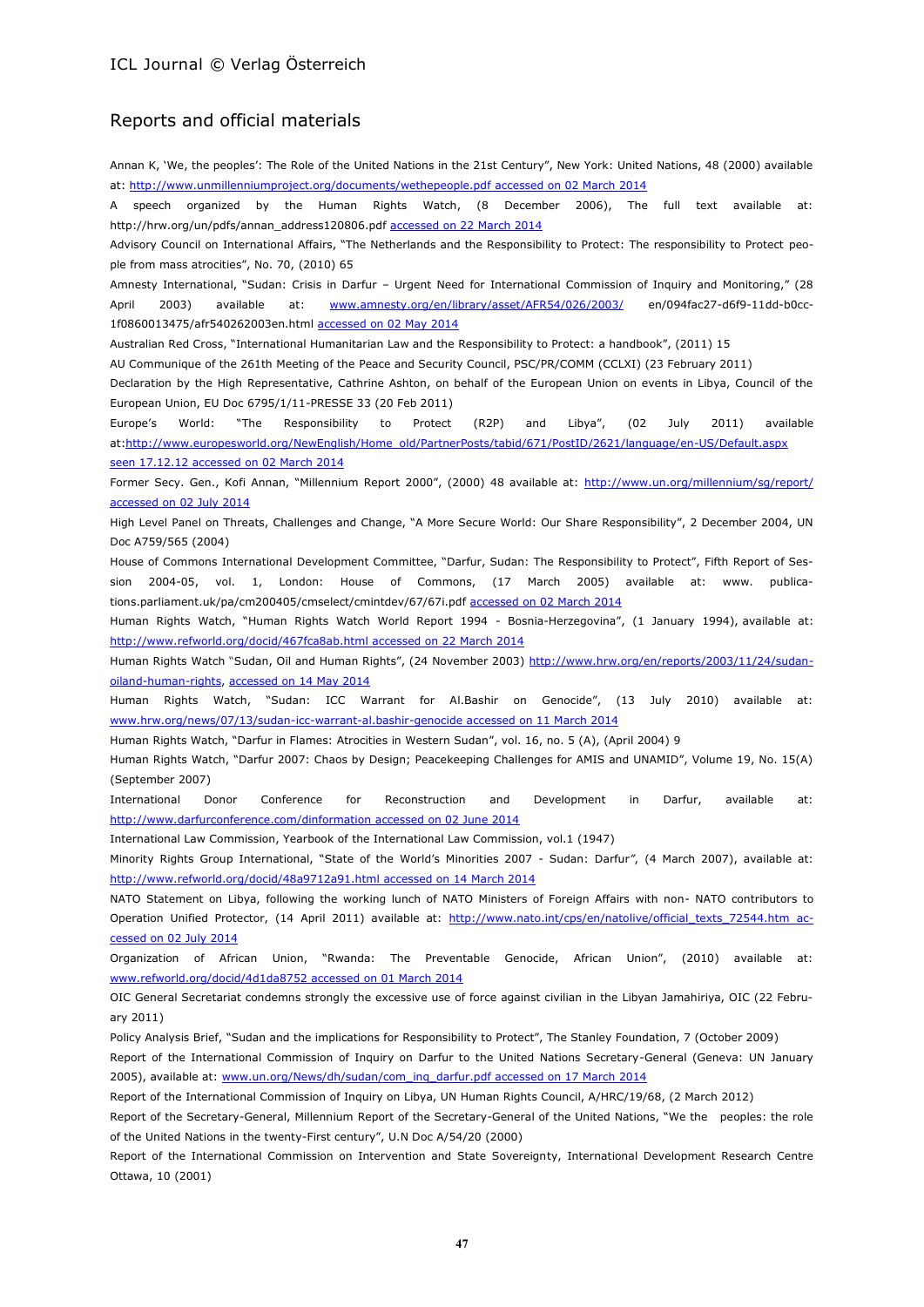## Reports and official materials

Annan K, 'We, the peoples': The Role of the United Nations in the 21st Century", New York: United Nations, 48 (2000) available at: http://www.unmillenniumproject.org/documents/wethepeople.pdf accessed on 02 March 2014

A speech organized by the Human Rights Watch, (8 December 2006), The full text available at: http://hrw.org/un/pdfs/annan_address120806.pdf accessed on 22 March 2014

Advisory Council on International Affairs, "The Netherlands and the Responsibility to Protect: The responsibility to Protect people from mass atrocities", No. 70, (2010) 65

Amnesty International, "Sudan: Crisis in Darfur – Urgent Need for International Commission of Inquiry and Monitoring," (28 April 2003) available at: www.amnesty.org/en/library/asset/AFR54/026/2003/ en/094fac27-d6f9-11dd-b0cc-1f0860013475/afr540262003en.html accessed on 02 May 2014

Australian Red Cross, "International Humanitarian Law and the Responsibility to Protect: a handbook", (2011) 15

AU Communique of the 261th Meeting of the Peace and Security Council, PSC/PR/COMM (CCLXI) (23 February 2011)

Declaration by the High Representative, Cathrine Ashton, on behalf of the European Union on events in Libya, Council of the European Union, EU Doc 6795/1/11-PRESSE 33 (20 Feb 2011)

Europe's World: "The Responsibility to Protect (R2P) and Libya", (02 July 2011) available at:http://www.europesworld.org/NewEnglish/Home_old/PartnerPosts/tabid/671/PostID/2621/language/en-US/Default.aspx seen 17.12.12 accessed on 02 March 2014

Former Secy. Gen., Kofi Annan, "Millennium Report 2000", (2000) 48 available at: http://www.un.org/millennium/sg/report/ accessed on 02 July 2014

High Level Panel on Threats, Challenges and Change, "A More Secure World: Our Share Responsibility", 2 December 2004, UN Doc A759/565 (2004)

House of Commons International Development Committee, "Darfur, Sudan: The Responsibility to Protect", Fifth Report of Session 2004-05, vol. 1, London: House of Commons, (17 March 2005) available at: www. publications.parliament.uk/pa/cm200405/cmselect/cmintdev/67/67i.pdf accessed on 02 March 2014

Human Rights Watch, "Human Rights Watch World Report 1994 - Bosnia-Herzegovina", (1 January 1994), available at: http://www.refworld.org/docid/467fca8ab.html accessed on 22 March 2014

Human Rights Watch "Sudan, Oil and Human Rights", (24 November 2003) http://www.hrw.org/en/reports/2003/11/24/sudan-oiland-human-rights, accessed on 14 May 2014

Human Rights Watch, "Sudan: ICC Warrant for Al.Bashir on Genocide", (13 July 2010) available at: www.hrw.org/news/07/13/sudan-icc-warrant-al.bashir-genocide accessed on 11 March 2014

Human Rights Watch, "Darfur in Flames: Atrocities in Western Sudan", vol. 16, no. 5 (A), (April 2004) 9

Human Rights Watch, "Darfur 2007: Chaos by Design; Peacekeeping Challenges for AMIS and UNAMID", Volume 19, No. 15(A) (September 2007)

International Donor Conference for Reconstruction and Development in Darfur, available at: http://www.darfurconference.com/dinformation accessed on 02 June 2014

International Law Commission, Yearbook of the International Law Commission, vol.1 (1947)

Minority Rights Group International, "State of the World's Minorities 2007 - Sudan: Darfur", (4 March 2007), available at: http://www.refworld.org/docid/48a9712a91.html accessed on 14 March 2014

NATO Statement on Libya, following the working lunch of NATO Ministers of Foreign Affairs with non- NATO contributors to Operation Unified Protector, (14 April 2011) available at: http://www.nato.int/cps/en/natolive/official_texts_72544.htm accessed on 02 July 2014

Organization of African Union, "Rwanda: The Preventable Genocide, African Union", (2010) available at: www.refworld.org/docid/4d1da8752 accessed on 01 March 2014

OIC General Secretariat condemns strongly the excessive use of force against civilian in the Libyan Jamahiriya, OIC (22 February 2011)

Policy Analysis Brief, "Sudan and the implications for Responsibility to Protect", The Stanley Foundation, 7 (October 2009)

Report of the International Commission of Inquiry on Darfur to the United Nations Secretary-General (Geneva: UN January 2005), available at: www.un.org/News/dh/sudan/com_inq_darfur.pdf accessed on 17 March 2014

Report of the International Commission of Inquiry on Libya, UN Human Rights Council, A/HRC/19/68, (2 March 2012)

Report of the Secretary-General, Millennium Report of the Secretary-General of the United Nations, "We the peoples: the role of the United Nations in the twenty-First century", U.N Doc A/54/20 (2000)

Report of the International Commission on Intervention and State Sovereignty, International Development Research Centre Ottawa, 10 (2001)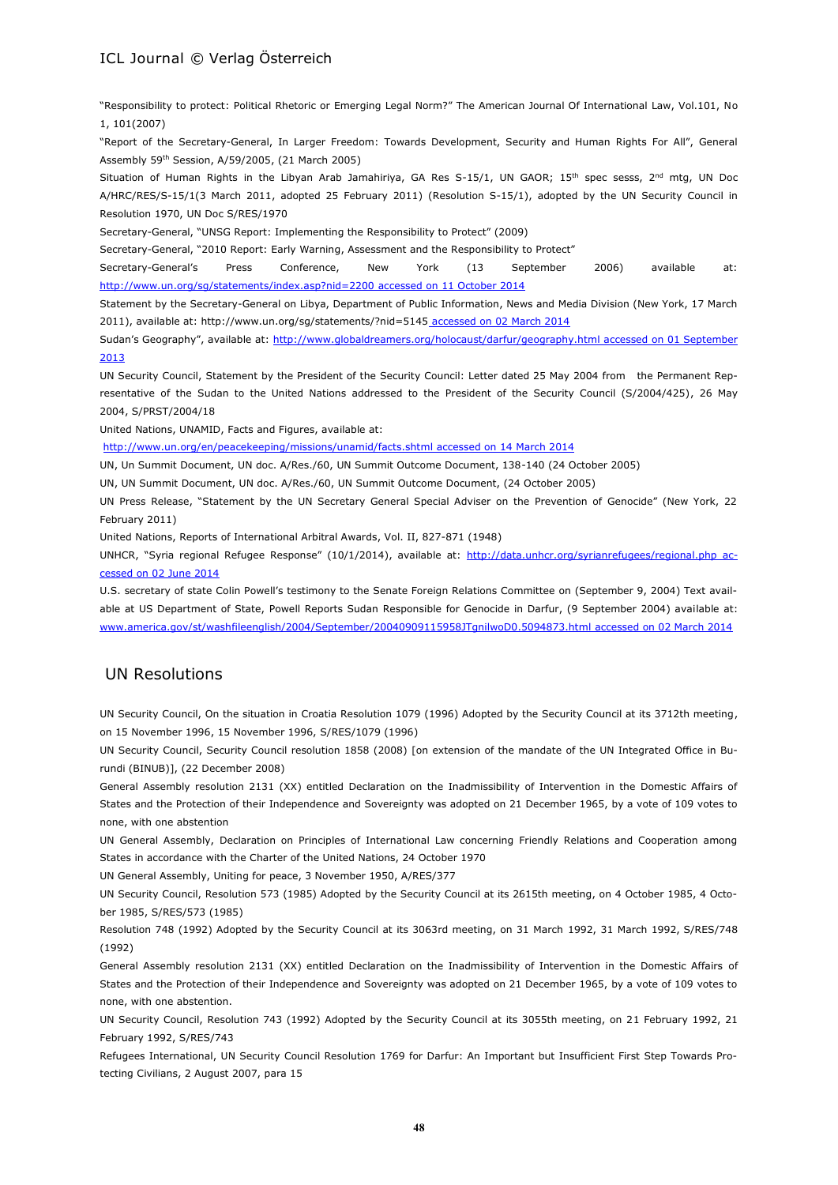"Responsibility to protect: Political Rhetoric or Emerging Legal Norm?" The American Journal Of International Law, Vol.101, No 1, 101(2007)

"Report of the Secretary-General, In Larger Freedom: Towards Development, Security and Human Rights For All", General Assembly 59th Session, A/59/2005, (21 March 2005)

Situation of Human Rights in the Libyan Arab Jamahiriya, GA Res S-15/1, UN GAOR; 15th spec sesss, 2nd mtg, UN Doc A/HRC/RES/S-15/1(3 March 2011, adopted 25 February 2011) (Resolution S-15/1), adopted by the UN Security Council in Resolution 1970, UN Doc S/RES/1970

Secretary-General, "UNSG Report: Implementing the Responsibility to Protect" (2009)

Secretary-General, "2010 Report: Early Warning, Assessment and the Responsibility to Protect"

Secretary-General's Press Conference, New York (13 September 2006) available at: http://www.un.org/sg/statements/index.asp?nid=2200 accessed on 11 October 2014

Statement by the Secretary-General on Libya, Department of Public Information, News and Media Division (New York, 17 March 2011), available at: http://www.un.org/sg/statements/?nid=5145 accessed on 02 March 2014

Sudan's Geography", available at: http://www.globaldreamers.org/holocaust/darfur/geography.html accessed on 01 September 2013

UN Security Council, Statement by the President of the Security Council: Letter dated 25 May 2004 from the Permanent Representative of the Sudan to the United Nations addressed to the President of the Security Council (S/2004/425), 26 May 2004, S/PRST/2004/18

United Nations, UNAMID, Facts and Figures, available at:
http://www.un.org/en/peacekeeping/missions/unamid/facts.shtml accessed on 14 March 2014

UN, Un Summit Document, UN doc. A/Res./60, UN Summit Outcome Document, 138-140 (24 October 2005)

UN, UN Summit Document, UN doc. A/Res./60, UN Summit Outcome Document, (24 October 2005)

UN Press Release, "Statement by the UN Secretary General Special Adviser on the Prevention of Genocide" (New York, 22 February 2011)

United Nations, Reports of International Arbitral Awards, Vol. II, 827-871 (1948)

UNHCR, "Syria regional Refugee Response" (10/1/2014), available at: http://data.unhcr.org/syrianrefugees/regional.php accessed on 02 June 2014

U.S. secretary of state Colin Powell's testimony to the Senate Foreign Relations Committee on (September 9, 2004) Text available at US Department of State, Powell Reports Sudan Responsible for Genocide in Darfur, (9 September 2004) available at: www.america.gov/st/washfileenglish/2004/September/20040909115958JTgnilwoD0.5094873.html accessed on 02 March 2014

## UN Resolutions

UN Security Council, On the situation in Croatia Resolution 1079 (1996) Adopted by the Security Council at its 3712th meeting, on 15 November 1996, 15 November 1996, S/RES/1079 (1996)

UN Security Council, Security Council resolution 1858 (2008) [on extension of the mandate of the UN Integrated Office in Burundi (BINUB)], (22 December 2008)

General Assembly resolution 2131 (XX) entitled Declaration on the Inadmissibility of Intervention in the Domestic Affairs of States and the Protection of their Independence and Sovereignty was adopted on 21 December 1965, by a vote of 109 votes to none, with one abstention

UN General Assembly, Declaration on Principles of International Law concerning Friendly Relations and Cooperation among States in accordance with the Charter of the United Nations, 24 October 1970

UN General Assembly, Uniting for peace, 3 November 1950, A/RES/377

UN Security Council, Resolution 573 (1985) Adopted by the Security Council at its 2615th meeting, on 4 October 1985, 4 October 1985, S/RES/573 (1985)

Resolution 748 (1992) Adopted by the Security Council at its 3063rd meeting, on 31 March 1992, 31 March 1992, S/RES/748 (1992)

General Assembly resolution 2131 (XX) entitled Declaration on the Inadmissibility of Intervention in the Domestic Affairs of States and the Protection of their Independence and Sovereignty was adopted on 21 December 1965, by a vote of 109 votes to none, with one abstention.

UN Security Council, Resolution 743 (1992) Adopted by the Security Council at its 3055th meeting, on 21 February 1992, 21 February 1992, S/RES/743

Refugees International, UN Security Council Resolution 1769 for Darfur: An Important but Insufficient First Step Towards Protecting Civilians, 2 August 2007, para 15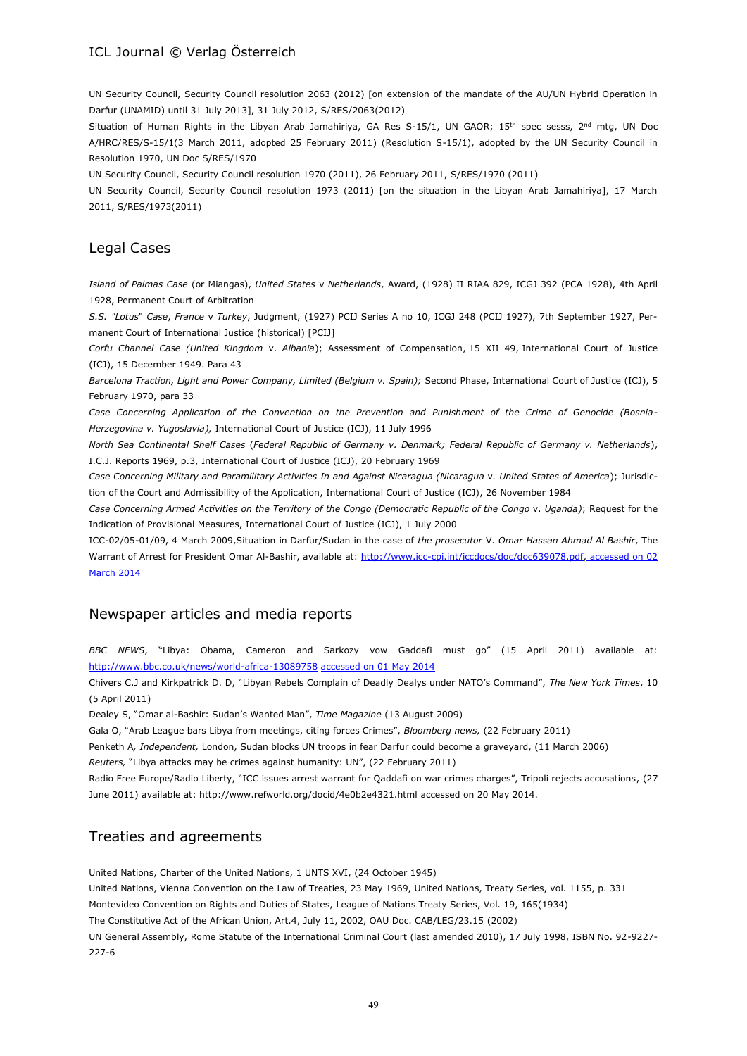UN Security Council, Security Council resolution 2063 (2012) [on extension of the mandate of the AU/UN Hybrid Operation in Darfur (UNAMID) until 31 July 2013], 31 July 2012, S/RES/2063(2012)

Situation of Human Rights in the Libyan Arab Jamahiriya, GA Res S-15/1, UN GAOR; 15th spec sesss, 2nd mtg, UN Doc A/HRC/RES/S-15/1(3 March 2011, adopted 25 February 2011) (Resolution S-15/1), adopted by the UN Security Council in Resolution 1970, UN Doc S/RES/1970

UN Security Council, Security Council resolution 1970 (2011), 26 February 2011, S/RES/1970 (2011)

UN Security Council, Security Council resolution 1973 (2011) [on the situation in the Libyan Arab Jamahiriya], 17 March 2011, S/RES/1973(2011)

## Legal Cases

*Island of Palmas Case* (or Miangas), *United States* v *Netherlands*, Award, (1928) II RIAA 829, ICGJ 392 (PCA 1928), 4th April 1928, Permanent Court of Arbitration

*S.S. "Lotus" Case*, *France* v *Turkey*, Judgment, (1927) PCIJ Series A no 10, ICGJ 248 (PCIJ 1927), 7th September 1927, Permanent Court of International Justice (historical) [PCIJ]

*Corfu Channel Case (United Kingdom* v. *Albania*); Assessment of Compensation, 15 XII 49, International Court of Justice (ICJ), 15 December 1949. Para 43

*Barcelona Traction, Light and Power Company, Limited (Belgium v. Spain);* Second Phase, International Court of Justice (ICJ), 5 February 1970, para 33

*Case Concerning Application of the Convention on the Prevention and Punishment of the Crime of Genocide (Bosnia-Herzegovina v. Yugoslavia),* International Court of Justice (ICJ), 11 July 1996

*North Sea Continental Shelf Cases* (*Federal Republic of Germany v. Denmark; Federal Republic of Germany v. Netherlands*), I.C.J. Reports 1969, p.3, International Court of Justice (ICJ), 20 February 1969

*Case Concerning Military and Paramilitary Activities In and Against Nicaragua (Nicaragua* v. *United States of America*); Jurisdiction of the Court and Admissibility of the Application, International Court of Justice (ICJ), 26 November 1984

*Case Concerning Armed Activities on the Territory of the Congo (Democratic Republic of the Congo* v. *Uganda)*; Request for the Indication of Provisional Measures, International Court of Justice (ICJ), 1 July 2000

ICC-02/05-01/09, 4 March 2009,Situation in Darfur/Sudan in the case of *the prosecutor* V. *Omar Hassan Ahmad Al Bashir*, The Warrant of Arrest for President Omar Al-Bashir, available at: http://www.icc-cpi.int/iccdocs/doc/doc639078.pdf, accessed on 02 March 2014

## Newspaper articles and media reports

*BBC NEWS*, "Libya: Obama, Cameron and Sarkozy vow Gaddafi must go" (15 April 2011) available at: http://www.bbc.co.uk/news/world-africa-13089758 accessed on 01 May 2014

Chivers C.J and Kirkpatrick D. D, "Libyan Rebels Complain of Deadly Dealys under NATO's Command", *The New York Times*, 10 (5 April 2011)

Dealey S, "Omar al-Bashir: Sudan's Wanted Man", *Time Magazine* (13 August 2009)

Gala O, "Arab League bars Libya from meetings, citing forces Crimes", *Bloomberg news,* (22 February 2011)

Penketh A*, Independent,* London, Sudan blocks UN troops in fear Darfur could become a graveyard, (11 March 2006)

*Reuters,* "Libya attacks may be crimes against humanity: UN", (22 February 2011)

Radio Free Europe/Radio Liberty, "ICC issues arrest warrant for Qaddafi on war crimes charges", Tripoli rejects accusations, (27 June 2011) available at: http://www.refworld.org/docid/4e0b2e4321.html accessed on 20 May 2014.

## Treaties and agreements

United Nations, Charter of the United Nations, 1 UNTS XVI, (24 October 1945)

United Nations, Vienna Convention on the Law of Treaties, 23 May 1969, United Nations, Treaty Series, vol. 1155, p. 331

Montevideo Convention on Rights and Duties of States, League of Nations Treaty Series, Vol. 19, 165(1934)

The Constitutive Act of the African Union, Art.4, July 11, 2002, OAU Doc. CAB/LEG/23.15 (2002)

UN General Assembly, Rome Statute of the International Criminal Court (last amended 2010), 17 July 1998, ISBN No. 92-9227-227-6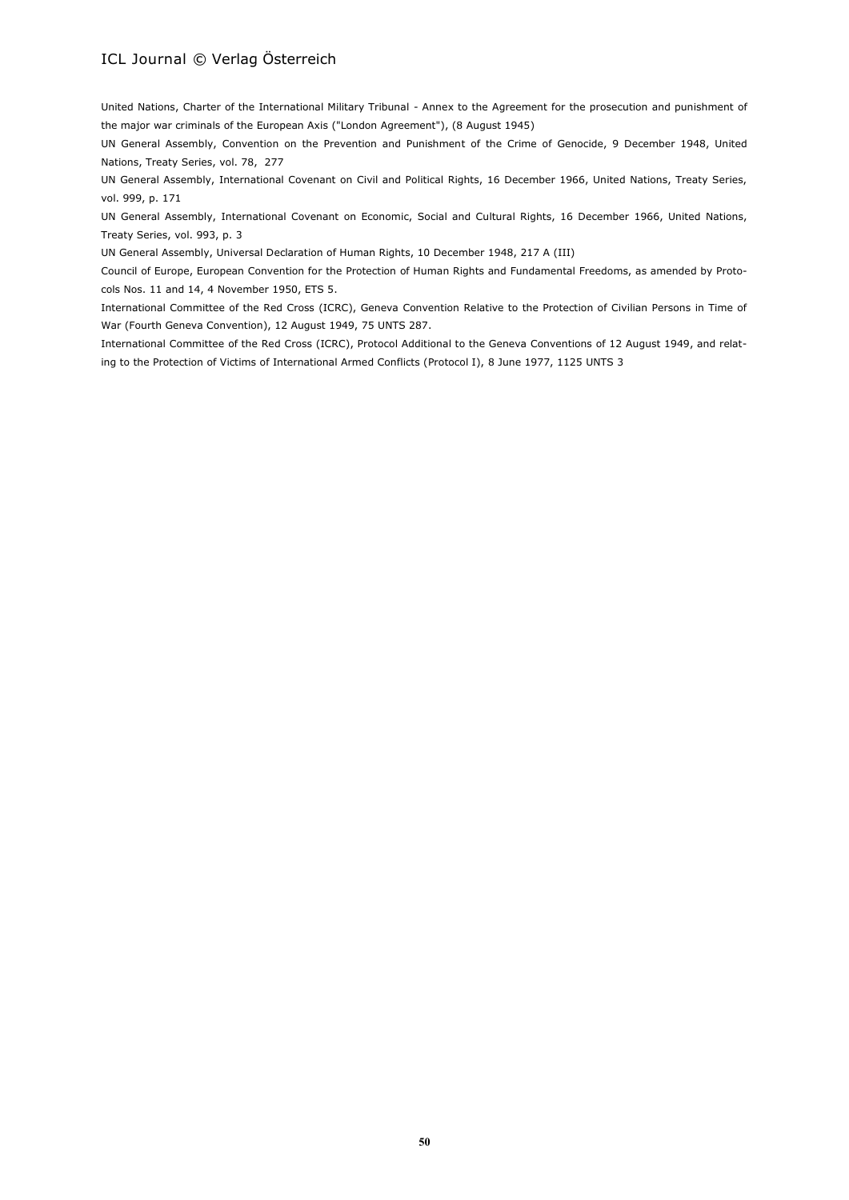United Nations, Charter of the International Military Tribunal - Annex to the Agreement for the prosecution and punishment of the major war criminals of the European Axis ("London Agreement"), (8 August 1945)

UN General Assembly, Convention on the Prevention and Punishment of the Crime of Genocide, 9 December 1948, United Nations, Treaty Series, vol. 78, 277

UN General Assembly, International Covenant on Civil and Political Rights, 16 December 1966, United Nations, Treaty Series, vol. 999, p. 171

UN General Assembly, International Covenant on Economic, Social and Cultural Rights, 16 December 1966, United Nations, Treaty Series, vol. 993, p. 3

UN General Assembly, Universal Declaration of Human Rights, 10 December 1948, 217 A (III)

Council of Europe, European Convention for the Protection of Human Rights and Fundamental Freedoms, as amended by Protocols Nos. 11 and 14, 4 November 1950, ETS 5.

International Committee of the Red Cross (ICRC), Geneva Convention Relative to the Protection of Civilian Persons in Time of War (Fourth Geneva Convention), 12 August 1949, 75 UNTS 287.

International Committee of the Red Cross (ICRC), Protocol Additional to the Geneva Conventions of 12 August 1949, and relating to the Protection of Victims of International Armed Conflicts (Protocol I), 8 June 1977, 1125 UNTS 3